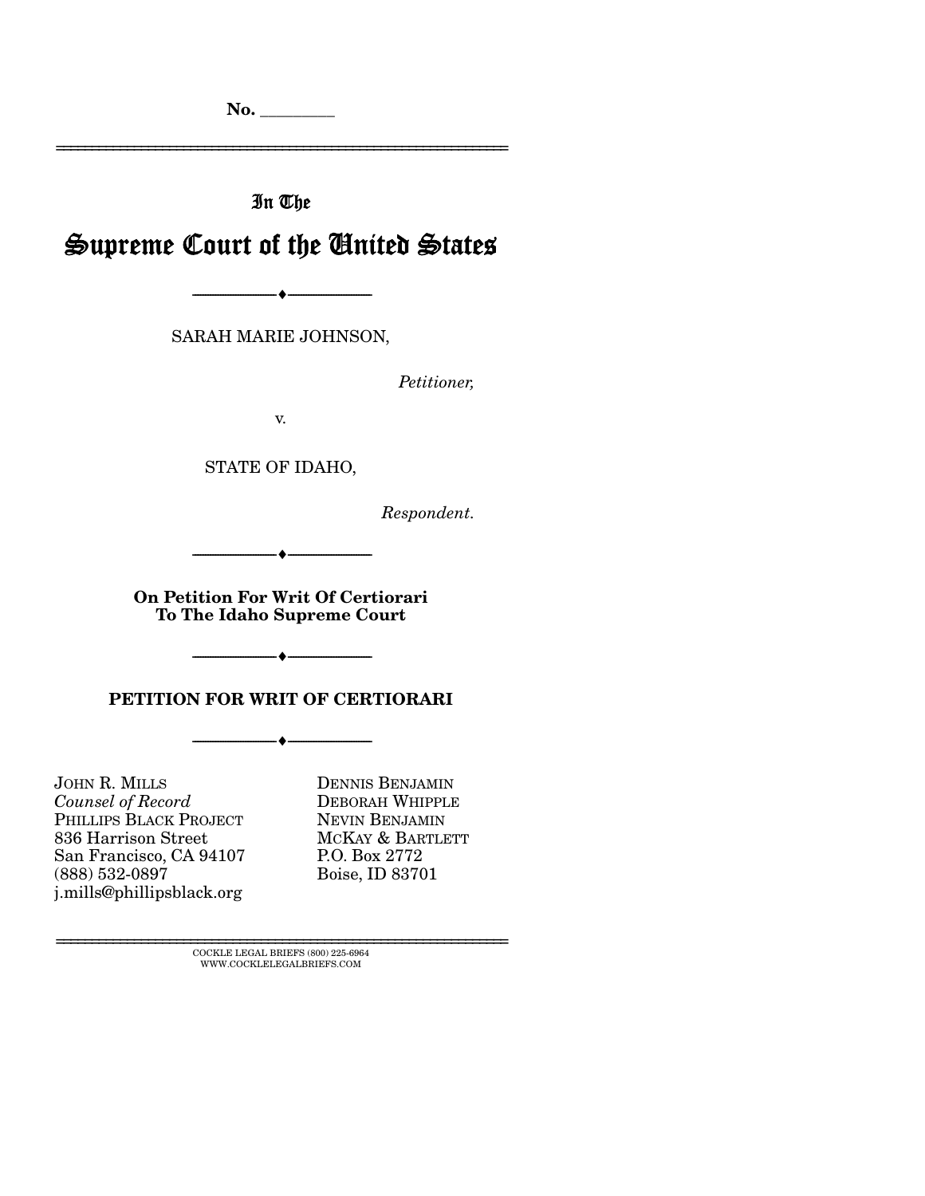No. ________

In The

# Supreme Court of the United States

---

SARAH MARIE JOHNSON,

*Petitioner,*

v.

STATE OF IDAHO,

*Respondent.*

---

**On Petition For Writ Of Certiorari To The Idaho Supreme Court**

---

**PETITION FOR WRIT OF CERTIORARI**

---

JOHN R. MILLS
*Counsel of Record*
PHILLIPS BLACK PROJECT
836 Harrison Street
San Francisco, CA 94107
(888) 532-0897
j.mills@phillipsblack.org

DENNIS BENJAMIN
DEBORAH WHIPPLE
NEVIN BENJAMIN
MCKAY & BARTLETT
P.O. Box 2772
Boise, ID 83701

---

COCKLE LEGAL BRIEFS (800) 225-6964
WWW.COCKLELEGALBRIEFS.COM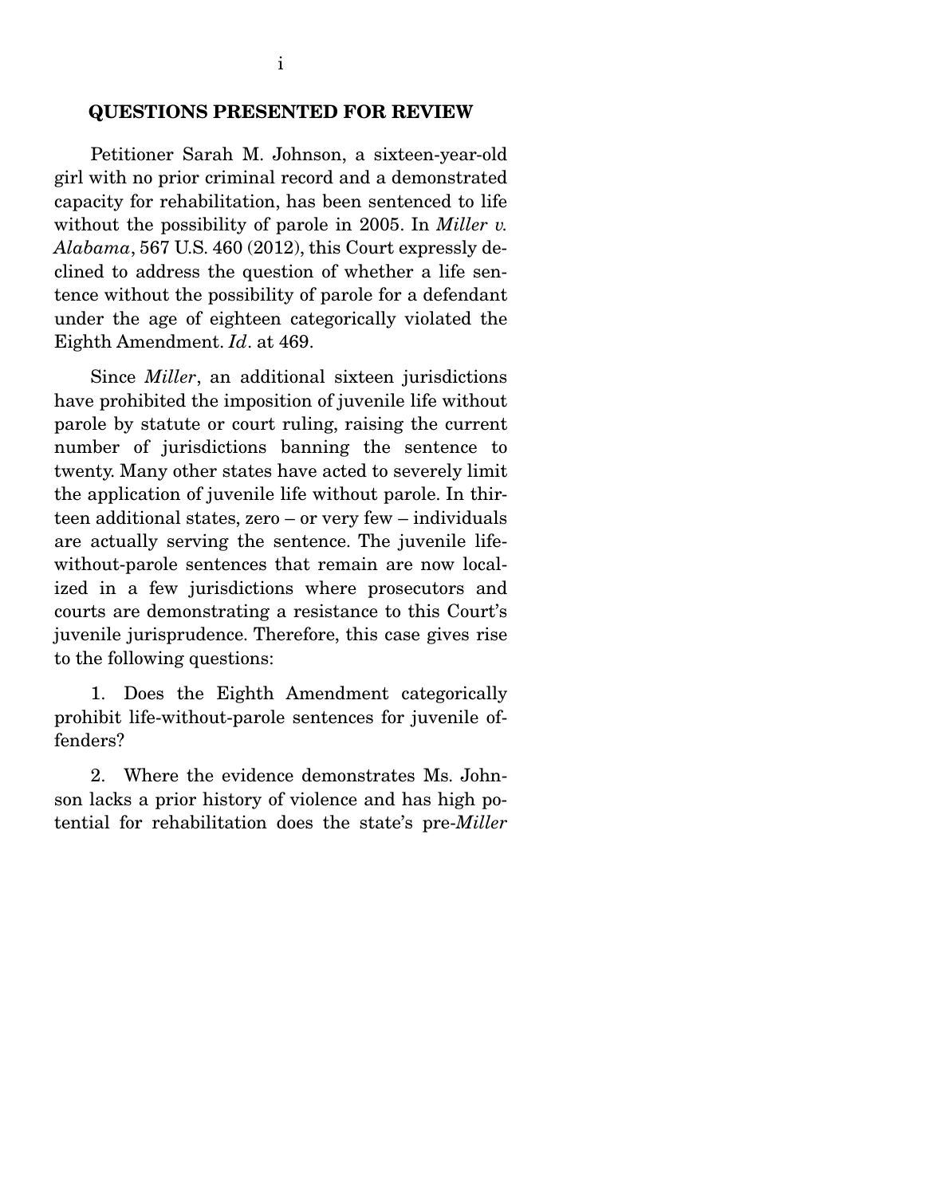## QUESTIONS PRESENTED FOR REVIEW

Petitioner Sarah M. Johnson, a sixteen-year-old girl with no prior criminal record and a demonstrated capacity for rehabilitation, has been sentenced to life without the possibility of parole in 2005. In *Miller v. Alabama*, 567 U.S. 460 (2012), this Court expressly declined to address the question of whether a life sentence without the possibility of parole for a defendant under the age of eighteen categorically violated the Eighth Amendment. *Id*. at 469.

Since *Miller*, an additional sixteen jurisdictions have prohibited the imposition of juvenile life without parole by statute or court ruling, raising the current number of jurisdictions banning the sentence to twenty. Many other states have acted to severely limit the application of juvenile life without parole. In thirteen additional states, zero – or very few – individuals are actually serving the sentence. The juvenile life-without-parole sentences that remain are now localized in a few jurisdictions where prosecutors and courts are demonstrating a resistance to this Court's juvenile jurisprudence. Therefore, this case gives rise to the following questions:

1. Does the Eighth Amendment categorically prohibit life-without-parole sentences for juvenile offenders?

2. Where the evidence demonstrates Ms. Johnson lacks a prior history of violence and has high potential for rehabilitation does the state's pre-*Miller*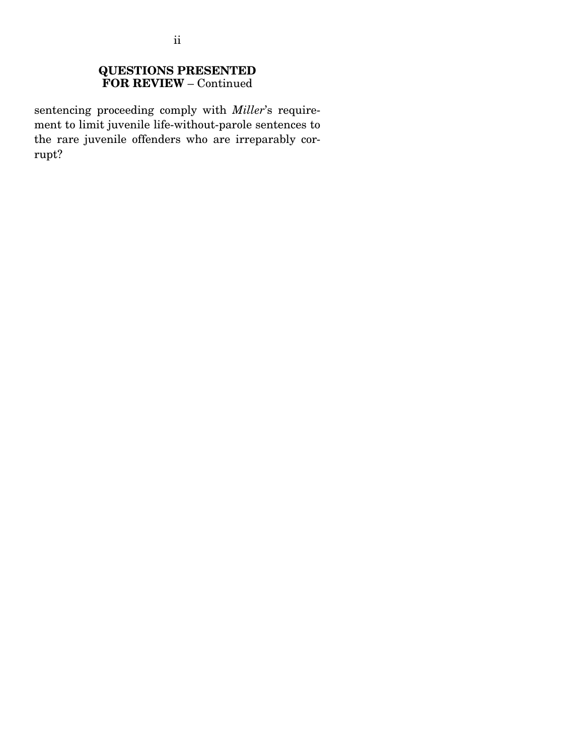## QUESTIONS PRESENTED FOR REVIEW – Continued

sentencing proceeding comply with *Miller*'s requirement to limit juvenile life-without-parole sentences to the rare juvenile offenders who are irreparably corrupt?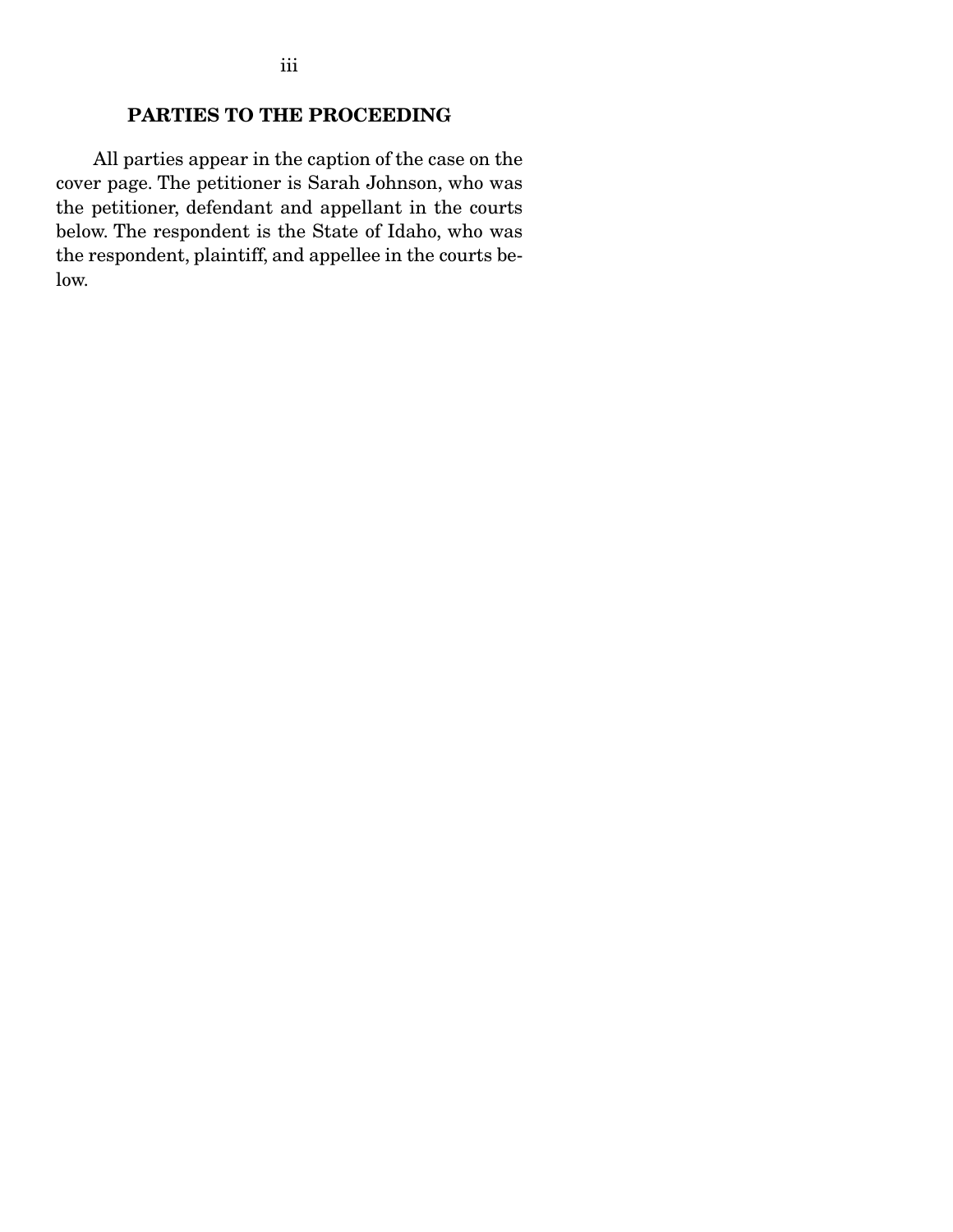## PARTIES TO THE PROCEEDING

All parties appear in the caption of the case on the cover page. The petitioner is Sarah Johnson, who was the petitioner, defendant and appellant in the courts below. The respondent is the State of Idaho, who was the respondent, plaintiff, and appellee in the courts below.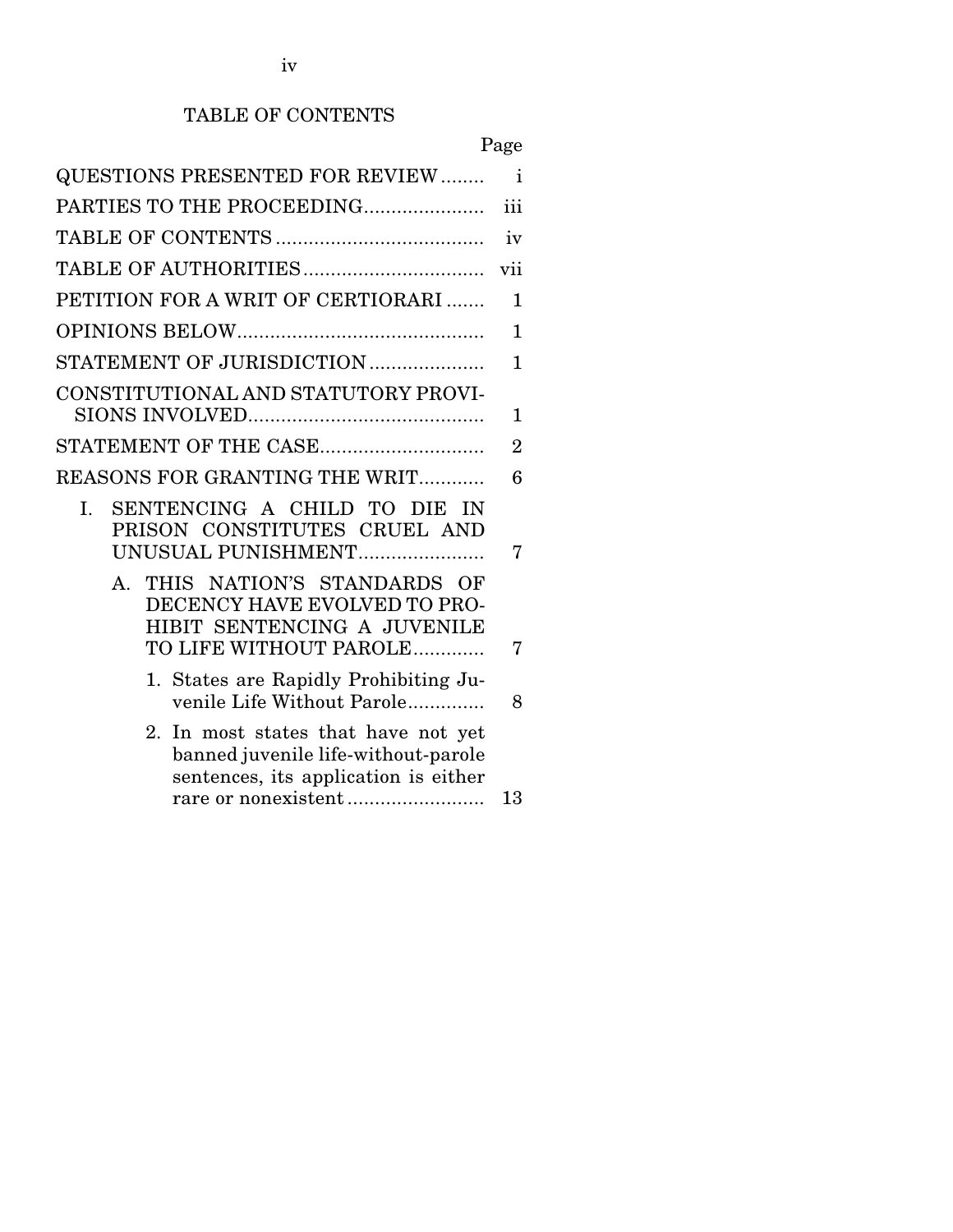## TABLE OF CONTENTS

| | Page |
|---|---|
| QUESTIONS PRESENTED FOR REVIEW | i |
| PARTIES TO THE PROCEEDING | iii |
| TABLE OF CONTENTS | iv |
| TABLE OF AUTHORITIES | vii |
| PETITION FOR A WRIT OF CERTIORARI | 1 |
| OPINIONS BELOW | 1 |
| STATEMENT OF JURISDICTION | 1 |
| CONSTITUTIONAL AND STATUTORY PROVISIONS INVOLVED | 1 |
| STATEMENT OF THE CASE | 2 |
| REASONS FOR GRANTING THE WRIT | 6 |
| I. SENTENCING A CHILD TO DIE IN PRISON CONSTITUTES CRUEL AND UNUSUAL PUNISHMENT | 7 |
| A. THIS NATION'S STANDARDS OF DECENCY HAVE EVOLVED TO PROHIBIT SENTENCING A JUVENILE TO LIFE WITHOUT PAROLE | 7 |
| 1. States are Rapidly Prohibiting Juvenile Life Without Parole | 8 |
| 2. In most states that have not yet banned juvenile life-without-parole sentences, its application is either rare or nonexistent | 13 |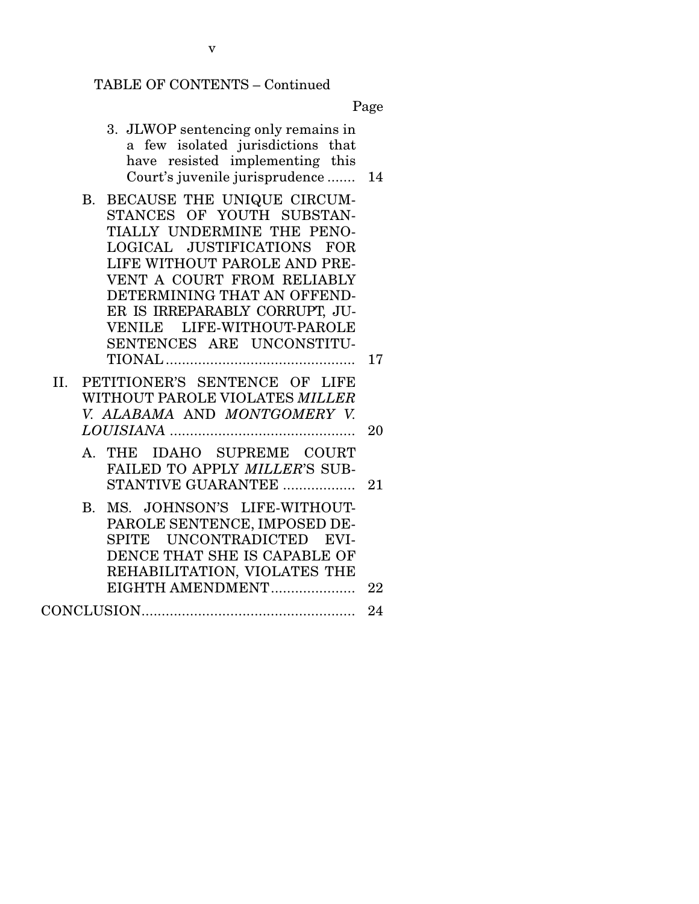TABLE OF CONTENTS – Continued

Page

3. JLWOP sentencing only remains in a few isolated jurisdictions that have resisted implementing this Court's juvenile jurisprudence ....... 14

B. BECAUSE THE UNIQUE CIRCUMSTANCES OF YOUTH SUBSTANTIALLY UNDERMINE THE PENOLOGICAL JUSTIFICATIONS FOR LIFE WITHOUT PAROLE AND PREVENT A COURT FROM RELIABLY DETERMINING THAT AN OFFENDER IS IRREPARABLY CORRUPT, JUVENILE LIFE-WITHOUT-PAROLE SENTENCES ARE UNCONSTITUTIONAL ............................................... 17

II. PETITIONER'S SENTENCE OF LIFE WITHOUT PAROLE VIOLATES *MILLER V. ALABAMA* AND *MONTGOMERY V. LOUISIANA* .............................................. 20

A. THE IDAHO SUPREME COURT FAILED TO APPLY *MILLER*'S SUBSTANTIVE GUARANTEE .................. 21

B. MS. JOHNSON'S LIFE-WITHOUT-PAROLE SENTENCE, IMPOSED DESPITE UNCONTRADICTED EVIDENCE THAT SHE IS CAPABLE OF REHABILITATION, VIOLATES THE EIGHTH AMENDMENT ..................... 22

CONCLUSION..................................................... 24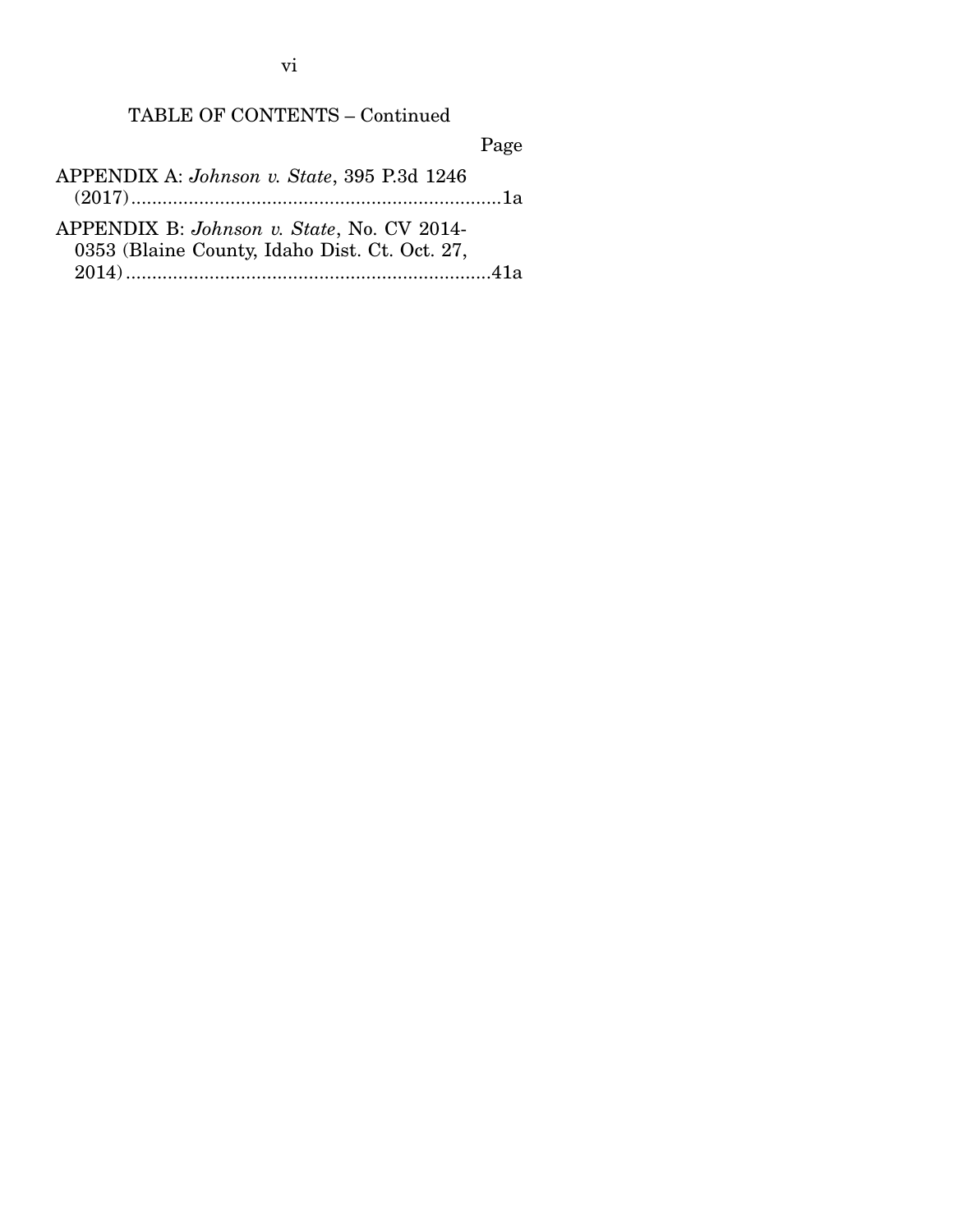TABLE OF CONTENTS – Continued

| | Page |
|---|---|
| APPENDIX A: *Johnson v. State*, 395 P.3d 1246 (2017) | 1a |
| APPENDIX B: *Johnson v. State*, No. CV 2014-0353 (Blaine County, Idaho Dist. Ct. Oct. 27, 2014) | 41a |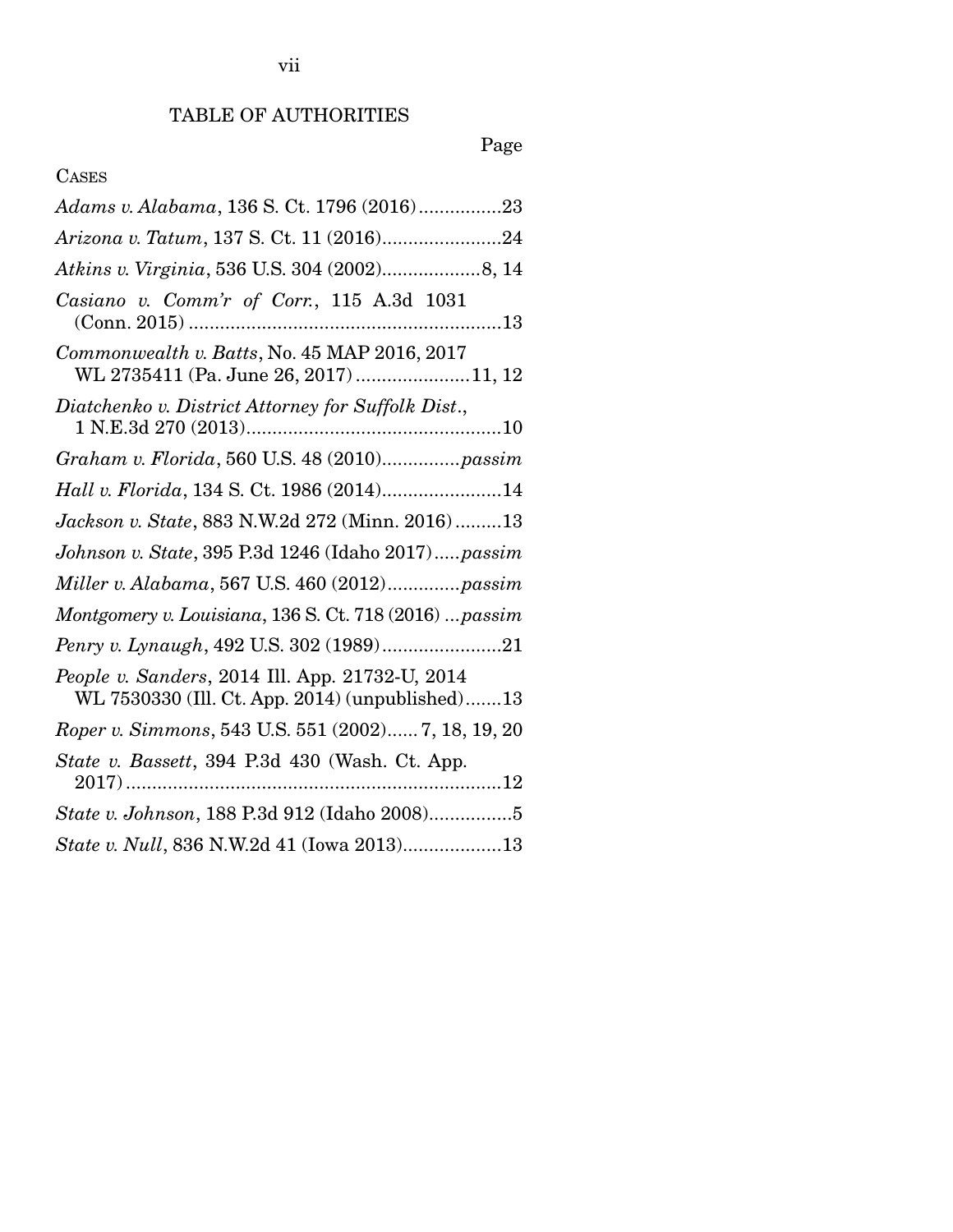# TABLE OF AUTHORITIES

Page

CASES

*Adams v. Alabama*, 136 S. Ct. 1796 (2016)................23

*Arizona v. Tatum*, 137 S. Ct. 11 (2016).......................24

*Atkins v. Virginia*, 536 U.S. 304 (2002)...................8, 14

*Casiano v. Comm'r of Corr.*, 115 A.3d 1031 (Conn. 2015) ............................................................13

*Commonwealth v. Batts*, No. 45 MAP 2016, 2017 WL 2735411 (Pa. June 26, 2017) ......................11, 12

*Diatchenko v. District Attorney for Suffolk Dist.*, 1 N.E.3d 270 (2013).................................................10

*Graham v. Florida*, 560 U.S. 48 (2010)...............*passim*

*Hall v. Florida*, 134 S. Ct. 1986 (2014).......................14

*Jackson v. State*, 883 N.W.2d 272 (Minn. 2016).........13

*Johnson v. State*, 395 P.3d 1246 (Idaho 2017).....*passim*

*Miller v. Alabama*, 567 U.S. 460 (2012).............*passim*

*Montgomery v. Louisiana*, 136 S. Ct. 718 (2016) ...*passim*

*Penry v. Lynaugh*, 492 U.S. 302 (1989).......................21

*People v. Sanders*, 2014 Ill. App. 21732-U, 2014 WL 7530330 (Ill. Ct. App. 2014) (unpublished).......13

*Roper v. Simmons*, 543 U.S. 551 (2002)...... 7, 18, 19, 20

*State v. Bassett*, 394 P.3d 430 (Wash. Ct. App. 2017).......................................................................12

*State v. Johnson*, 188 P.3d 912 (Idaho 2008)................5

*State v. Null*, 836 N.W.2d 41 (Iowa 2013)..................13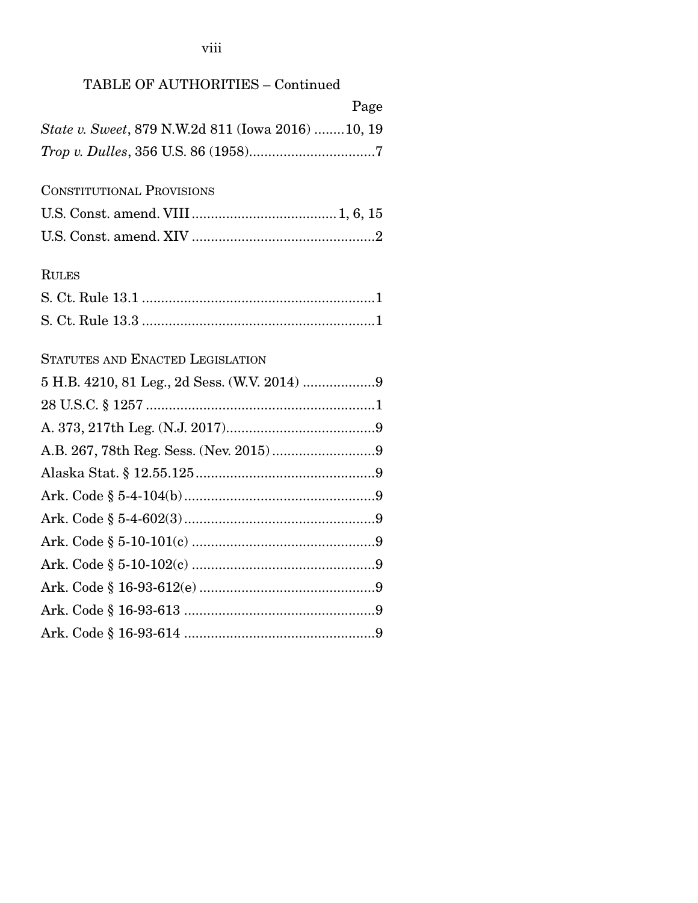## TABLE OF AUTHORITIES – Continued

Page

*State v. Sweet*, 879 N.W.2d 811 (Iowa 2016) ........10, 19

*Trop v. Dulles*, 356 U.S. 86 (1958).................................7

CONSTITUTIONAL PROVISIONS

U.S. Const. amend. VIII......................................1, 6, 15

U.S. Const. amend. XIV ................................................2

RULES

S. Ct. Rule 13.1 .............................................................1

S. Ct. Rule 13.3 .............................................................1

STATUTES AND ENACTED LEGISLATION

5 H.B. 4210, 81 Leg., 2d Sess. (W.V. 2014) ...................9

28 U.S.C. § 1257 ............................................................1

A. 373, 217th Leg. (N.J. 2017).......................................9

A.B. 267, 78th Reg. Sess. (Nev. 2015) ...........................9

Alaska Stat. § 12.55.125...............................................9

Ark. Code § 5-4-104(b) ..................................................9

Ark. Code § 5-4-602(3) ..................................................9

Ark. Code § 5-10-101(c) ................................................9

Ark. Code § 5-10-102(c) ................................................9

Ark. Code § 16-93-612(e) ..............................................9

Ark. Code § 16-93-613 ..................................................9

Ark. Code § 16-93-614 ..................................................9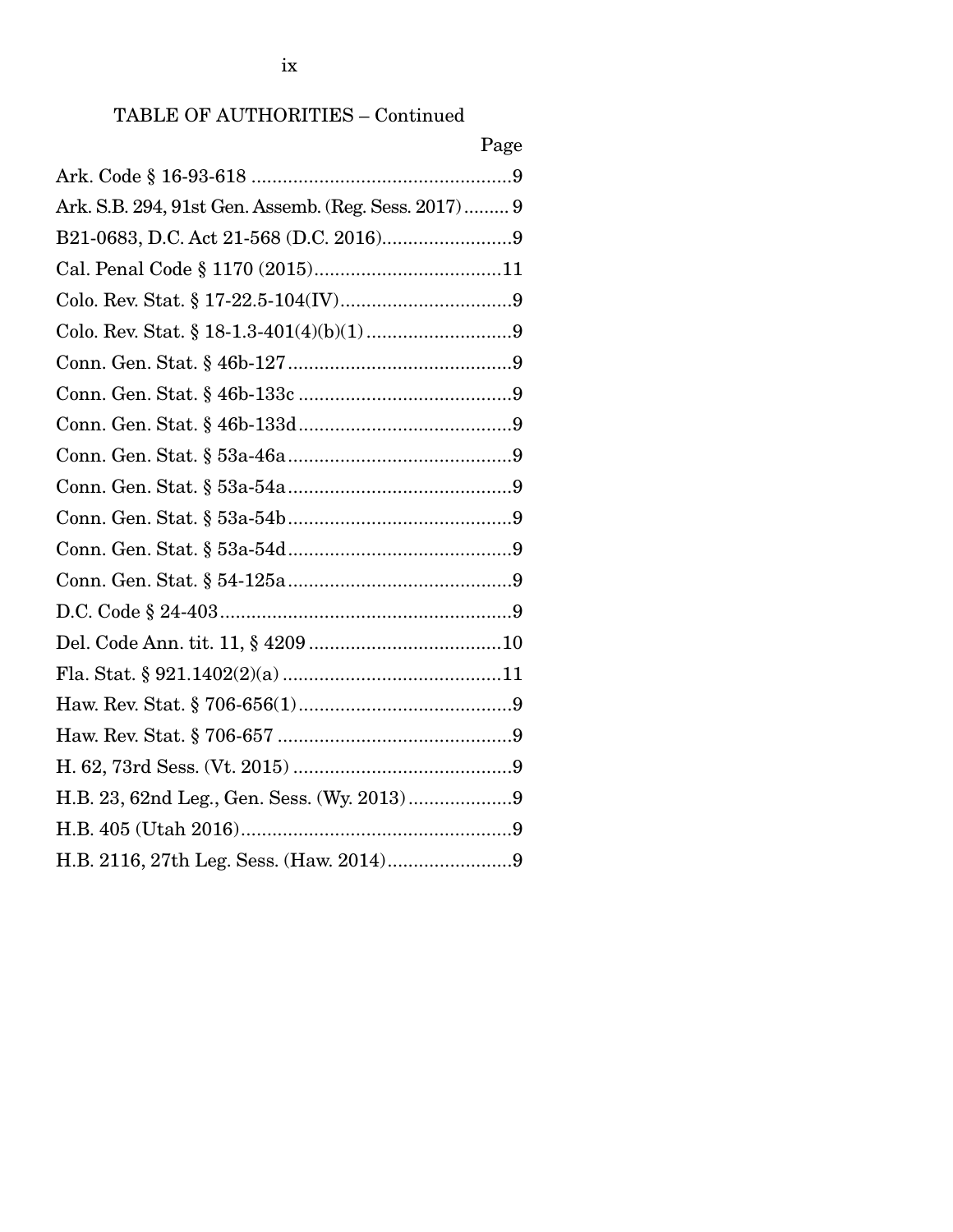TABLE OF AUTHORITIES – Continued

| | Page |
|---|---|
| Ark. Code § 16-93-618 | 9 |
| Ark. S.B. 294, 91st Gen. Assemb. (Reg. Sess. 2017) | 9 |
| B21-0683, D.C. Act 21-568 (D.C. 2016) | 9 |
| Cal. Penal Code § 1170 (2015) | 11 |
| Colo. Rev. Stat. § 17-22.5-104(IV) | 9 |
| Colo. Rev. Stat. § 18-1.3-401(4)(b)(1) | 9 |
| Conn. Gen. Stat. § 46b-127 | 9 |
| Conn. Gen. Stat. § 46b-133c | 9 |
| Conn. Gen. Stat. § 46b-133d | 9 |
| Conn. Gen. Stat. § 53a-46a | 9 |
| Conn. Gen. Stat. § 53a-54a | 9 |
| Conn. Gen. Stat. § 53a-54b | 9 |
| Conn. Gen. Stat. § 53a-54d | 9 |
| Conn. Gen. Stat. § 54-125a | 9 |
| D.C. Code § 24-403 | 9 |
| Del. Code Ann. tit. 11, § 4209 | 10 |
| Fla. Stat. § 921.1402(2)(a) | 11 |
| Haw. Rev. Stat. § 706-656(1) | 9 |
| Haw. Rev. Stat. § 706-657 | 9 |
| H. 62, 73rd Sess. (Vt. 2015) | 9 |
| H.B. 23, 62nd Leg., Gen. Sess. (Wy. 2013) | 9 |
| H.B. 405 (Utah 2016) | 9 |
| H.B. 2116, 27th Leg. Sess. (Haw. 2014) | 9 |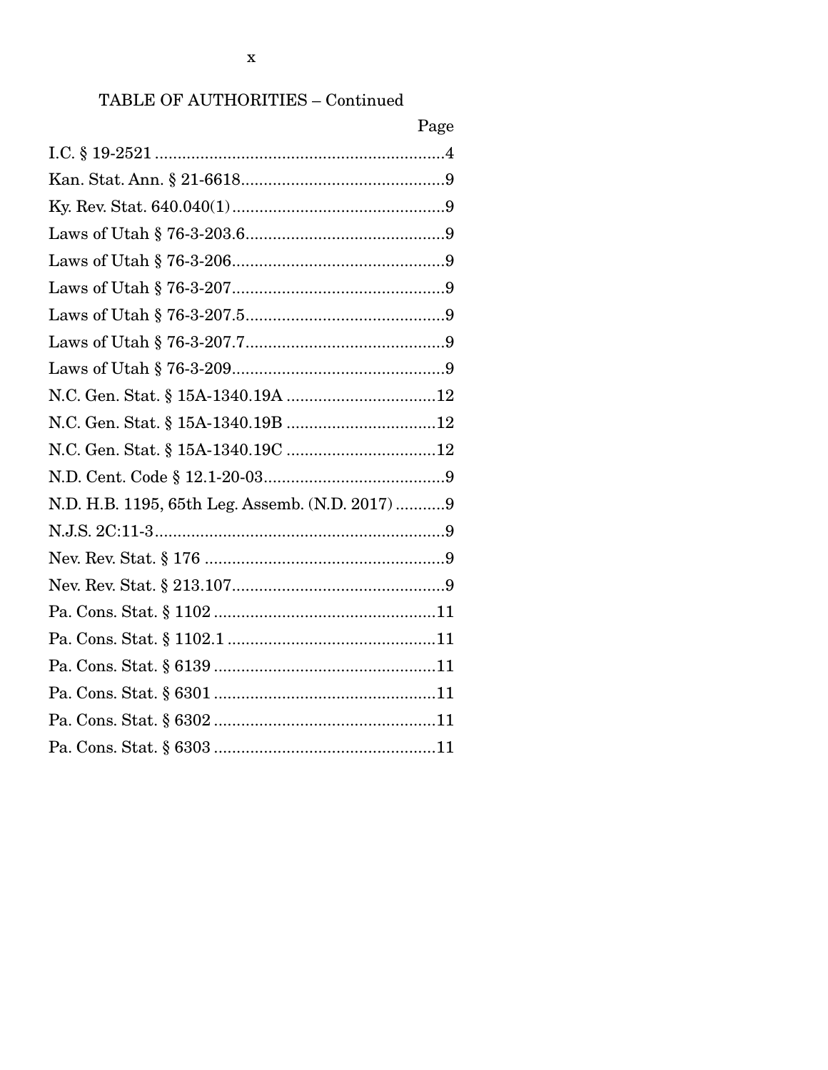TABLE OF AUTHORITIES – Continued

| | Page |
|---|---|
| I.C. § 19-2521 | 4 |
| Kan. Stat. Ann. § 21-6618 | 9 |
| Ky. Rev. Stat. 640.040(1) | 9 |
| Laws of Utah § 76-3-203.6 | 9 |
| Laws of Utah § 76-3-206 | 9 |
| Laws of Utah § 76-3-207 | 9 |
| Laws of Utah § 76-3-207.5 | 9 |
| Laws of Utah § 76-3-207.7 | 9 |
| Laws of Utah § 76-3-209 | 9 |
| N.C. Gen. Stat. § 15A-1340.19A | 12 |
| N.C. Gen. Stat. § 15A-1340.19B | 12 |
| N.C. Gen. Stat. § 15A-1340.19C | 12 |
| N.D. Cent. Code § 12.1-20-03 | 9 |
| N.D. H.B. 1195, 65th Leg. Assemb. (N.D. 2017) | 9 |
| N.J.S. 2C:11-3 | 9 |
| Nev. Rev. Stat. § 176 | 9 |
| Nev. Rev. Stat. § 213.107 | 9 |
| Pa. Cons. Stat. § 1102 | 11 |
| Pa. Cons. Stat. § 1102.1 | 11 |
| Pa. Cons. Stat. § 6139 | 11 |
| Pa. Cons. Stat. § 6301 | 11 |
| Pa. Cons. Stat. § 6302 | 11 |
| Pa. Cons. Stat. § 6303 | 11 |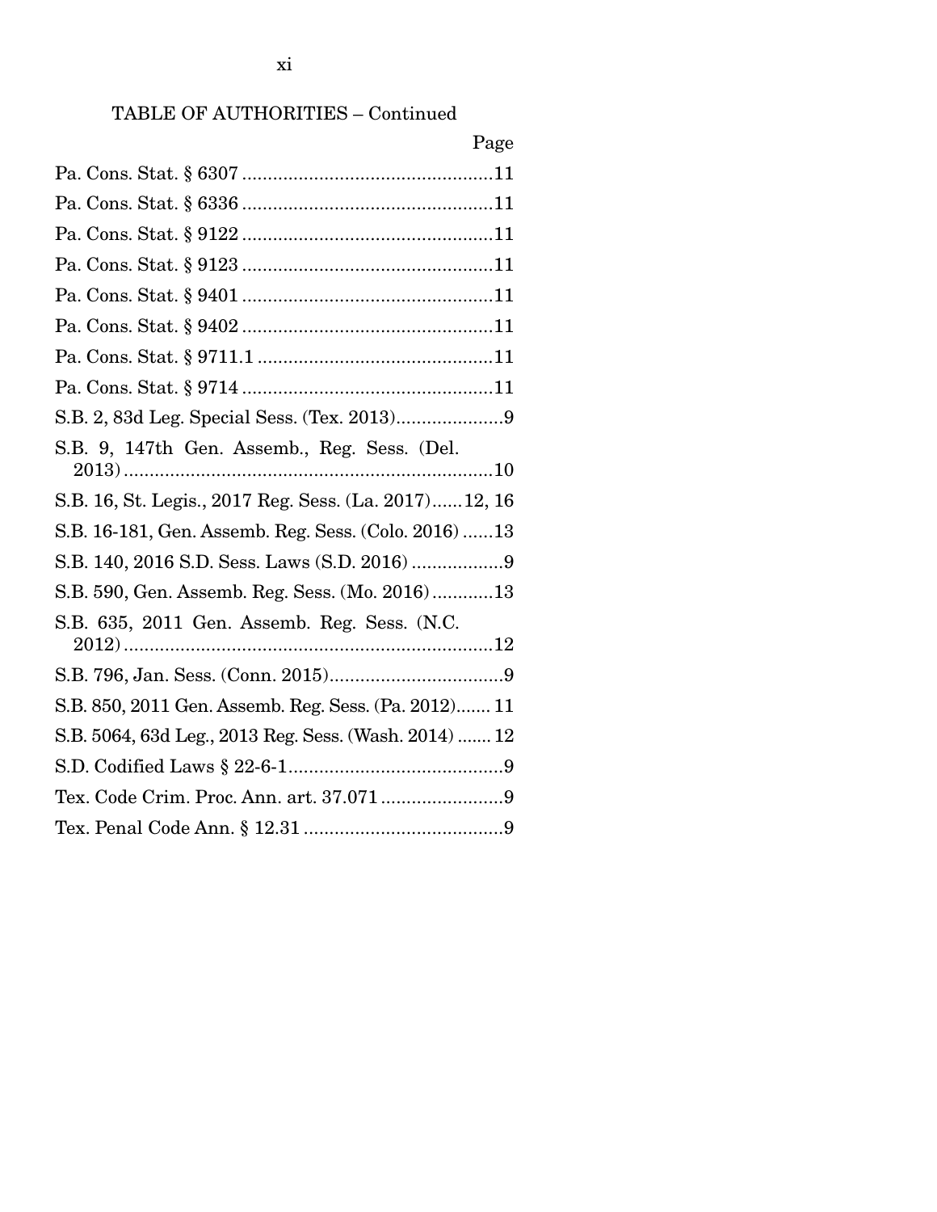TABLE OF AUTHORITIES – Continued

| | Page |
|---|---|
| Pa. Cons. Stat. § 6307 | 11 |
| Pa. Cons. Stat. § 6336 | 11 |
| Pa. Cons. Stat. § 9122 | 11 |
| Pa. Cons. Stat. § 9123 | 11 |
| Pa. Cons. Stat. § 9401 | 11 |
| Pa. Cons. Stat. § 9402 | 11 |
| Pa. Cons. Stat. § 9711.1 | 11 |
| Pa. Cons. Stat. § 9714 | 11 |
| S.B. 2, 83d Leg. Special Sess. (Tex. 2013) | 9 |
| S.B. 9, 147th Gen. Assemb., Reg. Sess. (Del. 2013) | 10 |
| S.B. 16, St. Legis., 2017 Reg. Sess. (La. 2017) | 12, 16 |
| S.B. 16-181, Gen. Assemb. Reg. Sess. (Colo. 2016) | 13 |
| S.B. 140, 2016 S.D. Sess. Laws (S.D. 2016) | 9 |
| S.B. 590, Gen. Assemb. Reg. Sess. (Mo. 2016) | 13 |
| S.B. 635, 2011 Gen. Assemb. Reg. Sess. (N.C. 2012) | 12 |
| S.B. 796, Jan. Sess. (Conn. 2015) | 9 |
| S.B. 850, 2011 Gen. Assemb. Reg. Sess. (Pa. 2012) | 11 |
| S.B. 5064, 63d Leg., 2013 Reg. Sess. (Wash. 2014) | 12 |
| S.D. Codified Laws § 22-6-1 | 9 |
| Tex. Code Crim. Proc. Ann. art. 37.071 | 9 |
| Tex. Penal Code Ann. § 12.31 | 9 |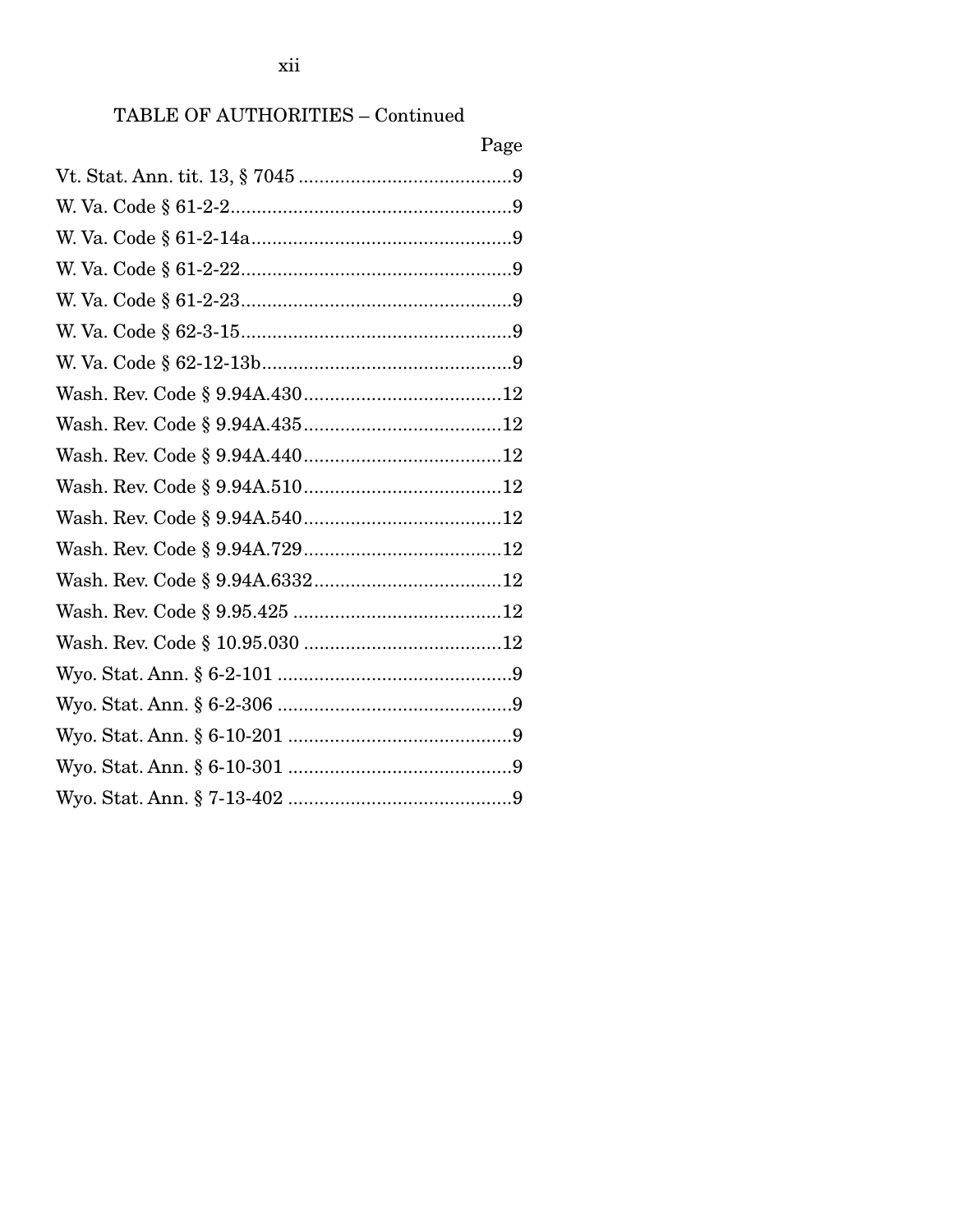TABLE OF AUTHORITIES – Continued

| | Page |
|---|---|
| Vt. Stat. Ann. tit. 13, § 7045 | 9 |
| W. Va. Code § 61-2-2 | 9 |
| W. Va. Code § 61-2-14a | 9 |
| W. Va. Code § 61-2-22 | 9 |
| W. Va. Code § 61-2-23 | 9 |
| W. Va. Code § 62-3-15 | 9 |
| W. Va. Code § 62-12-13b | 9 |
| Wash. Rev. Code § 9.94A.430 | 12 |
| Wash. Rev. Code § 9.94A.435 | 12 |
| Wash. Rev. Code § 9.94A.440 | 12 |
| Wash. Rev. Code § 9.94A.510 | 12 |
| Wash. Rev. Code § 9.94A.540 | 12 |
| Wash. Rev. Code § 9.94A.729 | 12 |
| Wash. Rev. Code § 9.94A.6332 | 12 |
| Wash. Rev. Code § 9.95.425 | 12 |
| Wash. Rev. Code § 10.95.030 | 12 |
| Wyo. Stat. Ann. § 6-2-101 | 9 |
| Wyo. Stat. Ann. § 6-2-306 | 9 |
| Wyo. Stat. Ann. § 6-10-201 | 9 |
| Wyo. Stat. Ann. § 6-10-301 | 9 |
| Wyo. Stat. Ann. § 7-13-402 | 9 |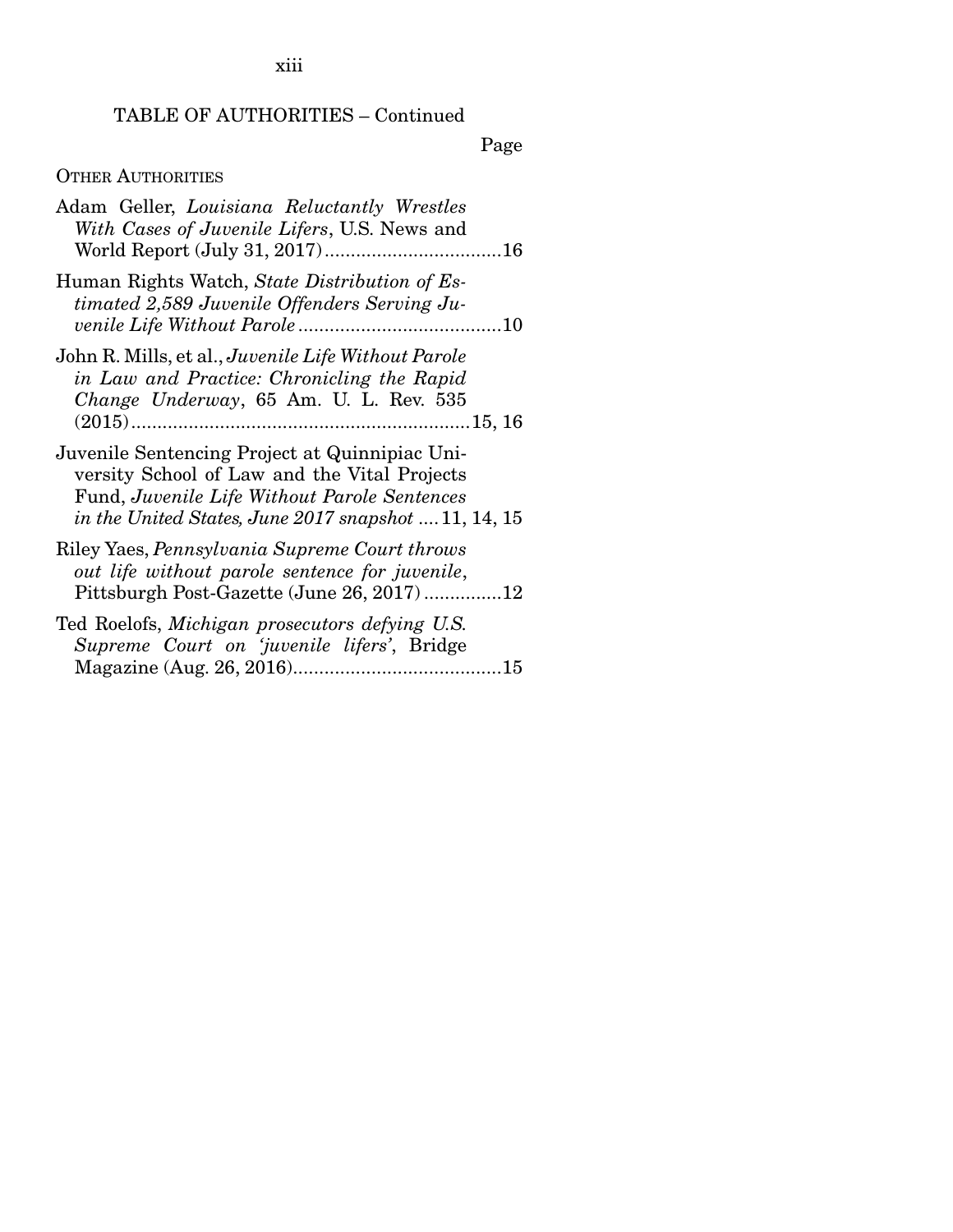TABLE OF AUTHORITIES – Continued

Page

OTHER AUTHORITIES

Adam Geller, *Louisiana Reluctantly Wrestles With Cases of Juvenile Lifers*, U.S. News and World Report (July 31, 2017) .................................16

Human Rights Watch, *State Distribution of Estimated 2,589 Juvenile Offenders Serving Juvenile Life Without Parole* .......................................10

John R. Mills, et al., *Juvenile Life Without Parole in Law and Practice: Chronicling the Rapid Change Underway*, 65 Am. U. L. Rev. 535 (2015) .................................................................15, 16

Juvenile Sentencing Project at Quinnipiac University School of Law and the Vital Projects Fund, *Juvenile Life Without Parole Sentences in the United States, June 2017 snapshot* .... 11, 14, 15

Riley Yaes, *Pennsylvania Supreme Court throws out life without parole sentence for juvenile*, Pittsburgh Post-Gazette (June 26, 2017) ...............12

Ted Roelofs, *Michigan prosecutors defying U.S. Supreme Court on 'juvenile lifers'*, Bridge Magazine (Aug. 26, 2016)........................................15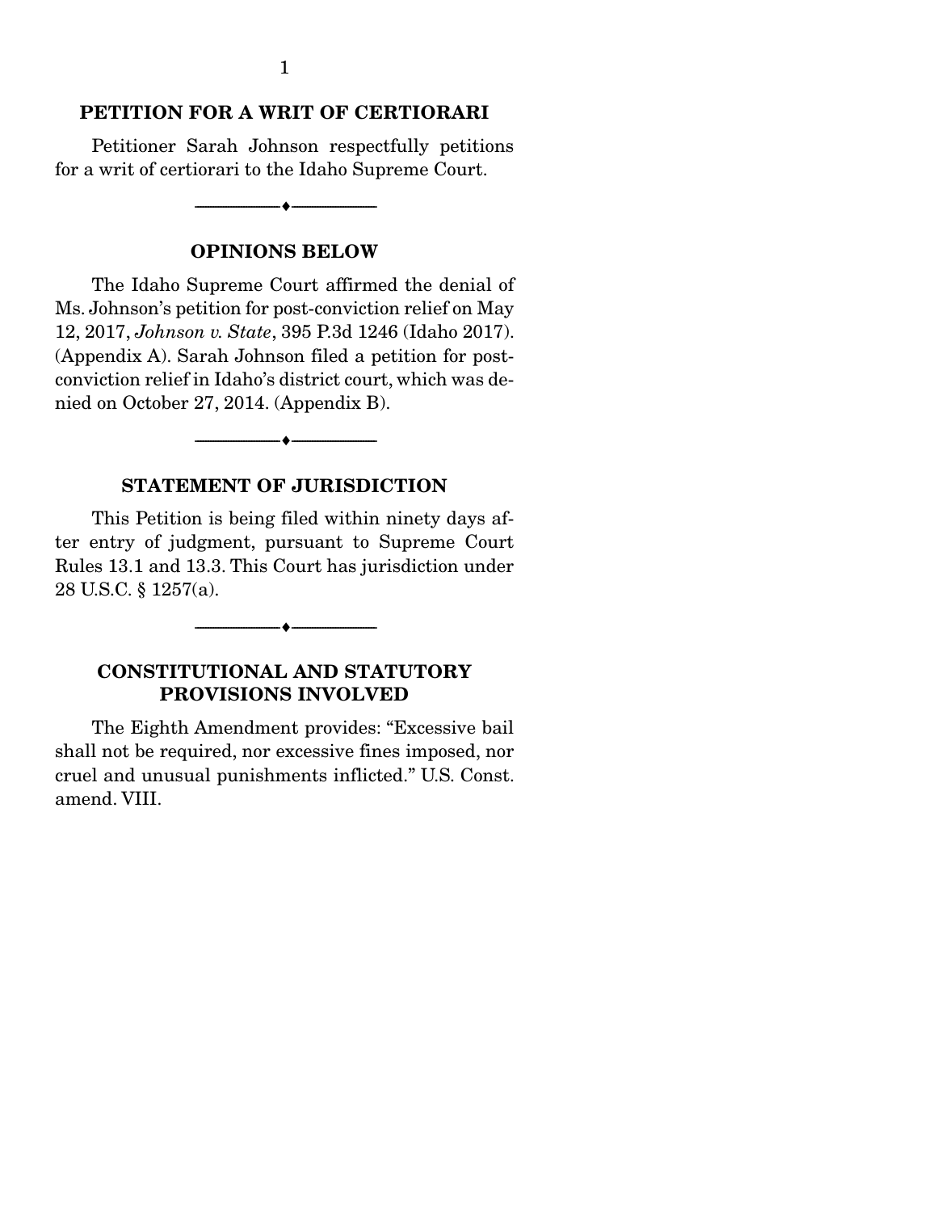## PETITION FOR A WRIT OF CERTIORARI

Petitioner Sarah Johnson respectfully petitions for a writ of certiorari to the Idaho Supreme Court.

---

## OPINIONS BELOW

The Idaho Supreme Court affirmed the denial of Ms. Johnson's petition for post-conviction relief on May 12, 2017, *Johnson v. State*, 395 P.3d 1246 (Idaho 2017). (Appendix A). Sarah Johnson filed a petition for post-conviction relief in Idaho's district court, which was denied on October 27, 2014. (Appendix B).

---

## STATEMENT OF JURISDICTION

This Petition is being filed within ninety days after entry of judgment, pursuant to Supreme Court Rules 13.1 and 13.3. This Court has jurisdiction under 28 U.S.C. § 1257(a).

---

## CONSTITUTIONAL AND STATUTORY PROVISIONS INVOLVED

The Eighth Amendment provides: "Excessive bail shall not be required, nor excessive fines imposed, nor cruel and unusual punishments inflicted." U.S. Const. amend. VIII.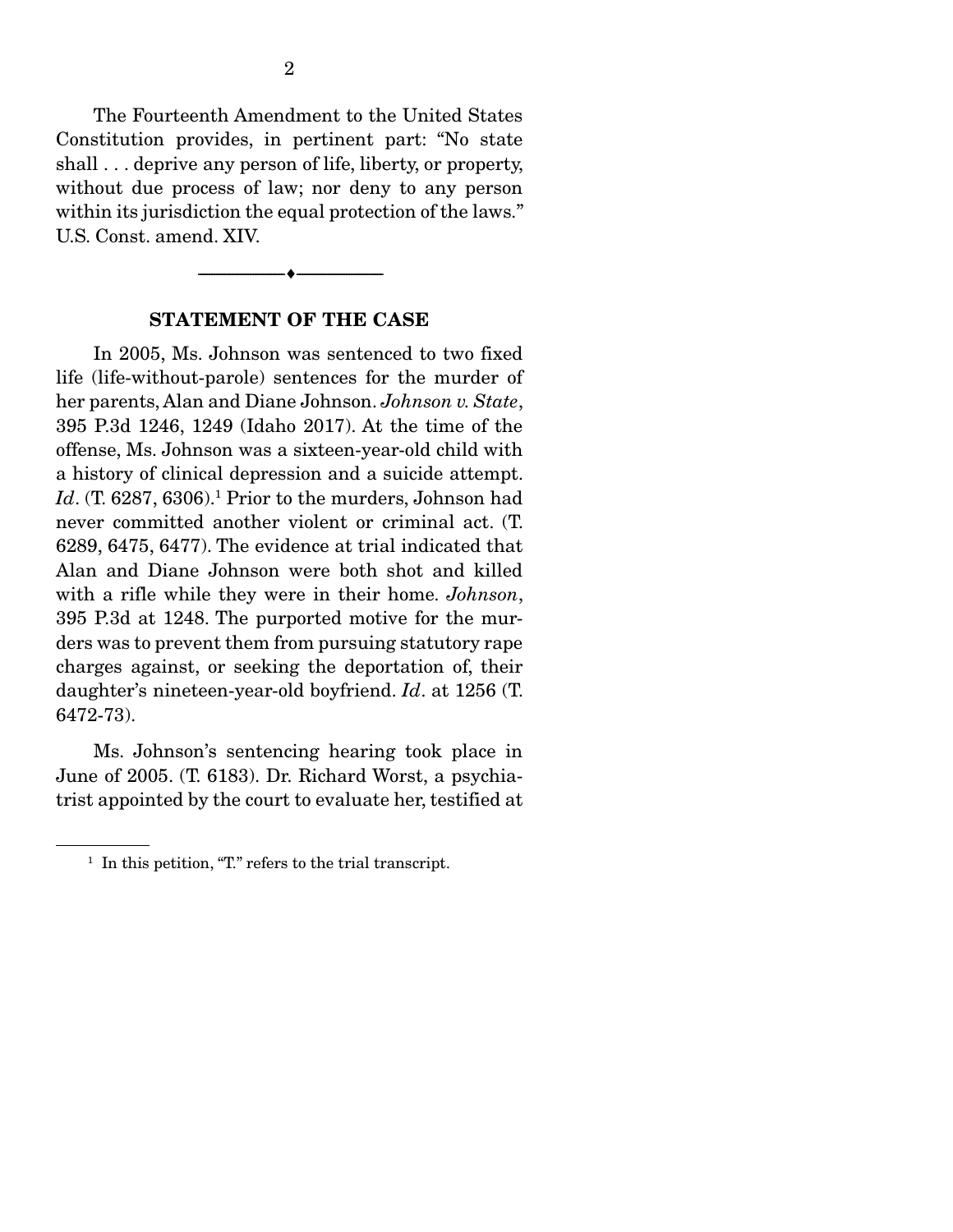The Fourteenth Amendment to the United States Constitution provides, in pertinent part: "No state shall . . . deprive any person of life, liberty, or property, without due process of law; nor deny to any person within its jurisdiction the equal protection of the laws." U.S. Const. amend. XIV.

---

## STATEMENT OF THE CASE

In 2005, Ms. Johnson was sentenced to two fixed life (life-without-parole) sentences for the murder of her parents, Alan and Diane Johnson. *Johnson v. State*, 395 P.3d 1246, 1249 (Idaho 2017). At the time of the offense, Ms. Johnson was a sixteen-year-old child with a history of clinical depression and a suicide attempt. *Id*. (T. 6287, 6306).[1] Prior to the murders, Johnson had never committed another violent or criminal act. (T. 6289, 6475, 6477). The evidence at trial indicated that Alan and Diane Johnson were both shot and killed with a rifle while they were in their home. *Johnson*, 395 P.3d at 1248. The purported motive for the murders was to prevent them from pursuing statutory rape charges against, or seeking the deportation of, their daughter's nineteen-year-old boyfriend. *Id*. at 1256 (T. 6472-73).

Ms. Johnson's sentencing hearing took place in June of 2005. (T. 6183). Dr. Richard Worst, a psychiatrist appointed by the court to evaluate her, testified at

[1] In this petition, "T." refers to the trial transcript.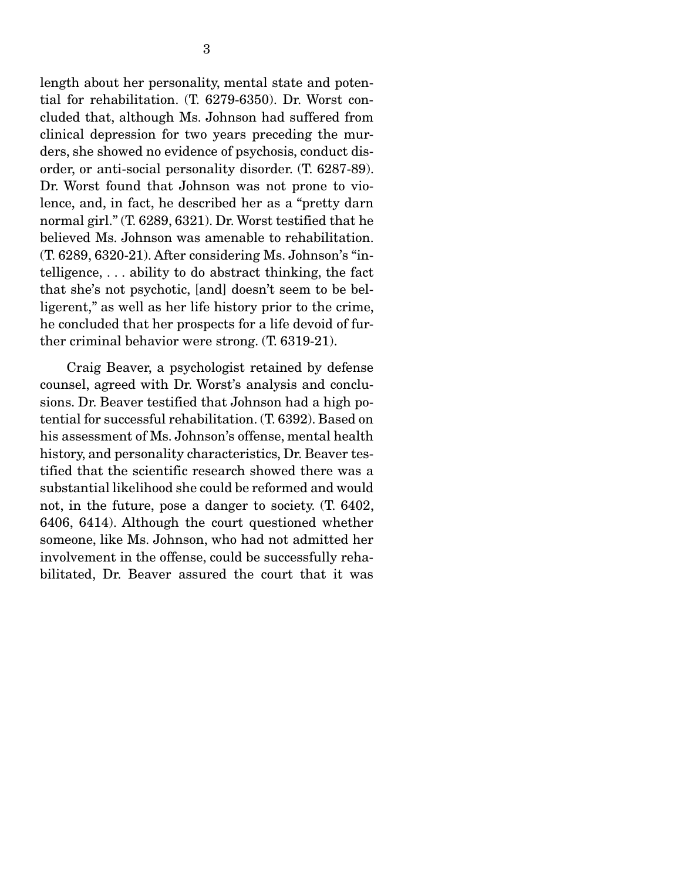length about her personality, mental state and potential for rehabilitation. (T. 6279-6350). Dr. Worst concluded that, although Ms. Johnson had suffered from clinical depression for two years preceding the murders, she showed no evidence of psychosis, conduct disorder, or anti-social personality disorder. (T. 6287-89). Dr. Worst found that Johnson was not prone to violence, and, in fact, he described her as a "pretty darn normal girl." (T. 6289, 6321). Dr. Worst testified that he believed Ms. Johnson was amenable to rehabilitation. (T. 6289, 6320-21). After considering Ms. Johnson's "intelligence, . . . ability to do abstract thinking, the fact that she's not psychotic, [and] doesn't seem to be belligerent," as well as her life history prior to the crime, he concluded that her prospects for a life devoid of further criminal behavior were strong. (T. 6319-21).

Craig Beaver, a psychologist retained by defense counsel, agreed with Dr. Worst's analysis and conclusions. Dr. Beaver testified that Johnson had a high potential for successful rehabilitation. (T. 6392). Based on his assessment of Ms. Johnson's offense, mental health history, and personality characteristics, Dr. Beaver testified that the scientific research showed there was a substantial likelihood she could be reformed and would not, in the future, pose a danger to society. (T. 6402, 6406, 6414). Although the court questioned whether someone, like Ms. Johnson, who had not admitted her involvement in the offense, could be successfully rehabilitated, Dr. Beaver assured the court that it was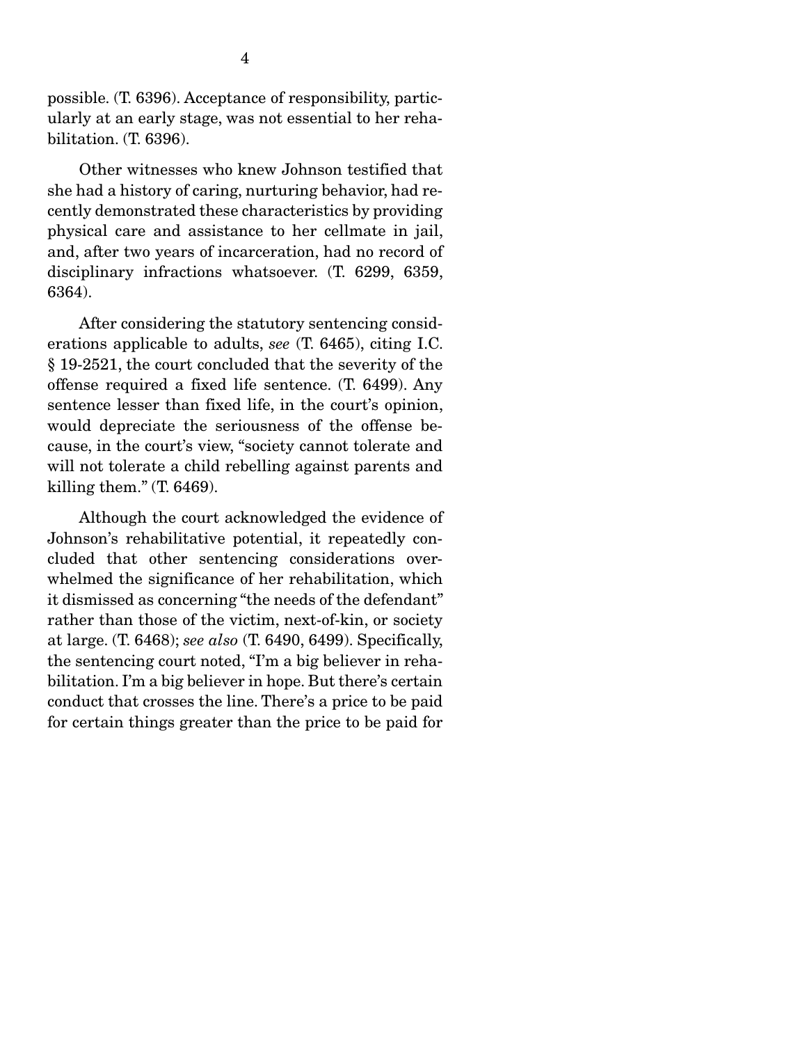possible. (T. 6396). Acceptance of responsibility, particularly at an early stage, was not essential to her rehabilitation. (T. 6396).

Other witnesses who knew Johnson testified that she had a history of caring, nurturing behavior, had recently demonstrated these characteristics by providing physical care and assistance to her cellmate in jail, and, after two years of incarceration, had no record of disciplinary infractions whatsoever. (T. 6299, 6359, 6364).

After considering the statutory sentencing considerations applicable to adults, *see* (T. 6465), citing I.C. § 19-2521, the court concluded that the severity of the offense required a fixed life sentence. (T. 6499). Any sentence lesser than fixed life, in the court's opinion, would depreciate the seriousness of the offense because, in the court's view, "society cannot tolerate and will not tolerate a child rebelling against parents and killing them." (T. 6469).

Although the court acknowledged the evidence of Johnson's rehabilitative potential, it repeatedly concluded that other sentencing considerations overwhelmed the significance of her rehabilitation, which it dismissed as concerning "the needs of the defendant" rather than those of the victim, next-of-kin, or society at large. (T. 6468); *see also* (T. 6490, 6499). Specifically, the sentencing court noted, "I'm a big believer in rehabilitation. I'm a big believer in hope. But there's certain conduct that crosses the line. There's a price to be paid for certain things greater than the price to be paid for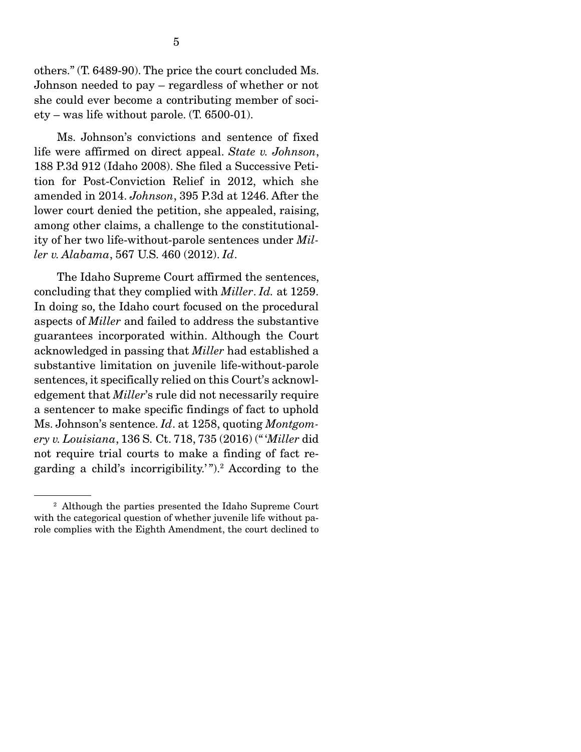others." (T. 6489-90). The price the court concluded Ms. Johnson needed to pay – regardless of whether or not she could ever become a contributing member of society – was life without parole. (T. 6500-01).

Ms. Johnson's convictions and sentence of fixed life were affirmed on direct appeal. *State v. Johnson*, 188 P.3d 912 (Idaho 2008). She filed a Successive Petition for Post-Conviction Relief in 2012, which she amended in 2014. *Johnson*, 395 P.3d at 1246. After the lower court denied the petition, she appealed, raising, among other claims, a challenge to the constitutionality of her two life-without-parole sentences under *Miller v. Alabama*, 567 U.S. 460 (2012). *Id*.

The Idaho Supreme Court affirmed the sentences, concluding that they complied with *Miller*. *Id.* at 1259. In doing so, the Idaho court focused on the procedural aspects of *Miller* and failed to address the substantive guarantees incorporated within. Although the Court acknowledged in passing that *Miller* had established a substantive limitation on juvenile life-without-parole sentences, it specifically relied on this Court's acknowledgement that *Miller*'s rule did not necessarily require a sentencer to make specific findings of fact to uphold Ms. Johnson's sentence. *Id*. at 1258, quoting *Montgomery v. Louisiana*, 136 S. Ct. 718, 735 (2016) ("'*Miller* did not require trial courts to make a finding of fact regarding a child's incorrigibility.'").[2] According to the

[2] Although the parties presented the Idaho Supreme Court with the categorical question of whether juvenile life without parole complies with the Eighth Amendment, the court declined to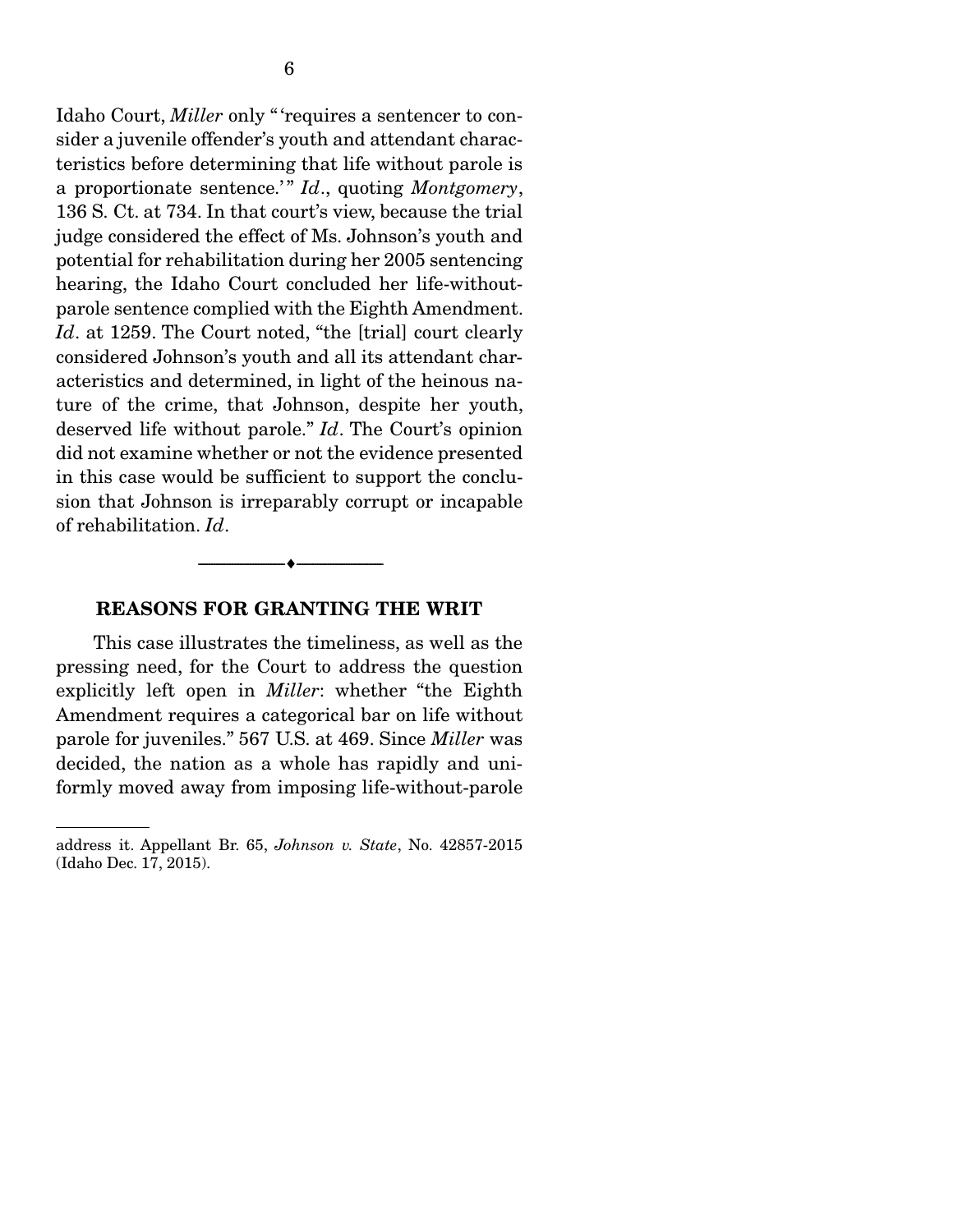Idaho Court, *Miller* only "'requires a sentencer to consider a juvenile offender's youth and attendant characteristics before determining that life without parole is a proportionate sentence.'" *Id*., quoting *Montgomery*, 136 S. Ct. at 734. In that court's view, because the trial judge considered the effect of Ms. Johnson's youth and potential for rehabilitation during her 2005 sentencing hearing, the Idaho Court concluded her life-without-parole sentence complied with the Eighth Amendment. *Id*. at 1259. The Court noted, "the [trial] court clearly considered Johnson's youth and all its attendant characteristics and determined, in light of the heinous nature of the crime, that Johnson, despite her youth, deserved life without parole." *Id*. The Court's opinion did not examine whether or not the evidence presented in this case would be sufficient to support the conclusion that Johnson is irreparably corrupt or incapable of rehabilitation. *Id*.

---

## REASONS FOR GRANTING THE WRIT

This case illustrates the timeliness, as well as the pressing need, for the Court to address the question explicitly left open in *Miller*: whether "the Eighth Amendment requires a categorical bar on life without parole for juveniles." 567 U.S. at 469. Since *Miller* was decided, the nation as a whole has rapidly and uniformly moved away from imposing life-without-parole

---

address it. Appellant Br. 65, *Johnson v. State*, No. 42857-2015 (Idaho Dec. 17, 2015).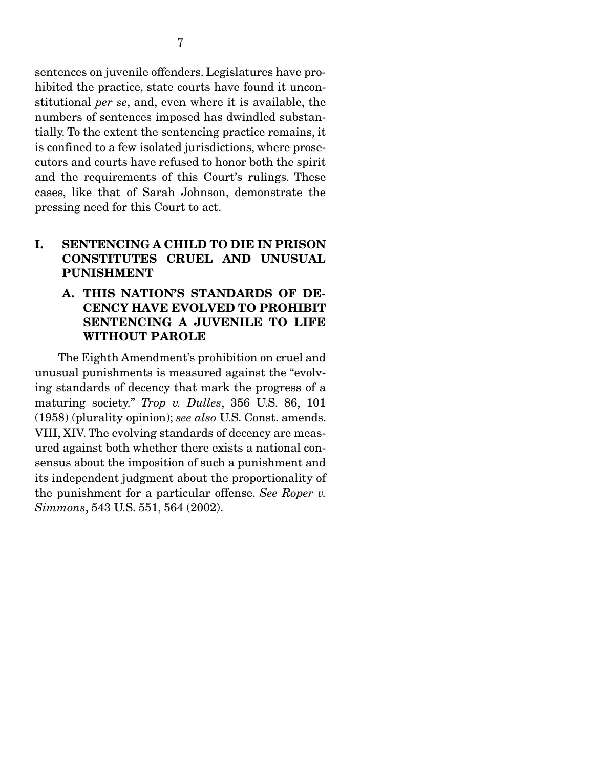sentences on juvenile offenders. Legislatures have prohibited the practice, state courts have found it unconstitutional *per se*, and, even where it is available, the numbers of sentences imposed has dwindled substantially. To the extent the sentencing practice remains, it is confined to a few isolated jurisdictions, where prosecutors and courts have refused to honor both the spirit and the requirements of this Court's rulings. These cases, like that of Sarah Johnson, demonstrate the pressing need for this Court to act.

## I. SENTENCING A CHILD TO DIE IN PRISON CONSTITUTES CRUEL AND UNUSUAL PUNISHMENT

### A. THIS NATION'S STANDARDS OF DECENCY HAVE EVOLVED TO PROHIBIT SENTENCING A JUVENILE TO LIFE WITHOUT PAROLE

The Eighth Amendment's prohibition on cruel and unusual punishments is measured against the "evolving standards of decency that mark the progress of a maturing society." *Trop v. Dulles*, 356 U.S. 86, 101 (1958) (plurality opinion); *see also* U.S. Const. amends. VIII, XIV. The evolving standards of decency are measured against both whether there exists a national consensus about the imposition of such a punishment and its independent judgment about the proportionality of the punishment for a particular offense. *See Roper v. Simmons*, 543 U.S. 551, 564 (2002).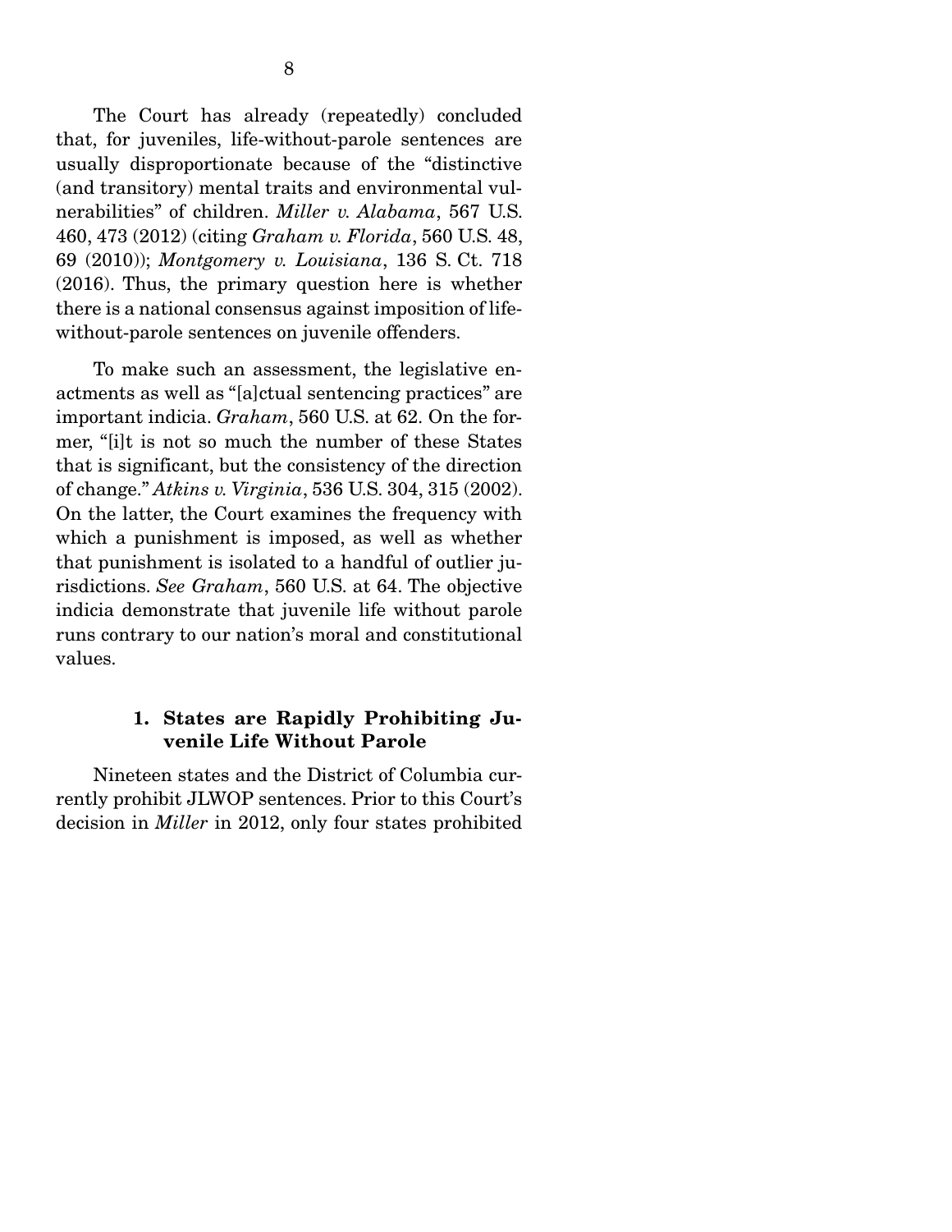The Court has already (repeatedly) concluded that, for juveniles, life-without-parole sentences are usually disproportionate because of the "distinctive (and transitory) mental traits and environmental vulnerabilities" of children. *Miller v. Alabama*, 567 U.S. 460, 473 (2012) (citing *Graham v. Florida*, 560 U.S. 48, 69 (2010)); *Montgomery v. Louisiana*, 136 S. Ct. 718 (2016). Thus, the primary question here is whether there is a national consensus against imposition of life-without-parole sentences on juvenile offenders.

To make such an assessment, the legislative enactments as well as "[a]ctual sentencing practices" are important indicia. *Graham*, 560 U.S. at 62. On the former, "[i]t is not so much the number of these States that is significant, but the consistency of the direction of change." *Atkins v. Virginia*, 536 U.S. 304, 315 (2002). On the latter, the Court examines the frequency with which a punishment is imposed, as well as whether that punishment is isolated to a handful of outlier jurisdictions. *See Graham*, 560 U.S. at 64. The objective indicia demonstrate that juvenile life without parole runs contrary to our nation's moral and constitutional values.

### 1. States are Rapidly Prohibiting Juvenile Life Without Parole

Nineteen states and the District of Columbia currently prohibit JLWOP sentences. Prior to this Court's decision in *Miller* in 2012, only four states prohibited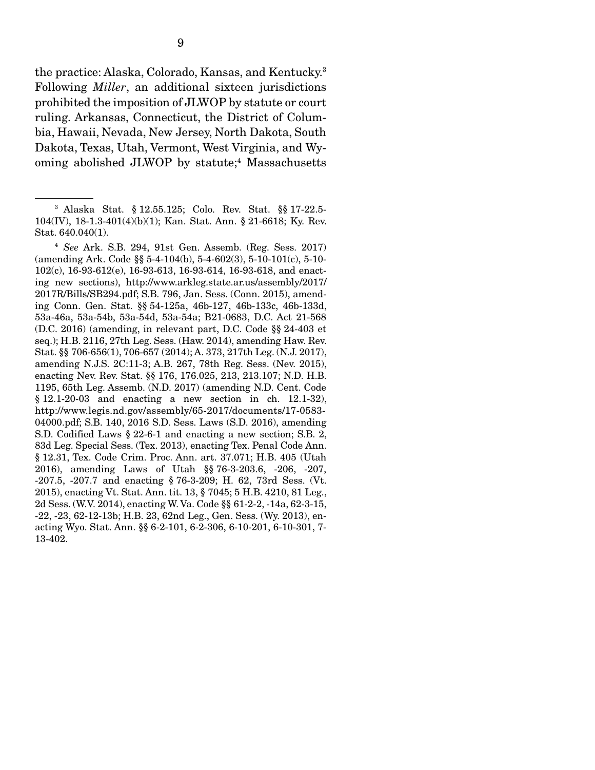the practice: Alaska, Colorado, Kansas, and Kentucky.[3] Following *Miller*, an additional sixteen jurisdictions prohibited the imposition of JLWOP by statute or court ruling. Arkansas, Connecticut, the District of Columbia, Hawaii, Nevada, New Jersey, North Dakota, South Dakota, Texas, Utah, Vermont, West Virginia, and Wyoming abolished JLWOP by statute;[4] Massachusetts

---

[3] Alaska Stat. § 12.55.125; Colo. Rev. Stat. §§ 17-22.5-104(IV), 18-1.3-401(4)(b)(1); Kan. Stat. Ann. § 21-6618; Ky. Rev. Stat. 640.040(1).

[4] *See* Ark. S.B. 294, 91st Gen. Assemb. (Reg. Sess. 2017) (amending Ark. Code §§ 5-4-104(b), 5-4-602(3), 5-10-101(c), 5-10-102(c), 16-93-612(e), 16-93-613, 16-93-614, 16-93-618, and enacting new sections), http://www.arkleg.state.ar.us/assembly/2017/2017R/Bills/SB294.pdf; S.B. 796, Jan. Sess. (Conn. 2015), amending Conn. Gen. Stat. §§ 54-125a, 46b-127, 46b-133c, 46b-133d, 53a-46a, 53a-54b, 53a-54d, 53a-54a; B21-0683, D.C. Act 21-568 (D.C. 2016) (amending, in relevant part, D.C. Code §§ 24-403 et seq.); H.B. 2116, 27th Leg. Sess. (Haw. 2014), amending Haw. Rev. Stat. §§ 706-656(1), 706-657 (2014); A. 373, 217th Leg. (N.J. 2017), amending N.J.S. 2C:11-3; A.B. 267, 78th Reg. Sess. (Nev. 2015), enacting Nev. Rev. Stat. §§ 176, 176.025, 213, 213.107; N.D. H.B. 1195, 65th Leg. Assemb. (N.D. 2017) (amending N.D. Cent. Code § 12.1-20-03 and enacting a new section in ch. 12.1-32), http://www.legis.nd.gov/assembly/65-2017/documents/17-0583-04000.pdf; S.B. 140, 2016 S.D. Sess. Laws (S.D. 2016), amending S.D. Codified Laws § 22-6-1 and enacting a new section; S.B. 2, 83d Leg. Special Sess. (Tex. 2013), enacting Tex. Penal Code Ann. § 12.31, Tex. Code Crim. Proc. Ann. art. 37.071; H.B. 405 (Utah 2016), amending Laws of Utah §§ 76-3-203.6, -206, -207, -207.5, -207.7 and enacting § 76-3-209; H. 62, 73rd Sess. (Vt. 2015), enacting Vt. Stat. Ann. tit. 13, § 7045; 5 H.B. 4210, 81 Leg., 2d Sess. (W.V. 2014), enacting W. Va. Code §§ 61-2-2, -14a, 62-3-15, -22, -23, 62-12-13b; H.B. 23, 62nd Leg., Gen. Sess. (Wy. 2013), enacting Wyo. Stat. Ann. §§ 6-2-101, 6-2-306, 6-10-201, 6-10-301, 7-13-402.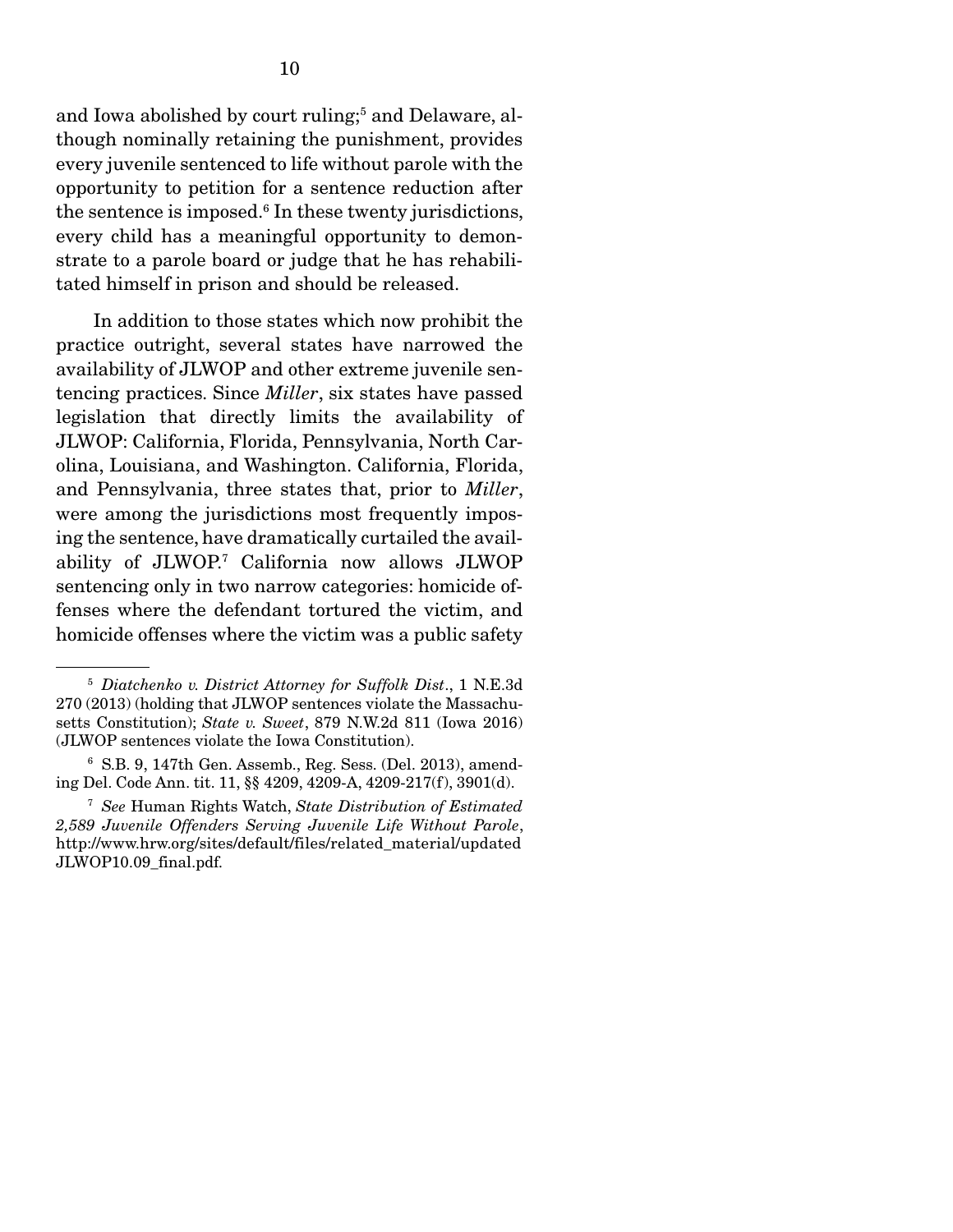and Iowa abolished by court ruling;[5] and Delaware, although nominally retaining the punishment, provides every juvenile sentenced to life without parole with the opportunity to petition for a sentence reduction after the sentence is imposed.[6] In these twenty jurisdictions, every child has a meaningful opportunity to demonstrate to a parole board or judge that he has rehabilitated himself in prison and should be released.

In addition to those states which now prohibit the practice outright, several states have narrowed the availability of JLWOP and other extreme juvenile sentencing practices. Since *Miller*, six states have passed legislation that directly limits the availability of JLWOP: California, Florida, Pennsylvania, North Carolina, Louisiana, and Washington. California, Florida, and Pennsylvania, three states that, prior to *Miller*, were among the jurisdictions most frequently imposing the sentence, have dramatically curtailed the availability of JLWOP.[7] California now allows JLWOP sentencing only in two narrow categories: homicide offenses where the defendant tortured the victim, and homicide offenses where the victim was a public safety

---

[5] *Diatchenko v. District Attorney for Suffolk Dist.*, 1 N.E.3d 270 (2013) (holding that JLWOP sentences violate the Massachusetts Constitution); *State v. Sweet*, 879 N.W.2d 811 (Iowa 2016) (JLWOP sentences violate the Iowa Constitution).

[6] S.B. 9, 147th Gen. Assemb., Reg. Sess. (Del. 2013), amending Del. Code Ann. tit. 11, §§ 4209, 4209-A, 4209-217(f), 3901(d).

[7] *See* Human Rights Watch, *State Distribution of Estimated 2,589 Juvenile Offenders Serving Juvenile Life Without Parole*, http://www.hrw.org/sites/default/files/related_material/updated JLWOP10.09_final.pdf.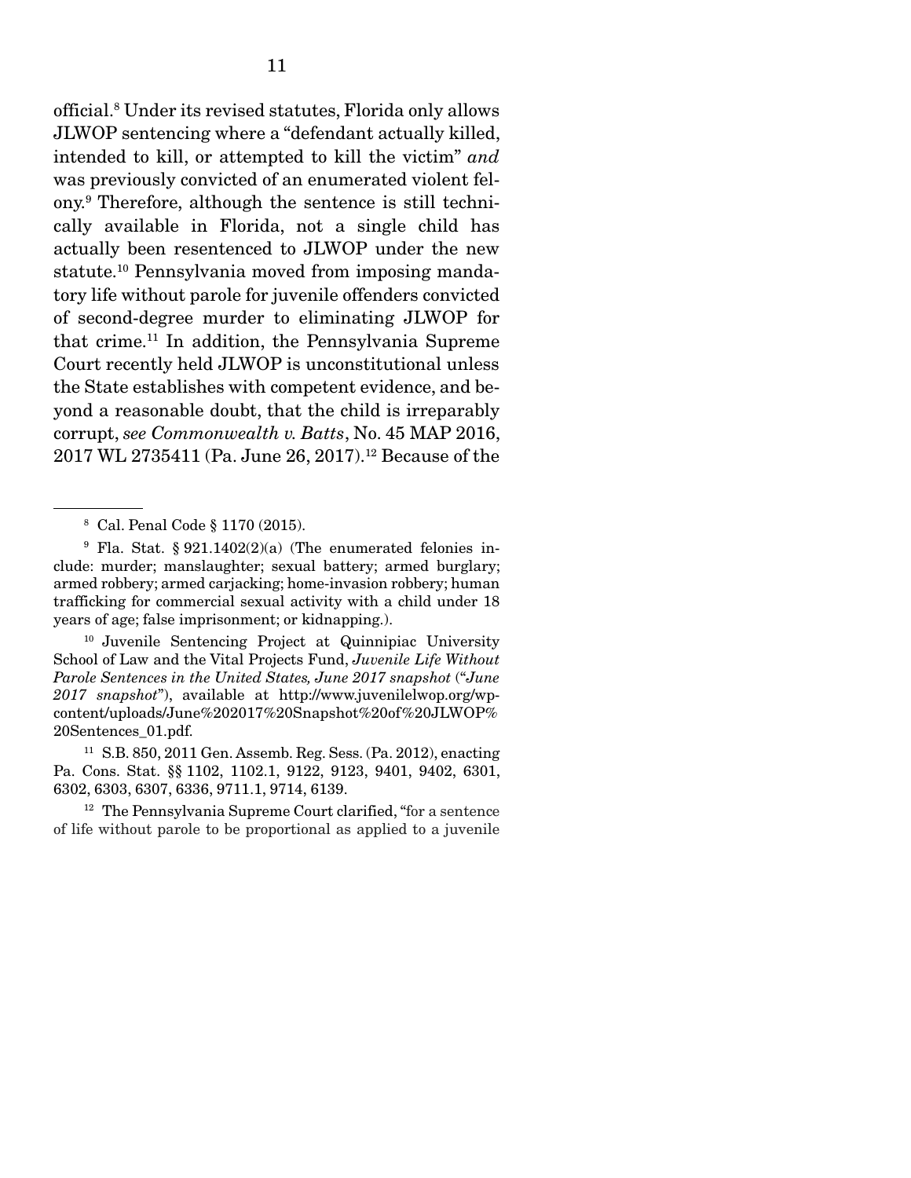official.[8] Under its revised statutes, Florida only allows JLWOP sentencing where a "defendant actually killed, intended to kill, or attempted to kill the victim" *and* was previously convicted of an enumerated violent felony.[9] Therefore, although the sentence is still technically available in Florida, not a single child has actually been resentenced to JLWOP under the new statute.[10] Pennsylvania moved from imposing mandatory life without parole for juvenile offenders convicted of second-degree murder to eliminating JLWOP for that crime.[11] In addition, the Pennsylvania Supreme Court recently held JLWOP is unconstitutional unless the State establishes with competent evidence, and beyond a reasonable doubt, that the child is irreparably corrupt, *see Commonwealth v. Batts*, No. 45 MAP 2016, 2017 WL 2735411 (Pa. June 26, 2017).[12] Because of the

---

[8] Cal. Penal Code § 1170 (2015).

[9] Fla. Stat. § 921.1402(2)(a) (The enumerated felonies include: murder; manslaughter; sexual battery; armed burglary; armed robbery; armed carjacking; home-invasion robbery; human trafficking for commercial sexual activity with a child under 18 years of age; false imprisonment; or kidnapping.).

[10] Juvenile Sentencing Project at Quinnipiac University School of Law and the Vital Projects Fund, *Juvenile Life Without Parole Sentences in the United States, June 2017 snapshot* ("*June 2017 snapshot*"), available at http://www.juvenilelwop.org/wp-content/uploads/June%202017%20Snapshot%20of%20JLWOP%20Sentences_01.pdf.

[11] S.B. 850, 2011 Gen. Assemb. Reg. Sess. (Pa. 2012), enacting Pa. Cons. Stat. §§ 1102, 1102.1, 9122, 9123, 9401, 9402, 6301, 6302, 6303, 6307, 6336, 9711.1, 9714, 6139.

[12] The Pennsylvania Supreme Court clarified, "for a sentence of life without parole to be proportional as applied to a juvenile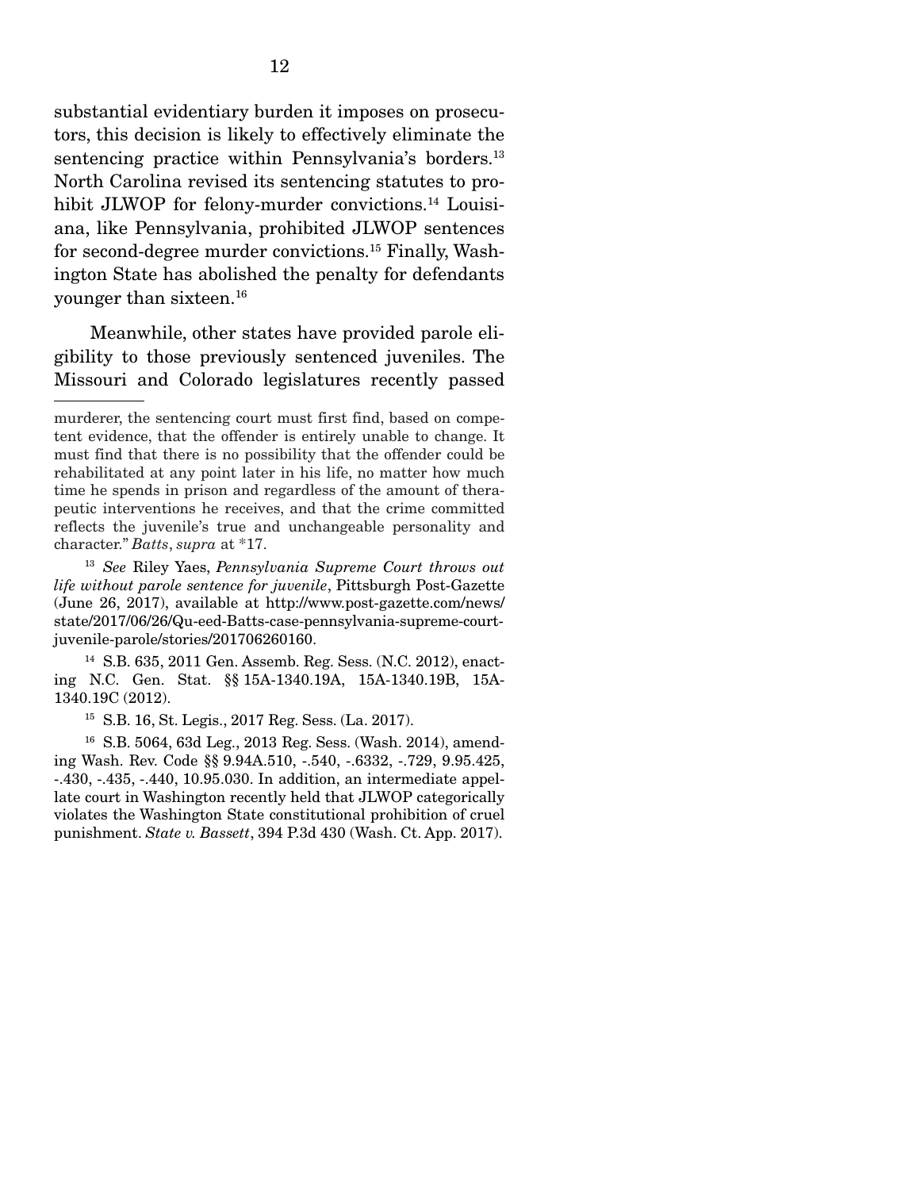substantial evidentiary burden it imposes on prosecutors, this decision is likely to effectively eliminate the sentencing practice within Pennsylvania's borders.[13] North Carolina revised its sentencing statutes to prohibit JLWOP for felony-murder convictions.[14] Louisiana, like Pennsylvania, prohibited JLWOP sentences for second-degree murder convictions.[15] Finally, Washington State has abolished the penalty for defendants younger than sixteen.[16]

Meanwhile, other states have provided parole eligibility to those previously sentenced juveniles. The Missouri and Colorado legislatures recently passed

---

murderer, the sentencing court must first find, based on competent evidence, that the offender is entirely unable to change. It must find that there is no possibility that the offender could be rehabilitated at any point later in his life, no matter how much time he spends in prison and regardless of the amount of therapeutic interventions he receives, and that the crime committed reflects the juvenile's true and unchangeable personality and character." *Batts*, *supra* at *17.

[13] *See* Riley Yaes, *Pennsylvania Supreme Court throws out life without parole sentence for juvenile*, Pittsburgh Post-Gazette (June 26, 2017), available at http://www.post-gazette.com/news/state/2017/06/26/Qu-eed-Batts-case-pennsylvania-supreme-court-juvenile-parole/stories/201706260160.

[14] S.B. 635, 2011 Gen. Assemb. Reg. Sess. (N.C. 2012), enacting N.C. Gen. Stat. §§ 15A-1340.19A, 15A-1340.19B, 15A-1340.19C (2012).

[15] S.B. 16, St. Legis., 2017 Reg. Sess. (La. 2017).

[16] S.B. 5064, 63d Leg., 2013 Reg. Sess. (Wash. 2014), amending Wash. Rev. Code §§ 9.94A.510, -.540, -.6332, -.729, 9.95.425, -.430, -.435, -.440, 10.95.030. In addition, an intermediate appellate court in Washington recently held that JLWOP categorically violates the Washington State constitutional prohibition of cruel punishment. *State v. Bassett*, 394 P.3d 430 (Wash. Ct. App. 2017).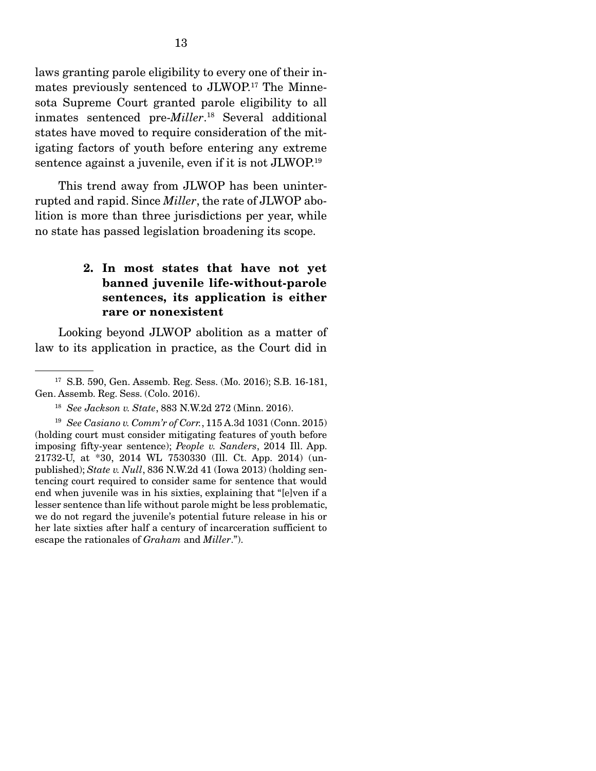laws granting parole eligibility to every one of their inmates previously sentenced to JLWOP.[17] The Minnesota Supreme Court granted parole eligibility to all inmates sentenced pre-*Miller*.[18] Several additional states have moved to require consideration of the mitigating factors of youth before entering any extreme sentence against a juvenile, even if it is not JLWOP.[19]

This trend away from JLWOP has been uninterrupted and rapid. Since *Miller*, the rate of JLWOP abolition is more than three jurisdictions per year, while no state has passed legislation broadening its scope.

### 2. In most states that have not yet banned juvenile life-without-parole sentences, its application is either rare or nonexistent

Looking beyond JLWOP abolition as a matter of law to its application in practice, as the Court did in

---

[17] S.B. 590, Gen. Assemb. Reg. Sess. (Mo. 2016); S.B. 16-181, Gen. Assemb. Reg. Sess. (Colo. 2016).

[18] *See Jackson v. State*, 883 N.W.2d 272 (Minn. 2016).

[19] *See Casiano v. Comm'r of Corr.*, 115 A.3d 1031 (Conn. 2015) (holding court must consider mitigating features of youth before imposing fifty-year sentence); *People v. Sanders*, 2014 Ill. App. 21732-U, at *30, 2014 WL 7530330 (Ill. Ct. App. 2014) (unpublished); *State v. Null*, 836 N.W.2d 41 (Iowa 2013) (holding sentencing court required to consider same for sentence that would end when juvenile was in his sixties, explaining that "[e]ven if a lesser sentence than life without parole might be less problematic, we do not regard the juvenile's potential future release in his or her late sixties after half a century of incarceration sufficient to escape the rationales of *Graham* and *Miller*.").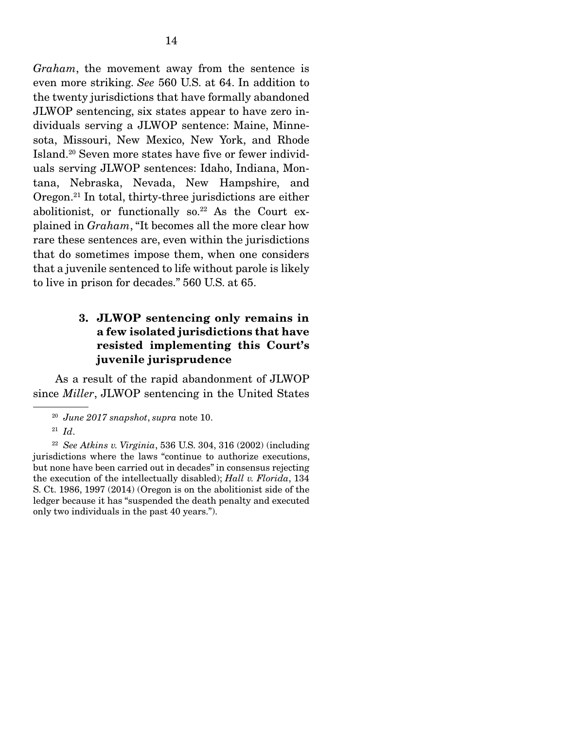*Graham*, the movement away from the sentence is even more striking. *See* 560 U.S. at 64. In addition to the twenty jurisdictions that have formally abandoned JLWOP sentencing, six states appear to have zero individuals serving a JLWOP sentence: Maine, Minnesota, Missouri, New Mexico, New York, and Rhode Island.[20] Seven more states have five or fewer individuals serving JLWOP sentences: Idaho, Indiana, Montana, Nebraska, Nevada, New Hampshire, and Oregon.[21] In total, thirty-three jurisdictions are either abolitionist, or functionally so.[22] As the Court explained in *Graham*, "It becomes all the more clear how rare these sentences are, even within the jurisdictions that do sometimes impose them, when one considers that a juvenile sentenced to life without parole is likely to live in prison for decades." 560 U.S. at 65.

### 3. JLWOP sentencing only remains in a few isolated jurisdictions that have resisted implementing this Court's juvenile jurisprudence

As a result of the rapid abandonment of JLWOP since *Miller*, JLWOP sentencing in the United States

---

[20] *June 2017 snapshot*, *supra* note 10.

[21] *Id*.

[22] *See Atkins v. Virginia*, 536 U.S. 304, 316 (2002) (including jurisdictions where the laws "continue to authorize executions, but none have been carried out in decades" in consensus rejecting the execution of the intellectually disabled); *Hall v. Florida*, 134 S. Ct. 1986, 1997 (2014) (Oregon is on the abolitionist side of the ledger because it has "suspended the death penalty and executed only two individuals in the past 40 years.").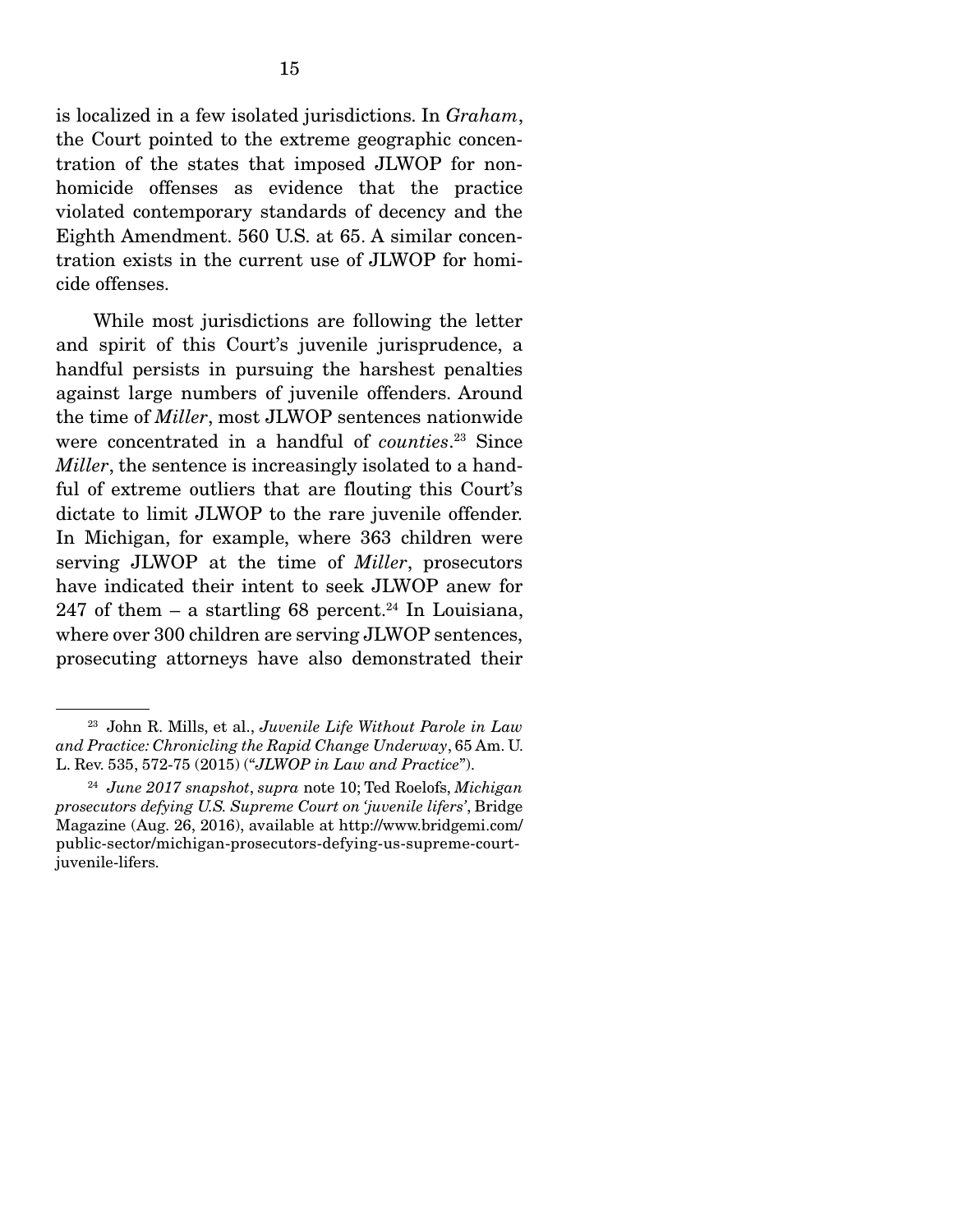is localized in a few isolated jurisdictions. In *Graham*, the Court pointed to the extreme geographic concentration of the states that imposed JLWOP for nonhomicide offenses as evidence that the practice violated contemporary standards of decency and the Eighth Amendment. 560 U.S. at 65. A similar concentration exists in the current use of JLWOP for homicide offenses.

While most jurisdictions are following the letter and spirit of this Court's juvenile jurisprudence, a handful persists in pursuing the harshest penalties against large numbers of juvenile offenders. Around the time of *Miller*, most JLWOP sentences nationwide were concentrated in a handful of *counties*.[23] Since *Miller*, the sentence is increasingly isolated to a handful of extreme outliers that are flouting this Court's dictate to limit JLWOP to the rare juvenile offender. In Michigan, for example, where 363 children were serving JLWOP at the time of *Miller*, prosecutors have indicated their intent to seek JLWOP anew for 247 of them – a startling 68 percent.[24] In Louisiana, where over 300 children are serving JLWOP sentences, prosecuting attorneys have also demonstrated their

---

[23] John R. Mills, et al., *Juvenile Life Without Parole in Law and Practice: Chronicling the Rapid Change Underway*, 65 Am. U. L. Rev. 535, 572-75 (2015) ("*JLWOP in Law and Practice*").

[24] *June 2017 snapshot*, *supra* note 10; Ted Roelofs, *Michigan prosecutors defying U.S. Supreme Court on 'juvenile lifers'*, Bridge Magazine (Aug. 26, 2016), available at http://www.bridgemi.com/public-sector/michigan-prosecutors-defying-us-supreme-court-juvenile-lifers.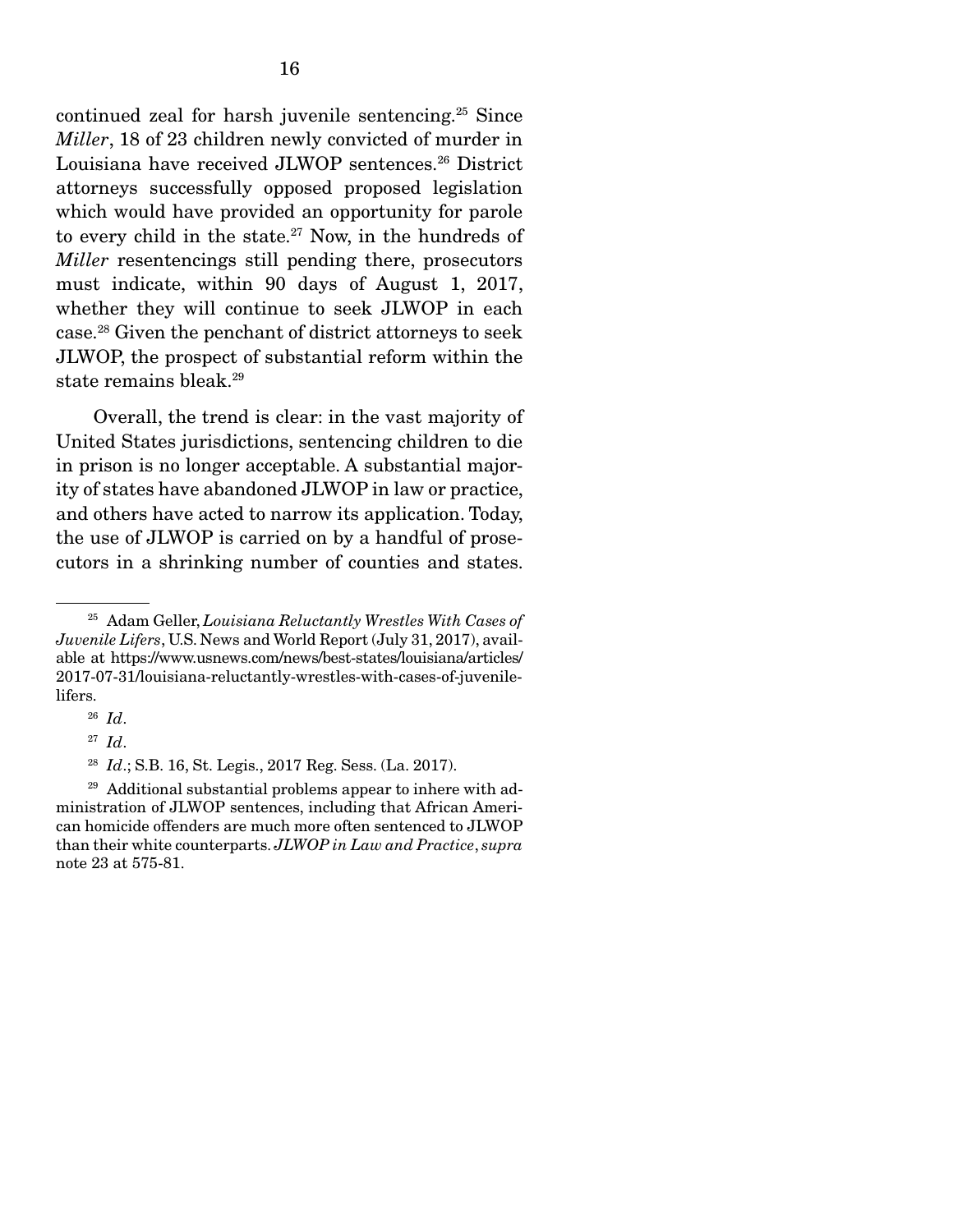continued zeal for harsh juvenile sentencing.[25] Since *Miller*, 18 of 23 children newly convicted of murder in Louisiana have received JLWOP sentences.[26] District attorneys successfully opposed proposed legislation which would have provided an opportunity for parole to every child in the state.[27] Now, in the hundreds of *Miller* resentencings still pending there, prosecutors must indicate, within 90 days of August 1, 2017, whether they will continue to seek JLWOP in each case.[28] Given the penchant of district attorneys to seek JLWOP, the prospect of substantial reform within the state remains bleak.[29]

Overall, the trend is clear: in the vast majority of United States jurisdictions, sentencing children to die in prison is no longer acceptable. A substantial majority of states have abandoned JLWOP in law or practice, and others have acted to narrow its application. Today, the use of JLWOP is carried on by a handful of prosecutors in a shrinking number of counties and states.

---

[25] Adam Geller, *Louisiana Reluctantly Wrestles With Cases of Juvenile Lifers*, U.S. News and World Report (July 31, 2017), available at https://www.usnews.com/news/best-states/louisiana/articles/2017-07-31/louisiana-reluctantly-wrestles-with-cases-of-juvenile-lifers.

[26] *Id*.

[27] *Id*.

[28] *Id*.; S.B. 16, St. Legis., 2017 Reg. Sess. (La. 2017).

[29] Additional substantial problems appear to inhere with administration of JLWOP sentences, including that African American homicide offenders are much more often sentenced to JLWOP than their white counterparts. *JLWOP in Law and Practice*, *supra* note 23 at 575-81.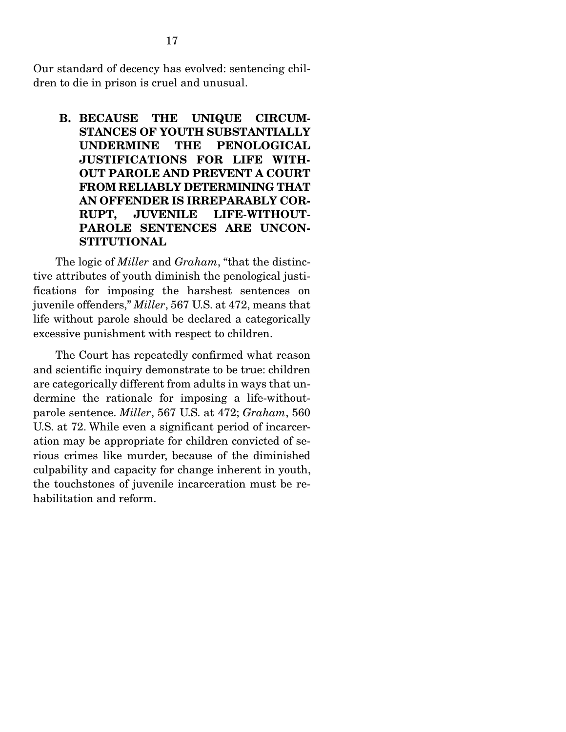Our standard of decency has evolved: sentencing children to die in prison is cruel and unusual.

### B. BECAUSE THE UNIQUE CIRCUMSTANCES OF YOUTH SUBSTANTIALLY UNDERMINE THE PENOLOGICAL JUSTIFICATIONS FOR LIFE WITHOUT PAROLE AND PREVENT A COURT FROM RELIABLY DETERMINING THAT AN OFFENDER IS IRREPARABLY CORRUPT, JUVENILE LIFE-WITHOUT-PAROLE SENTENCES ARE UNCONSTITUTIONAL

The logic of *Miller* and *Graham*, "that the distinctive attributes of youth diminish the penological justifications for imposing the harshest sentences on juvenile offenders," *Miller*, 567 U.S. at 472, means that life without parole should be declared a categorically excessive punishment with respect to children.

The Court has repeatedly confirmed what reason and scientific inquiry demonstrate to be true: children are categorically different from adults in ways that undermine the rationale for imposing a life-without-parole sentence. *Miller*, 567 U.S. at 472; *Graham*, 560 U.S. at 72. While even a significant period of incarceration may be appropriate for children convicted of serious crimes like murder, because of the diminished culpability and capacity for change inherent in youth, the touchstones of juvenile incarceration must be rehabilitation and reform.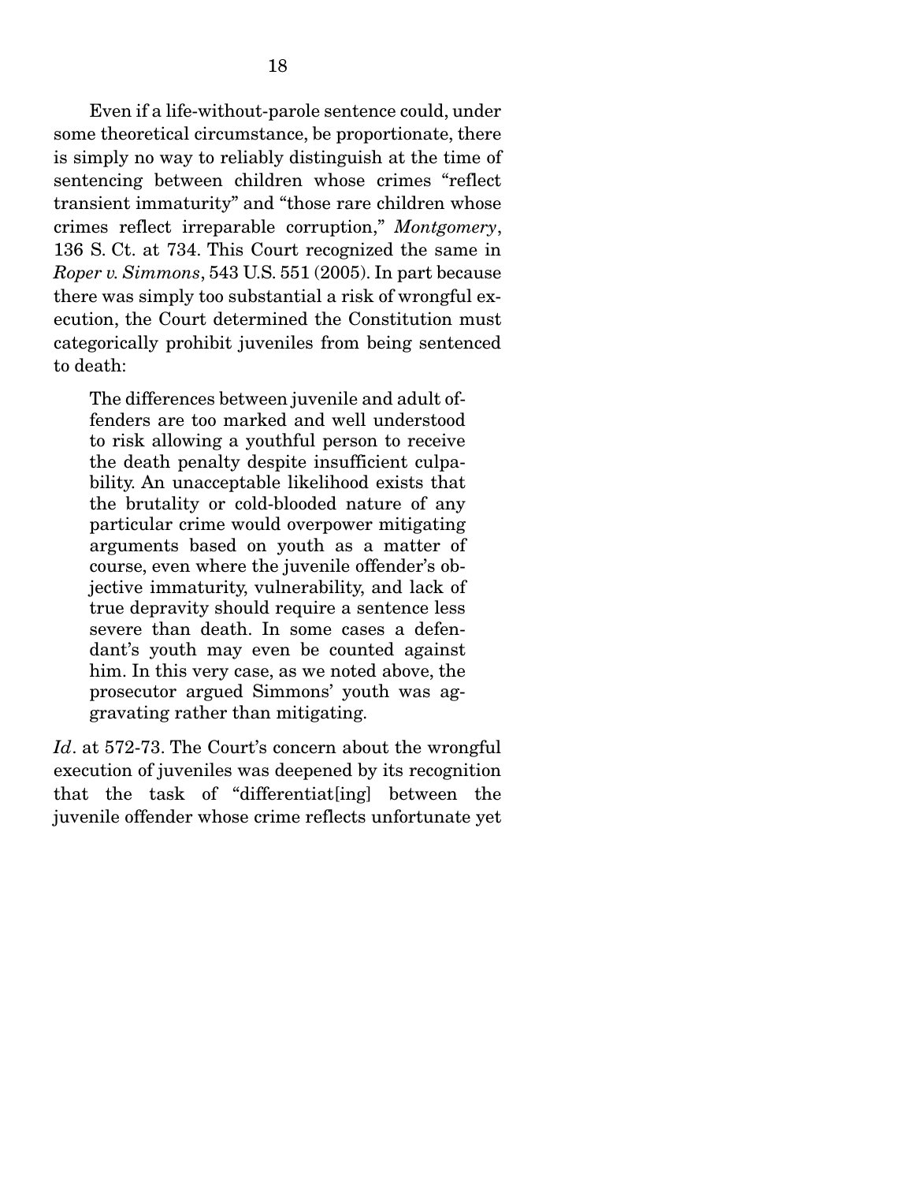Even if a life-without-parole sentence could, under some theoretical circumstance, be proportionate, there is simply no way to reliably distinguish at the time of sentencing between children whose crimes "reflect transient immaturity" and "those rare children whose crimes reflect irreparable corruption," *Montgomery*, 136 S. Ct. at 734. This Court recognized the same in *Roper v. Simmons*, 543 U.S. 551 (2005). In part because there was simply too substantial a risk of wrongful execution, the Court determined the Constitution must categorically prohibit juveniles from being sentenced to death:

> The differences between juvenile and adult offenders are too marked and well understood to risk allowing a youthful person to receive the death penalty despite insufficient culpability. An unacceptable likelihood exists that the brutality or cold-blooded nature of any particular crime would overpower mitigating arguments based on youth as a matter of course, even where the juvenile offender's objective immaturity, vulnerability, and lack of true depravity should require a sentence less severe than death. In some cases a defendant's youth may even be counted against him. In this very case, as we noted above, the prosecutor argued Simmons' youth was aggravating rather than mitigating.

*Id*. at 572-73. The Court's concern about the wrongful execution of juveniles was deepened by its recognition that the task of "differentiat[ing] between the juvenile offender whose crime reflects unfortunate yet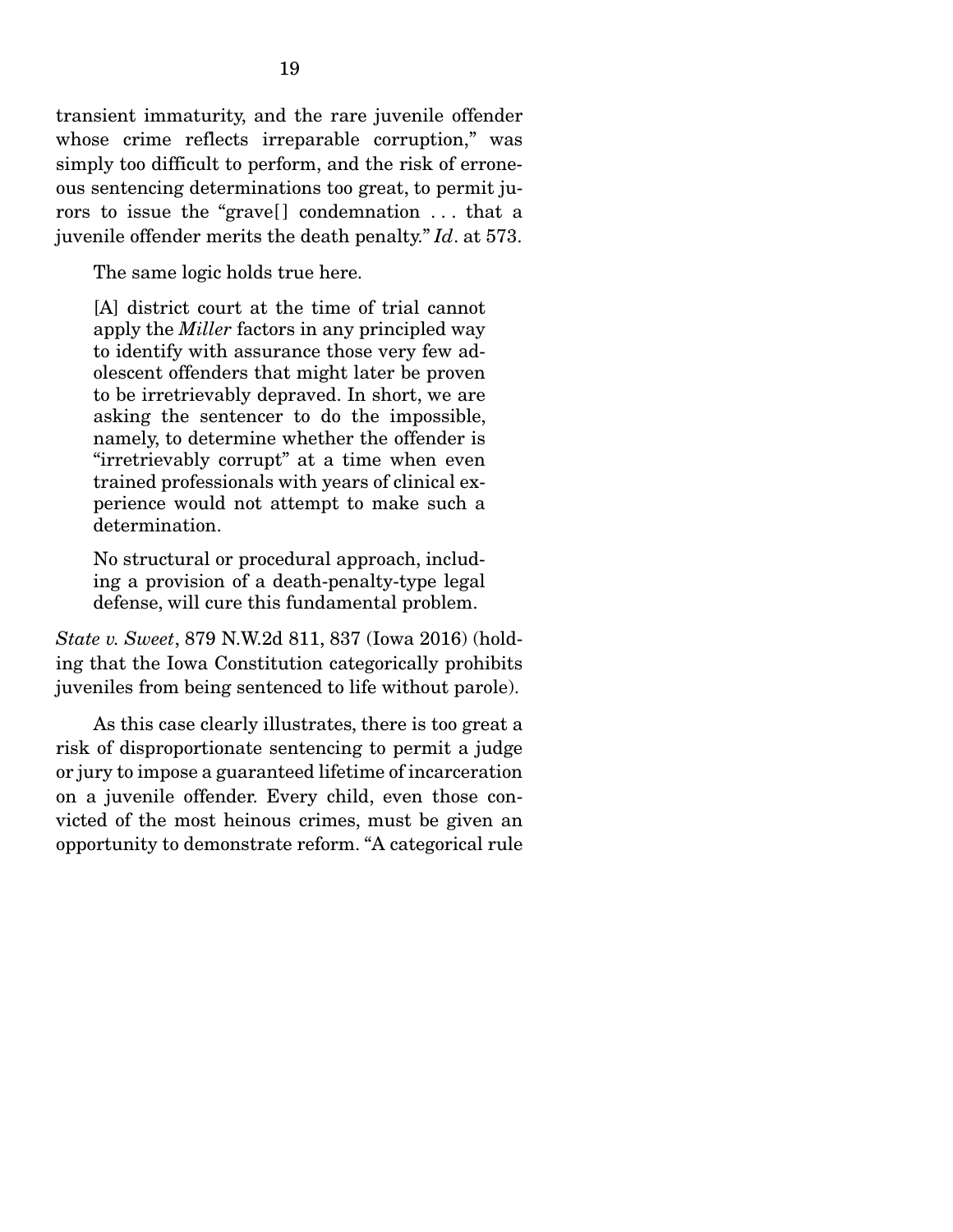transient immaturity, and the rare juvenile offender whose crime reflects irreparable corruption," was simply too difficult to perform, and the risk of erroneous sentencing determinations too great, to permit jurors to issue the "grave[] condemnation . . . that a juvenile offender merits the death penalty." *Id*. at 573.

The same logic holds true here.

> [A] district court at the time of trial cannot apply the *Miller* factors in any principled way to identify with assurance those very few adolescent offenders that might later be proven to be irretrievably depraved. In short, we are asking the sentencer to do the impossible, namely, to determine whether the offender is "irretrievably corrupt" at a time when even trained professionals with years of clinical experience would not attempt to make such a determination.
>
> No structural or procedural approach, including a provision of a death-penalty-type legal defense, will cure this fundamental problem.

*State v. Sweet*, 879 N.W.2d 811, 837 (Iowa 2016) (holding that the Iowa Constitution categorically prohibits juveniles from being sentenced to life without parole).

As this case clearly illustrates, there is too great a risk of disproportionate sentencing to permit a judge or jury to impose a guaranteed lifetime of incarceration on a juvenile offender. Every child, even those convicted of the most heinous crimes, must be given an opportunity to demonstrate reform. "A categorical rule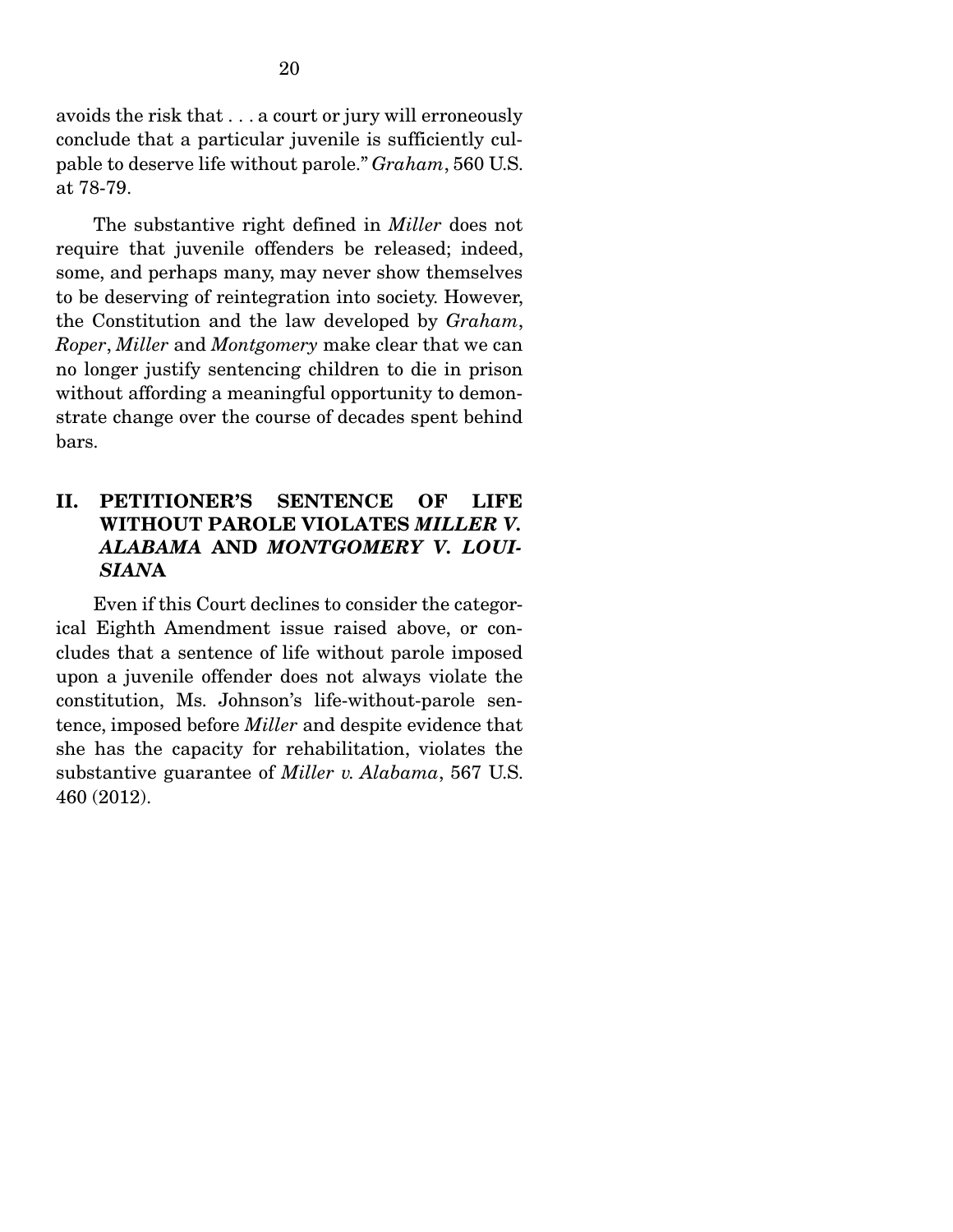avoids the risk that . . . a court or jury will erroneously conclude that a particular juvenile is sufficiently culpable to deserve life without parole." *Graham*, 560 U.S. at 78-79.

The substantive right defined in *Miller* does not require that juvenile offenders be released; indeed, some, and perhaps many, may never show themselves to be deserving of reintegration into society. However, the Constitution and the law developed by *Graham*, *Roper*, *Miller* and *Montgomery* make clear that we can no longer justify sentencing children to die in prison without affording a meaningful opportunity to demonstrate change over the course of decades spent behind bars.

## II. PETITIONER'S SENTENCE OF LIFE WITHOUT PAROLE VIOLATES *MILLER V. ALABAMA* AND *MONTGOMERY V. LOUISIANA*

Even if this Court declines to consider the categorical Eighth Amendment issue raised above, or concludes that a sentence of life without parole imposed upon a juvenile offender does not always violate the constitution, Ms. Johnson's life-without-parole sentence, imposed before *Miller* and despite evidence that she has the capacity for rehabilitation, violates the substantive guarantee of *Miller v. Alabama*, 567 U.S. 460 (2012).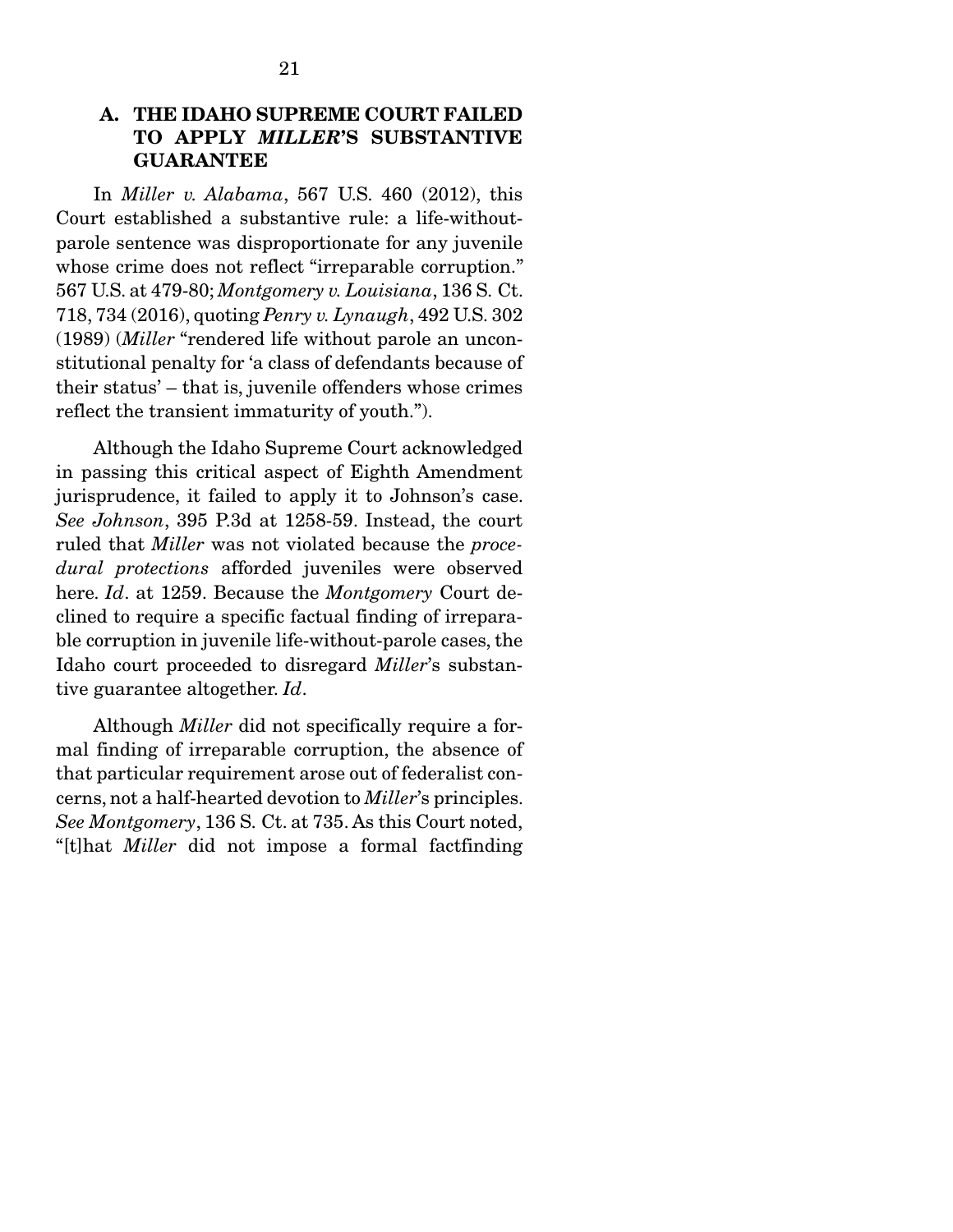### A. THE IDAHO SUPREME COURT FAILED TO APPLY *MILLER*'S SUBSTANTIVE GUARANTEE

In *Miller v. Alabama*, 567 U.S. 460 (2012), this Court established a substantive rule: a life-without-parole sentence was disproportionate for any juvenile whose crime does not reflect "irreparable corruption." 567 U.S. at 479-80; *Montgomery v. Louisiana*, 136 S. Ct. 718, 734 (2016), quoting *Penry v. Lynaugh*, 492 U.S. 302 (1989) (*Miller* "rendered life without parole an unconstitutional penalty for 'a class of defendants because of their status' – that is, juvenile offenders whose crimes reflect the transient immaturity of youth.").

Although the Idaho Supreme Court acknowledged in passing this critical aspect of Eighth Amendment jurisprudence, it failed to apply it to Johnson's case. *See Johnson*, 395 P.3d at 1258-59. Instead, the court ruled that *Miller* was not violated because the *procedural protections* afforded juveniles were observed here. *Id*. at 1259. Because the *Montgomery* Court declined to require a specific factual finding of irreparable corruption in juvenile life-without-parole cases, the Idaho court proceeded to disregard *Miller*'s substantive guarantee altogether. *Id*.

Although *Miller* did not specifically require a formal finding of irreparable corruption, the absence of that particular requirement arose out of federalist concerns, not a half-hearted devotion to *Miller*'s principles. *See Montgomery*, 136 S. Ct. at 735. As this Court noted, "[t]hat *Miller* did not impose a formal factfinding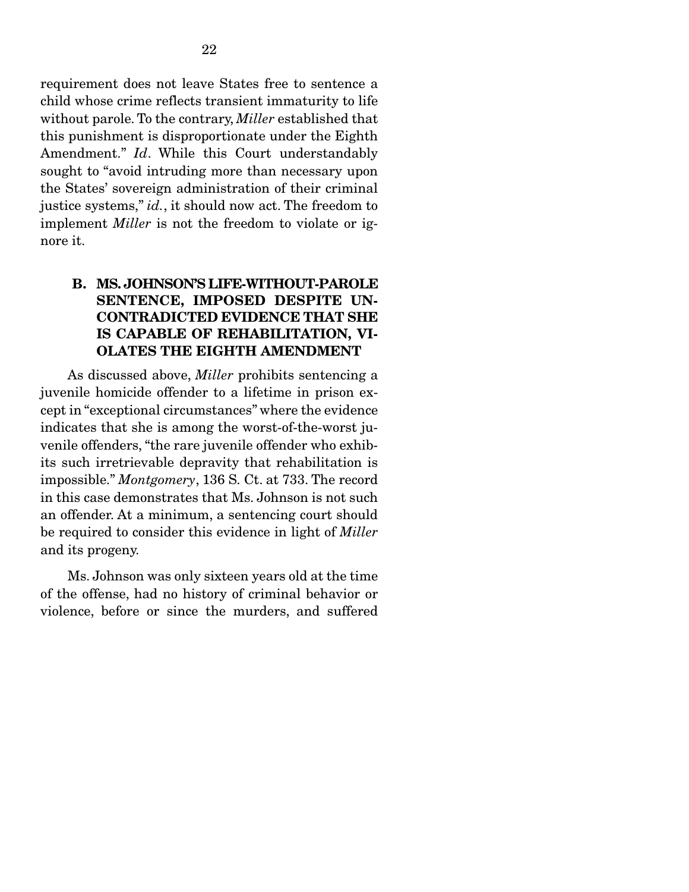requirement does not leave States free to sentence a child whose crime reflects transient immaturity to life without parole. To the contrary, *Miller* established that this punishment is disproportionate under the Eighth Amendment." *Id*. While this Court understandably sought to "avoid intruding more than necessary upon the States' sovereign administration of their criminal justice systems," *id.*, it should now act. The freedom to implement *Miller* is not the freedom to violate or ignore it.

### B. MS. JOHNSON'S LIFE-WITHOUT-PAROLE SENTENCE, IMPOSED DESPITE UNCONTRADICTED EVIDENCE THAT SHE IS CAPABLE OF REHABILITATION, VIOLATES THE EIGHTH AMENDMENT

As discussed above, *Miller* prohibits sentencing a juvenile homicide offender to a lifetime in prison except in "exceptional circumstances" where the evidence indicates that she is among the worst-of-the-worst juvenile offenders, "the rare juvenile offender who exhibits such irretrievable depravity that rehabilitation is impossible." *Montgomery*, 136 S. Ct. at 733. The record in this case demonstrates that Ms. Johnson is not such an offender. At a minimum, a sentencing court should be required to consider this evidence in light of *Miller* and its progeny.

Ms. Johnson was only sixteen years old at the time of the offense, had no history of criminal behavior or violence, before or since the murders, and suffered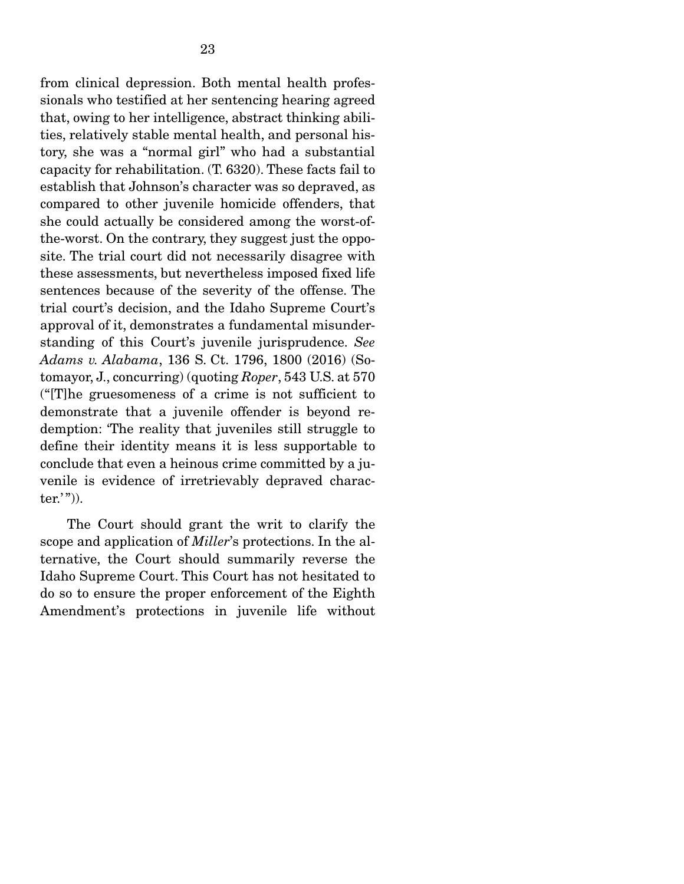from clinical depression. Both mental health professionals who testified at her sentencing hearing agreed that, owing to her intelligence, abstract thinking abilities, relatively stable mental health, and personal history, she was a "normal girl" who had a substantial capacity for rehabilitation. (T. 6320). These facts fail to establish that Johnson's character was so depraved, as compared to other juvenile homicide offenders, that she could actually be considered among the worst-of-the-worst. On the contrary, they suggest just the opposite. The trial court did not necessarily disagree with these assessments, but nevertheless imposed fixed life sentences because of the severity of the offense. The trial court's decision, and the Idaho Supreme Court's approval of it, demonstrates a fundamental misunderstanding of this Court's juvenile jurisprudence. *See Adams v. Alabama*, 136 S. Ct. 1796, 1800 (2016) (Sotomayor, J., concurring) (quoting *Roper*, 543 U.S. at 570 ("[T]he gruesomeness of a crime is not sufficient to demonstrate that a juvenile offender is beyond redemption: 'The reality that juveniles still struggle to define their identity means it is less supportable to conclude that even a heinous crime committed by a juvenile is evidence of irretrievably depraved character.'")).

The Court should grant the writ to clarify the scope and application of *Miller*'s protections. In the alternative, the Court should summarily reverse the Idaho Supreme Court. This Court has not hesitated to do so to ensure the proper enforcement of the Eighth Amendment's protections in juvenile life without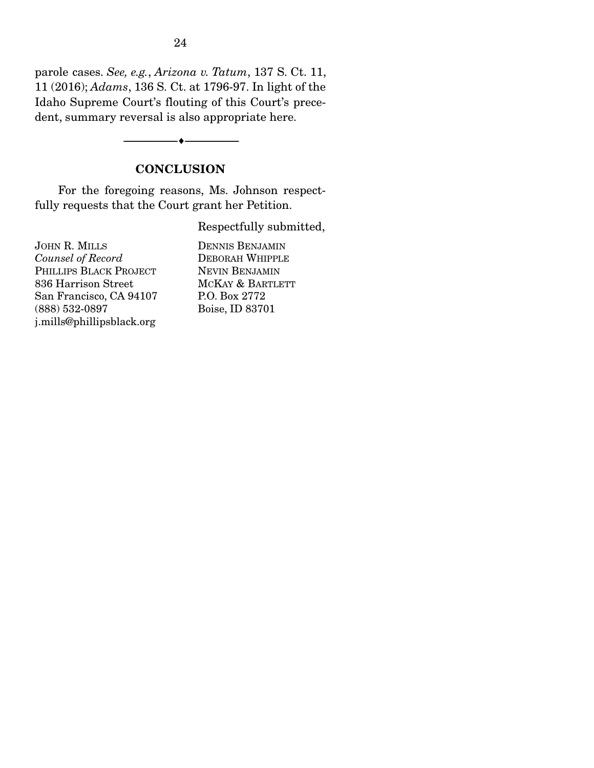parole cases. *See, e.g.*, *Arizona v. Tatum*, 137 S. Ct. 11, 11 (2016); *Adams*, 136 S. Ct. at 1796-97. In light of the Idaho Supreme Court's flouting of this Court's precedent, summary reversal is also appropriate here.

## CONCLUSION

For the foregoing reasons, Ms. Johnson respectfully requests that the Court grant her Petition.

Respectfully submitted,

JOHN R. MILLS
*Counsel of Record*
PHILLIPS BLACK PROJECT
836 Harrison Street
San Francisco, CA 94107
(888) 532-0897
j.mills@phillipsblack.org

DENNIS BENJAMIN
DEBORAH WHIPPLE
NEVIN BENJAMIN
MCKAY & BARTLETT
P.O. Box 2772
Boise, ID 83701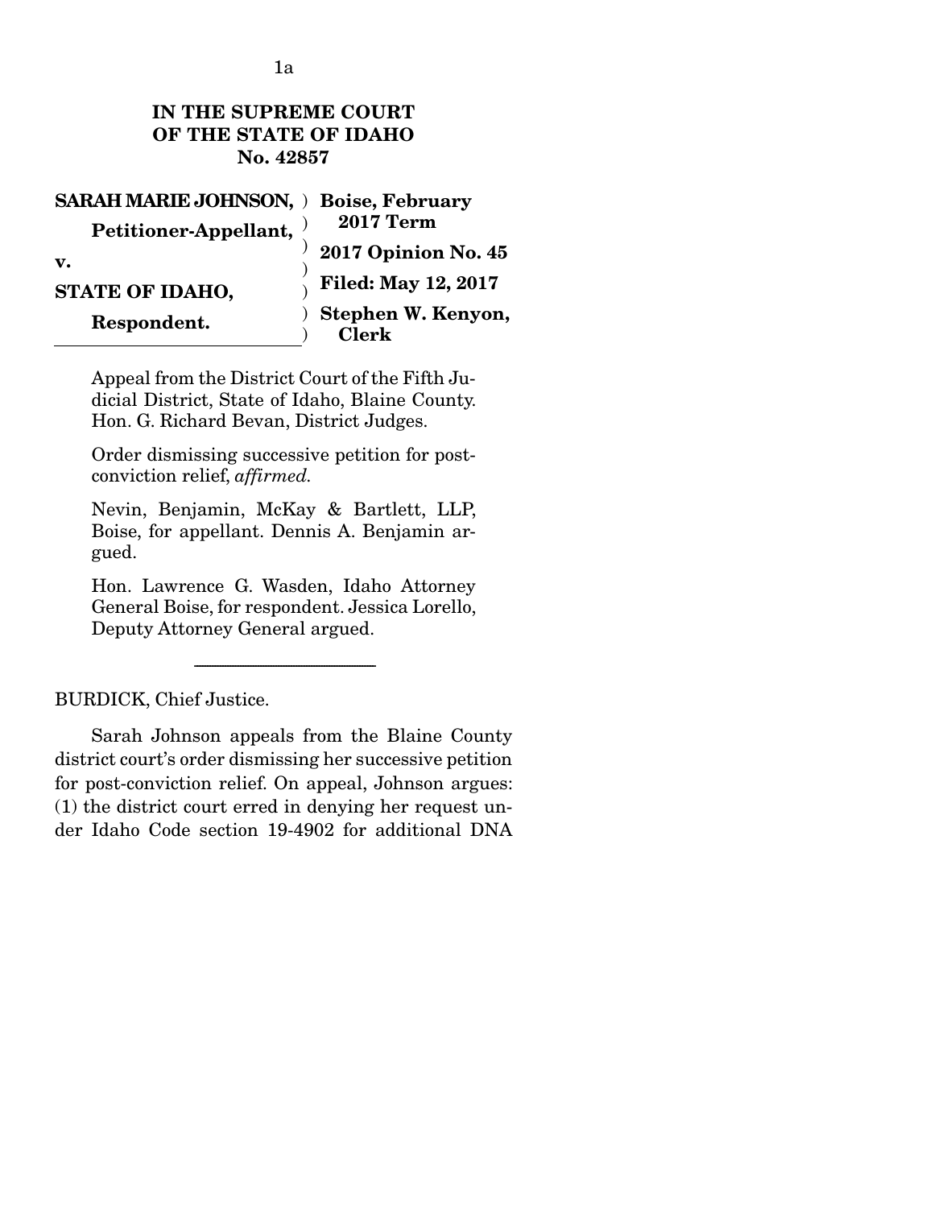**IN THE SUPREME COURT OF THE STATE OF IDAHO**
**No. 42857**

| | |
|---|---|
| **SARAH MARIE JOHNSON,** | **Boise, February 2017 Term** |
| **Petitioner-Appellant,** | **2017 Opinion No. 45** |
| **v.** | **Filed: May 12, 2017** |
| **STATE OF IDAHO,** | **Stephen W. Kenyon, Clerk** |
| **Respondent.** | |

Appeal from the District Court of the Fifth Judicial District, State of Idaho, Blaine County. Hon. G. Richard Bevan, District Judges.

Order dismissing successive petition for post-conviction relief, *affirmed.*

Nevin, Benjamin, McKay & Bartlett, LLP, Boise, for appellant. Dennis A. Benjamin argued.

Hon. Lawrence G. Wasden, Idaho Attorney General Boise, for respondent. Jessica Lorello, Deputy Attorney General argued.

---

BURDICK, Chief Justice.

Sarah Johnson appeals from the Blaine County district court's order dismissing her successive petition for post-conviction relief. On appeal, Johnson argues: (1) the district court erred in denying her request under Idaho Code section 19-4902 for additional DNA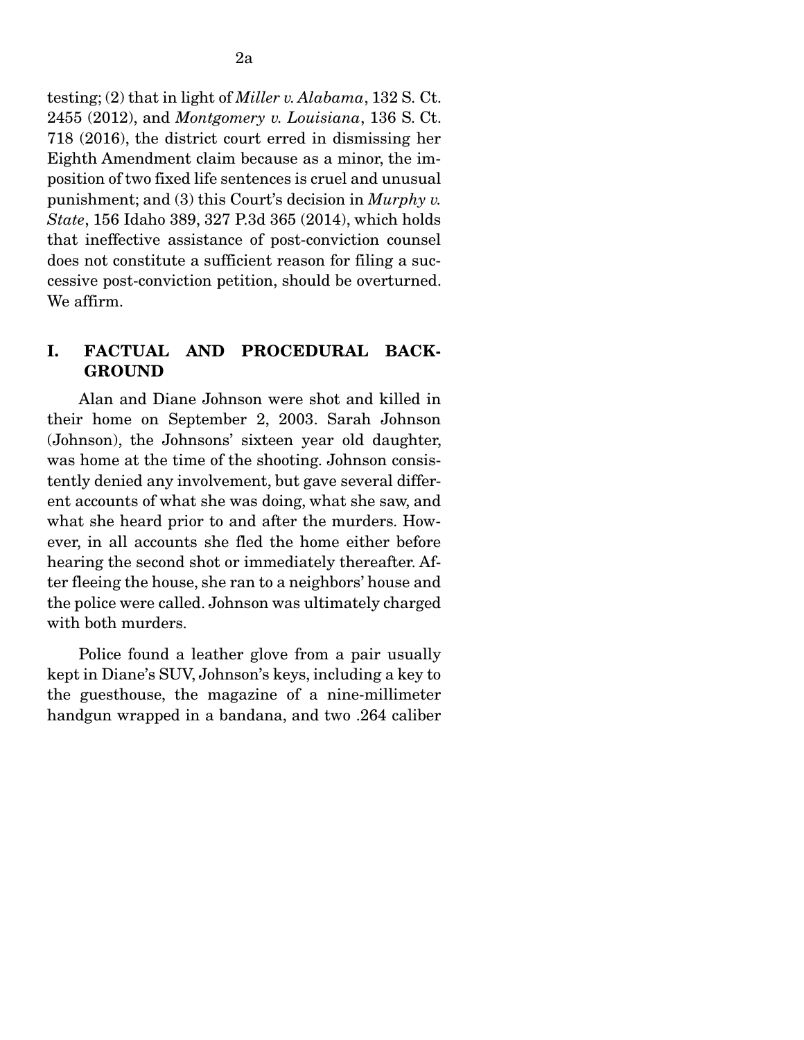testing; (2) that in light of *Miller v. Alabama*, 132 S. Ct. 2455 (2012), and *Montgomery v. Louisiana*, 136 S. Ct. 718 (2016), the district court erred in dismissing her Eighth Amendment claim because as a minor, the imposition of two fixed life sentences is cruel and unusual punishment; and (3) this Court's decision in *Murphy v. State*, 156 Idaho 389, 327 P.3d 365 (2014), which holds that ineffective assistance of post-conviction counsel does not constitute a sufficient reason for filing a successive post-conviction petition, should be overturned. We affirm.

## I. FACTUAL AND PROCEDURAL BACKGROUND

Alan and Diane Johnson were shot and killed in their home on September 2, 2003. Sarah Johnson (Johnson), the Johnsons' sixteen year old daughter, was home at the time of the shooting. Johnson consistently denied any involvement, but gave several different accounts of what she was doing, what she saw, and what she heard prior to and after the murders. However, in all accounts she fled the home either before hearing the second shot or immediately thereafter. After fleeing the house, she ran to a neighbors' house and the police were called. Johnson was ultimately charged with both murders.

Police found a leather glove from a pair usually kept in Diane's SUV, Johnson's keys, including a key to the guesthouse, the magazine of a nine-millimeter handgun wrapped in a bandana, and two .264 caliber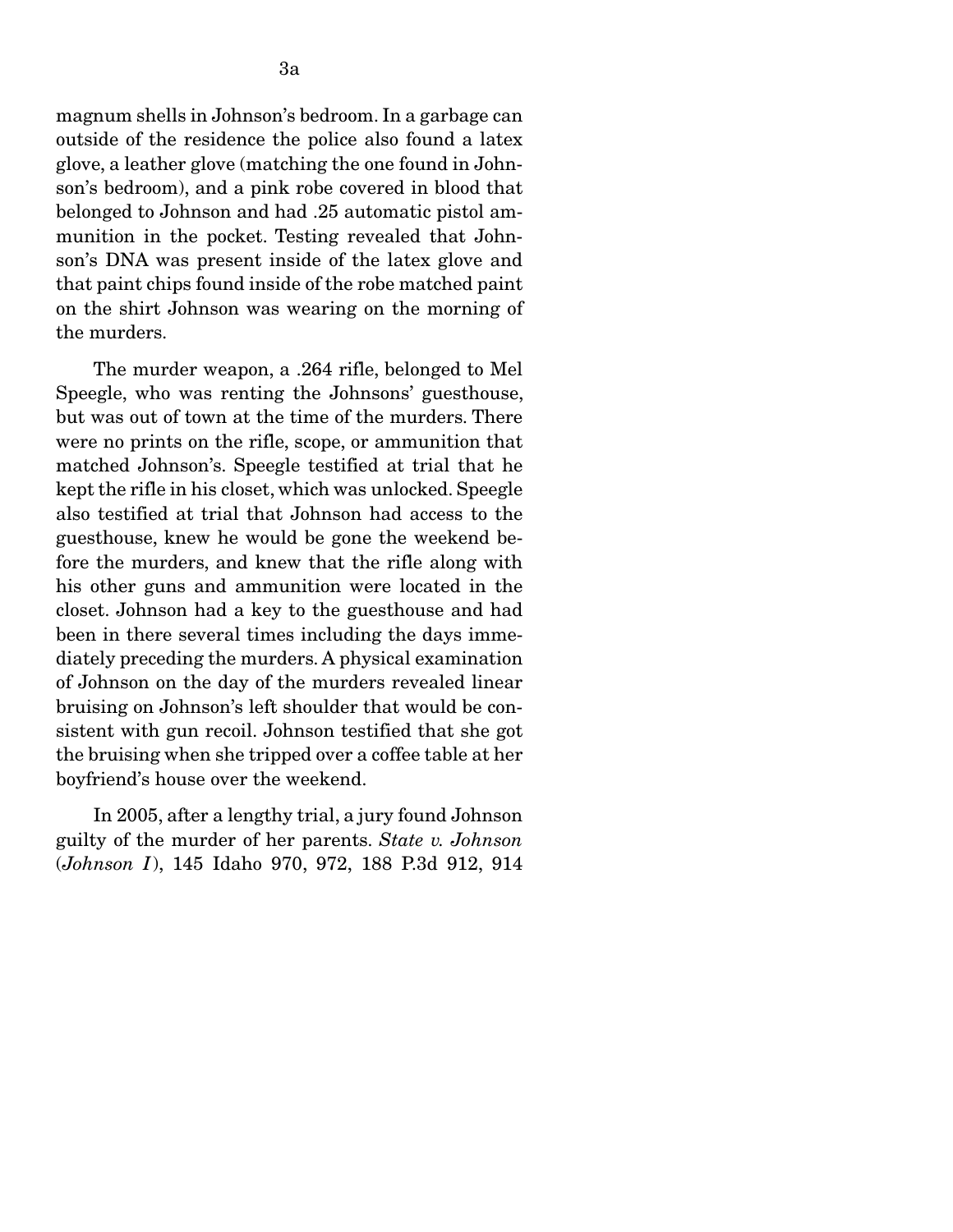magnum shells in Johnson's bedroom. In a garbage can outside of the residence the police also found a latex glove, a leather glove (matching the one found in Johnson's bedroom), and a pink robe covered in blood that belonged to Johnson and had .25 automatic pistol ammunition in the pocket. Testing revealed that Johnson's DNA was present inside of the latex glove and that paint chips found inside of the robe matched paint on the shirt Johnson was wearing on the morning of the murders.

The murder weapon, a .264 rifle, belonged to Mel Speegle, who was renting the Johnsons' guesthouse, but was out of town at the time of the murders. There were no prints on the rifle, scope, or ammunition that matched Johnson's. Speegle testified at trial that he kept the rifle in his closet, which was unlocked. Speegle also testified at trial that Johnson had access to the guesthouse, knew he would be gone the weekend before the murders, and knew that the rifle along with his other guns and ammunition were located in the closet. Johnson had a key to the guesthouse and had been in there several times including the days immediately preceding the murders. A physical examination of Johnson on the day of the murders revealed linear bruising on Johnson's left shoulder that would be consistent with gun recoil. Johnson testified that she got the bruising when she tripped over a coffee table at her boyfriend's house over the weekend.

In 2005, after a lengthy trial, a jury found Johnson guilty of the murder of her parents. *State v. Johnson* (*Johnson I*), 145 Idaho 970, 972, 188 P.3d 912, 914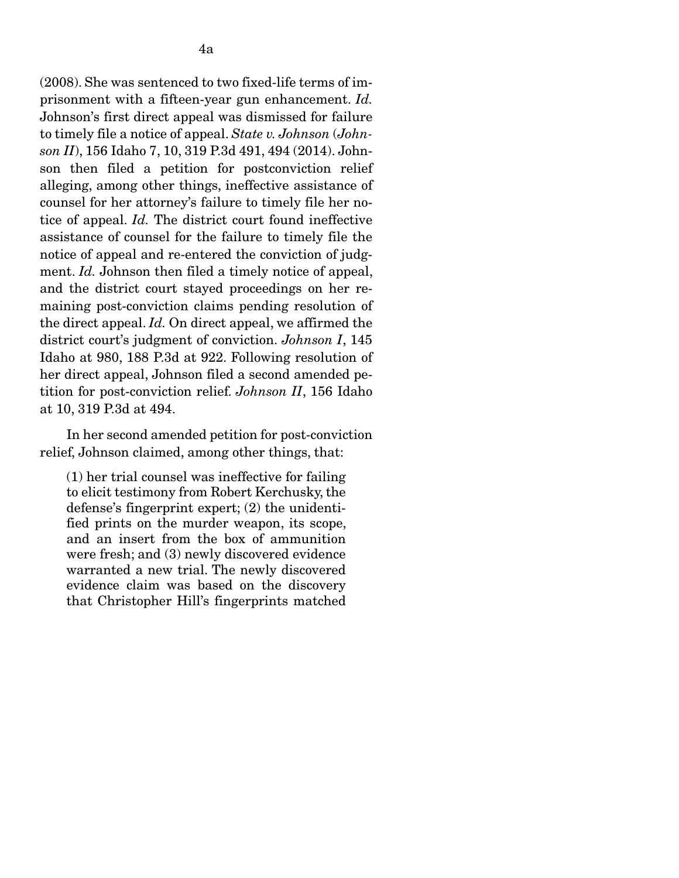(2008). She was sentenced to two fixed-life terms of imprisonment with a fifteen-year gun enhancement. *Id.* Johnson's first direct appeal was dismissed for failure to timely file a notice of appeal. *State v. Johnson* (*Johnson II*), 156 Idaho 7, 10, 319 P.3d 491, 494 (2014). Johnson then filed a petition for postconviction relief alleging, among other things, ineffective assistance of counsel for her attorney's failure to timely file her notice of appeal. *Id.* The district court found ineffective assistance of counsel for the failure to timely file the notice of appeal and re-entered the conviction of judgment. *Id.* Johnson then filed a timely notice of appeal, and the district court stayed proceedings on her remaining post-conviction claims pending resolution of the direct appeal. *Id.* On direct appeal, we affirmed the district court's judgment of conviction. *Johnson I*, 145 Idaho at 980, 188 P.3d at 922. Following resolution of her direct appeal, Johnson filed a second amended petition for post-conviction relief. *Johnson II*, 156 Idaho at 10, 319 P.3d at 494.

In her second amended petition for post-conviction relief, Johnson claimed, among other things, that:

> (1) her trial counsel was ineffective for failing to elicit testimony from Robert Kerchusky, the defense's fingerprint expert; (2) the unidentified prints on the murder weapon, its scope, and an insert from the box of ammunition were fresh; and (3) newly discovered evidence warranted a new trial. The newly discovered evidence claim was based on the discovery that Christopher Hill's fingerprints matched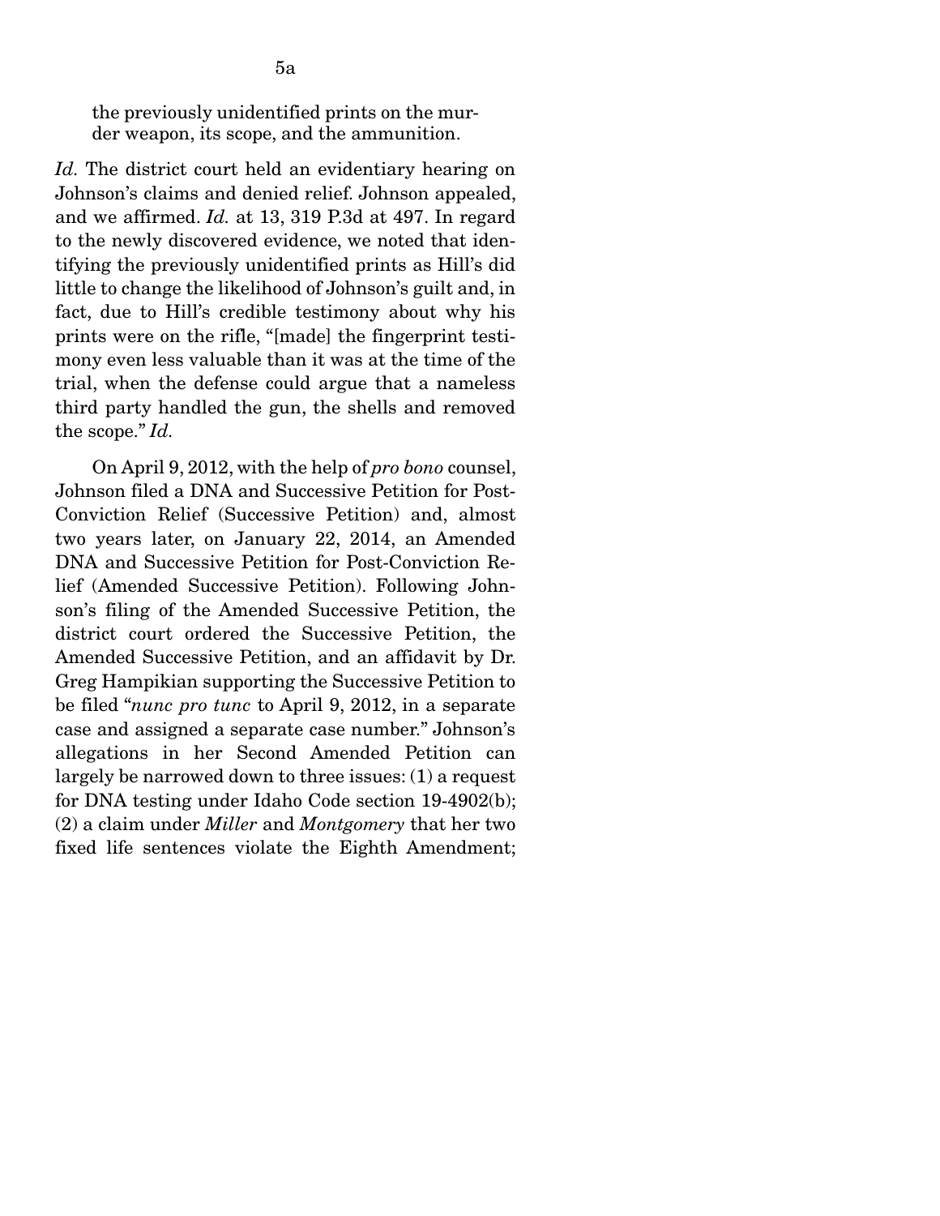> the previously unidentified prints on the murder weapon, its scope, and the ammunition.

*Id.* The district court held an evidentiary hearing on Johnson's claims and denied relief. Johnson appealed, and we affirmed. *Id.* at 13, 319 P.3d at 497. In regard to the newly discovered evidence, we noted that identifying the previously unidentified prints as Hill's did little to change the likelihood of Johnson's guilt and, in fact, due to Hill's credible testimony about why his prints were on the rifle, "[made] the fingerprint testimony even less valuable than it was at the time of the trial, when the defense could argue that a nameless third party handled the gun, the shells and removed the scope." *Id.*

On April 9, 2012, with the help of *pro bono* counsel, Johnson filed a DNA and Successive Petition for Post-Conviction Relief (Successive Petition) and, almost two years later, on January 22, 2014, an Amended DNA and Successive Petition for Post-Conviction Relief (Amended Successive Petition). Following Johnson's filing of the Amended Successive Petition, the district court ordered the Successive Petition, the Amended Successive Petition, and an affidavit by Dr. Greg Hampikian supporting the Successive Petition to be filed "*nunc pro tunc* to April 9, 2012, in a separate case and assigned a separate case number." Johnson's allegations in her Second Amended Petition can largely be narrowed down to three issues: (1) a request for DNA testing under Idaho Code section 19-4902(b); (2) a claim under *Miller* and *Montgomery* that her two fixed life sentences violate the Eighth Amendment;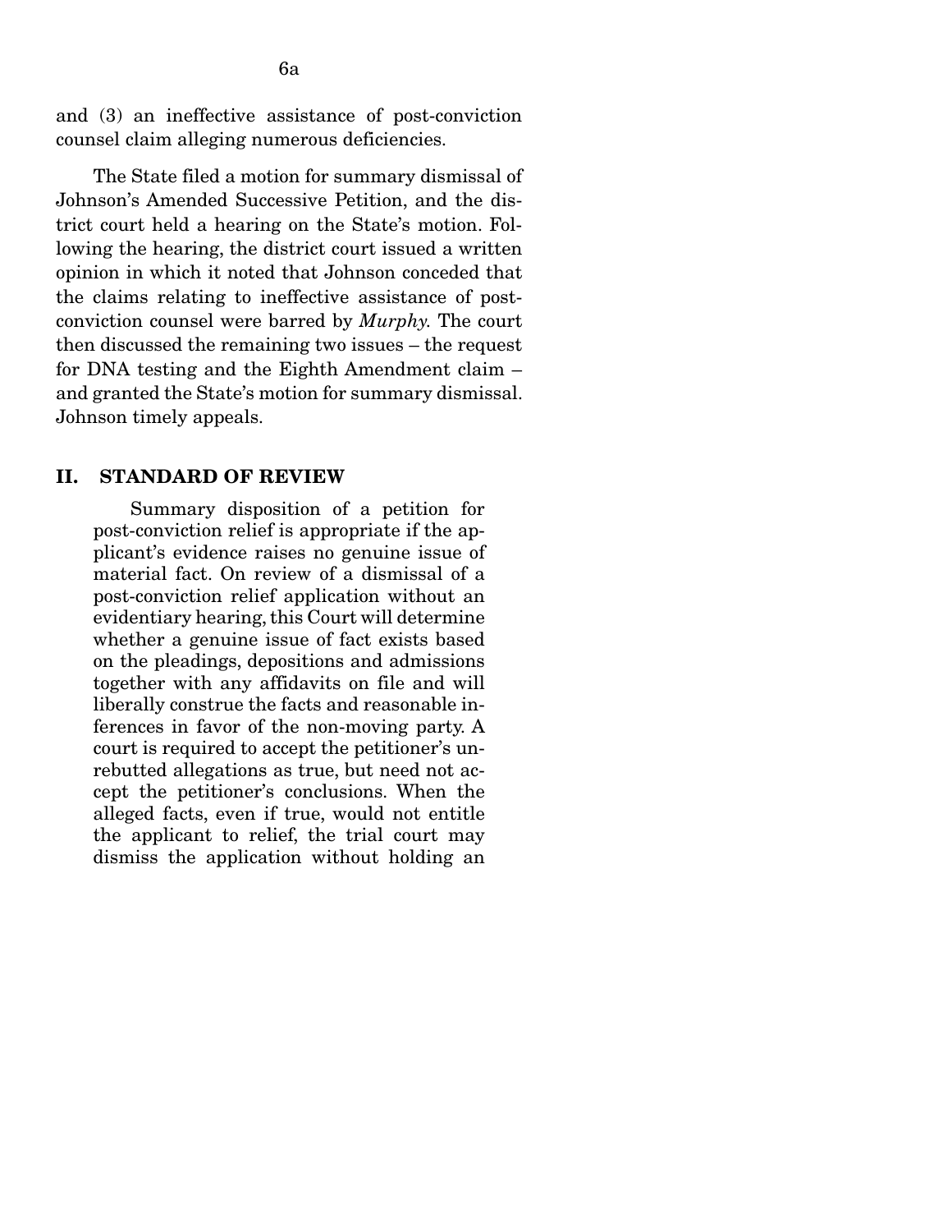and (3) an ineffective assistance of post-conviction counsel claim alleging numerous deficiencies.

The State filed a motion for summary dismissal of Johnson's Amended Successive Petition, and the district court held a hearing on the State's motion. Following the hearing, the district court issued a written opinion in which it noted that Johnson conceded that the claims relating to ineffective assistance of post-conviction counsel were barred by *Murphy.* The court then discussed the remaining two issues – the request for DNA testing and the Eighth Amendment claim – and granted the State's motion for summary dismissal. Johnson timely appeals.

## II. STANDARD OF REVIEW

> Summary disposition of a petition for post-conviction relief is appropriate if the applicant's evidence raises no genuine issue of material fact. On review of a dismissal of a post-conviction relief application without an evidentiary hearing, this Court will determine whether a genuine issue of fact exists based on the pleadings, depositions and admissions together with any affidavits on file and will liberally construe the facts and reasonable inferences in favor of the non-moving party. A court is required to accept the petitioner's unrebutted allegations as true, but need not accept the petitioner's conclusions. When the alleged facts, even if true, would not entitle the applicant to relief, the trial court may dismiss the application without holding an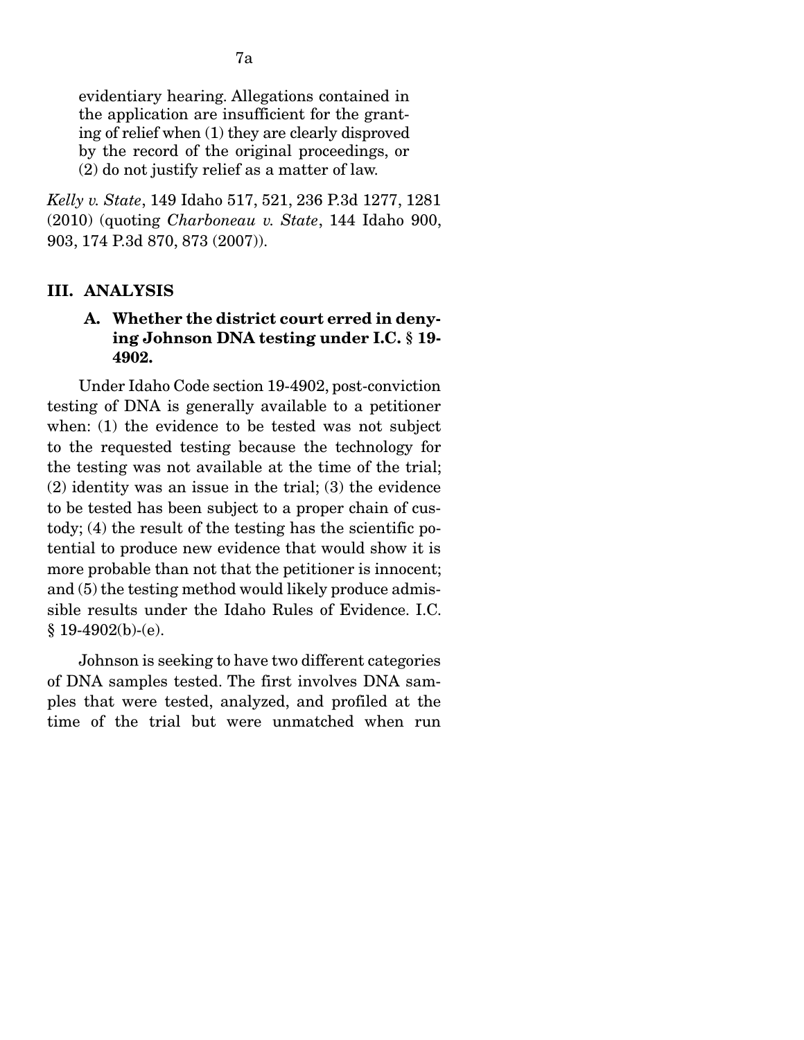> evidentiary hearing. Allegations contained in the application are insufficient for the granting of relief when (1) they are clearly disproved by the record of the original proceedings, or (2) do not justify relief as a matter of law.

*Kelly v. State*, 149 Idaho 517, 521, 236 P.3d 1277, 1281 (2010) (quoting *Charboneau v. State*, 144 Idaho 900, 903, 174 P.3d 870, 873 (2007)).

## III. ANALYSIS

### A. Whether the district court erred in denying Johnson DNA testing under I.C. § 19-4902.

Under Idaho Code section 19-4902, post-conviction testing of DNA is generally available to a petitioner when: (1) the evidence to be tested was not subject to the requested testing because the technology for the testing was not available at the time of the trial; (2) identity was an issue in the trial; (3) the evidence to be tested has been subject to a proper chain of custody; (4) the result of the testing has the scientific potential to produce new evidence that would show it is more probable than not that the petitioner is innocent; and (5) the testing method would likely produce admissible results under the Idaho Rules of Evidence. I.C. § 19-4902(b)-(e).

Johnson is seeking to have two different categories of DNA samples tested. The first involves DNA samples that were tested, analyzed, and profiled at the time of the trial but were unmatched when run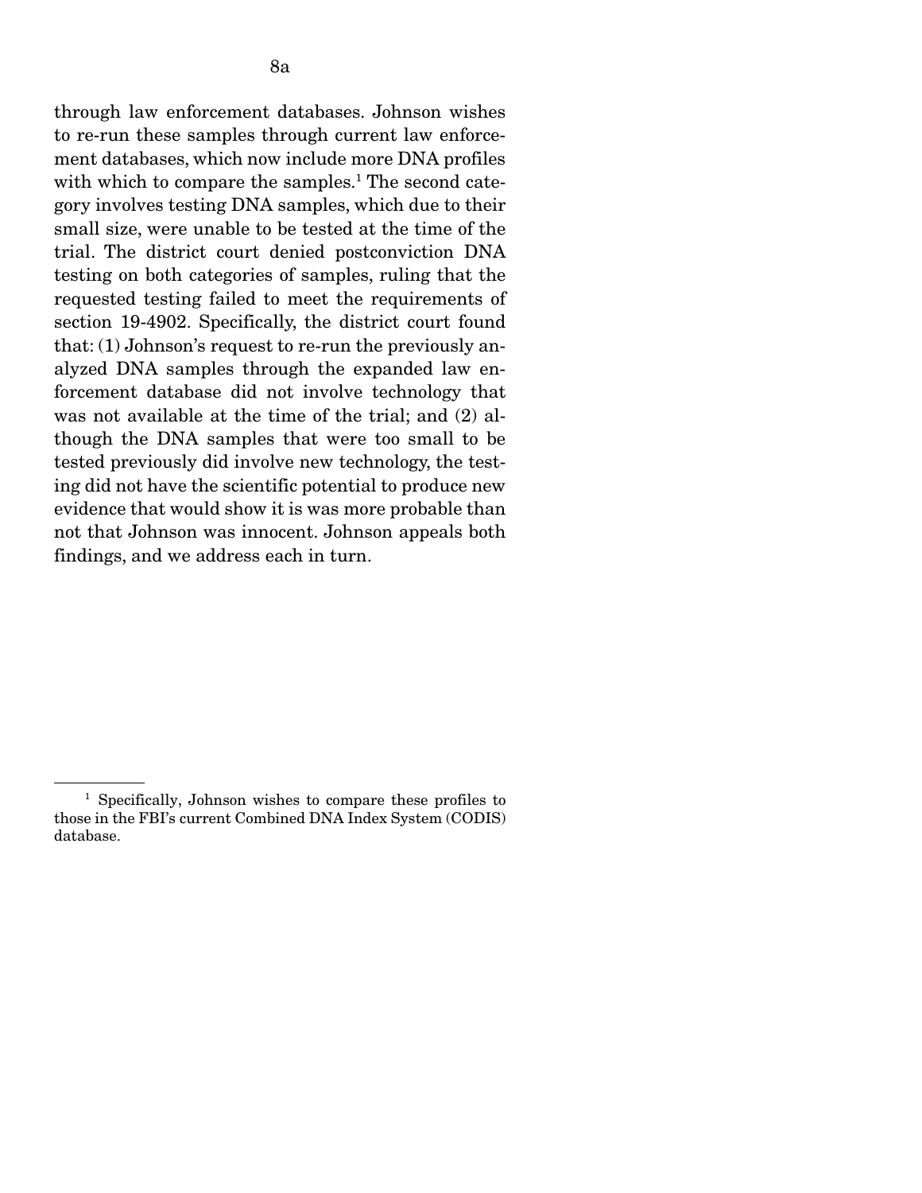through law enforcement databases. Johnson wishes to re-run these samples through current law enforcement databases, which now include more DNA profiles with which to compare the samples.[1] The second category involves testing DNA samples, which due to their small size, were unable to be tested at the time of the trial. The district court denied postconviction DNA testing on both categories of samples, ruling that the requested testing failed to meet the requirements of section 19-4902. Specifically, the district court found that: (1) Johnson's request to re-run the previously analyzed DNA samples through the expanded law enforcement database did not involve technology that was not available at the time of the trial; and (2) although the DNA samples that were too small to be tested previously did involve new technology, the testing did not have the scientific potential to produce new evidence that would show it is was more probable than not that Johnson was innocent. Johnson appeals both findings, and we address each in turn.

---

[1] Specifically, Johnson wishes to compare these profiles to those in the FBI's current Combined DNA Index System (CODIS) database.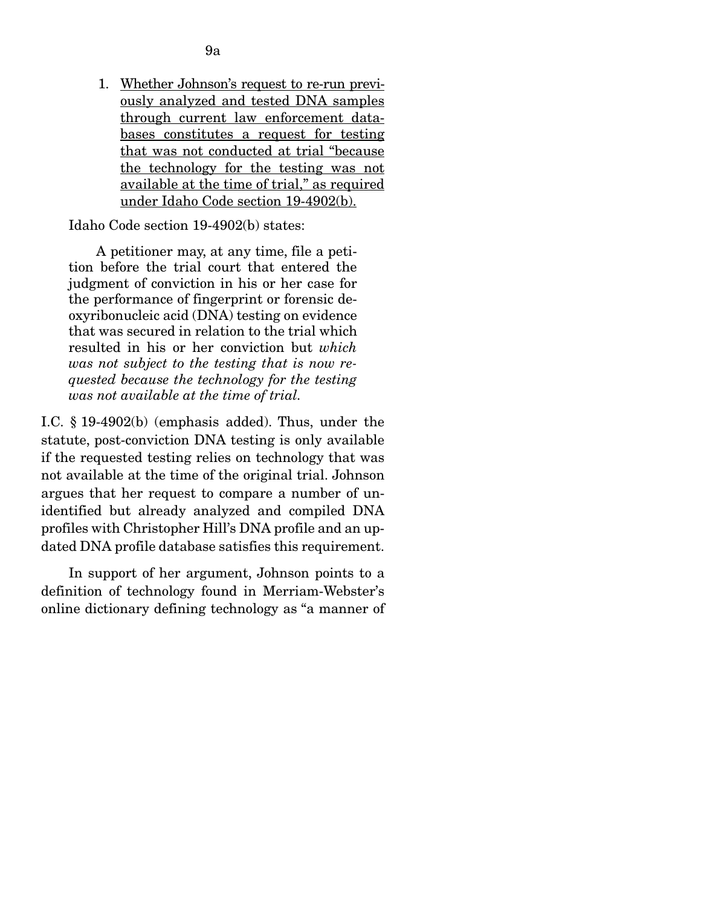1. <u>Whether Johnson's request to re-run previously analyzed and tested DNA samples through current law enforcement databases constitutes a request for testing that was not conducted at trial "because the technology for the testing was not available at the time of trial," as required under Idaho Code section 19-4902(b).</u>

Idaho Code section 19-4902(b) states:

> A petitioner may, at any time, file a petition before the trial court that entered the judgment of conviction in his or her case for the performance of fingerprint or forensic deoxyribonucleic acid (DNA) testing on evidence that was secured in relation to the trial which resulted in his or her conviction but *which was not subject to the testing that is now requested because the technology for the testing was not available at the time of trial.*

I.C. § 19-4902(b) (emphasis added). Thus, under the statute, post-conviction DNA testing is only available if the requested testing relies on technology that was not available at the time of the original trial. Johnson argues that her request to compare a number of unidentified but already analyzed and compiled DNA profiles with Christopher Hill's DNA profile and an updated DNA profile database satisfies this requirement.

In support of her argument, Johnson points to a definition of technology found in Merriam-Webster's online dictionary defining technology as "a manner of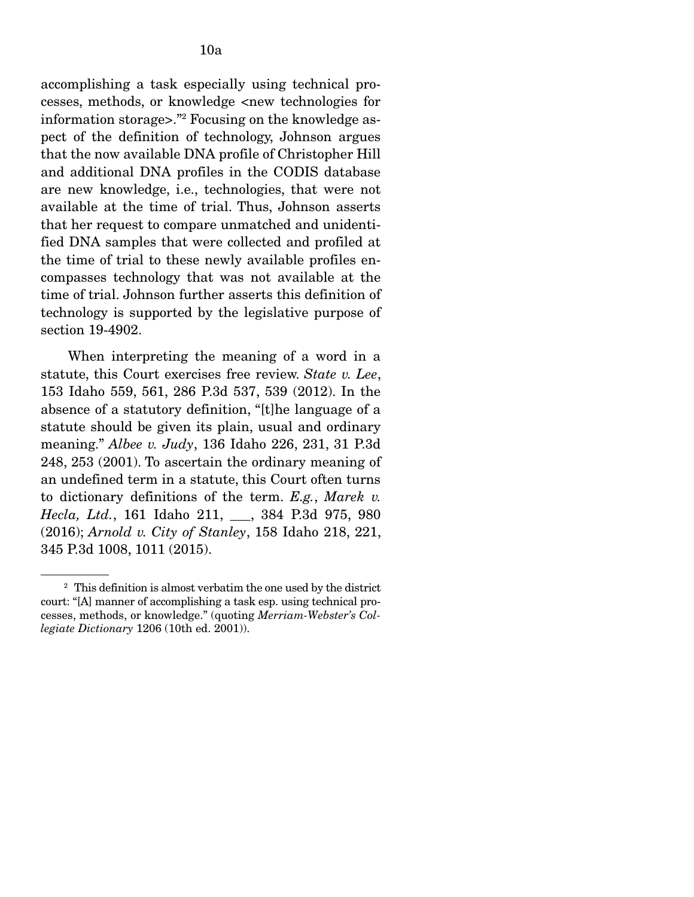accomplishing a task especially using technical processes, methods, or knowledge <new technologies for information storage>."[2] Focusing on the knowledge aspect of the definition of technology, Johnson argues that the now available DNA profile of Christopher Hill and additional DNA profiles in the CODIS database are new knowledge, i.e., technologies, that were not available at the time of trial. Thus, Johnson asserts that her request to compare unmatched and unidentified DNA samples that were collected and profiled at the time of trial to these newly available profiles encompasses technology that was not available at the time of trial. Johnson further asserts this definition of technology is supported by the legislative purpose of section 19-4902.

When interpreting the meaning of a word in a statute, this Court exercises free review. *State v. Lee*, 153 Idaho 559, 561, 286 P.3d 537, 539 (2012). In the absence of a statutory definition, "[t]he language of a statute should be given its plain, usual and ordinary meaning." *Albee v. Judy*, 136 Idaho 226, 231, 31 P.3d 248, 253 (2001). To ascertain the ordinary meaning of an undefined term in a statute, this Court often turns to dictionary definitions of the term. *E.g.*, *Marek v. Hecla, Ltd.*, 161 Idaho 211, ___, 384 P.3d 975, 980 (2016); *Arnold v. City of Stanley*, 158 Idaho 218, 221, 345 P.3d 1008, 1011 (2015).

---

[2] This definition is almost verbatim the one used by the district court: "[A] manner of accomplishing a task esp. using technical processes, methods, or knowledge." (quoting *Merriam-Webster's Collegiate Dictionary* 1206 (10th ed. 2001)).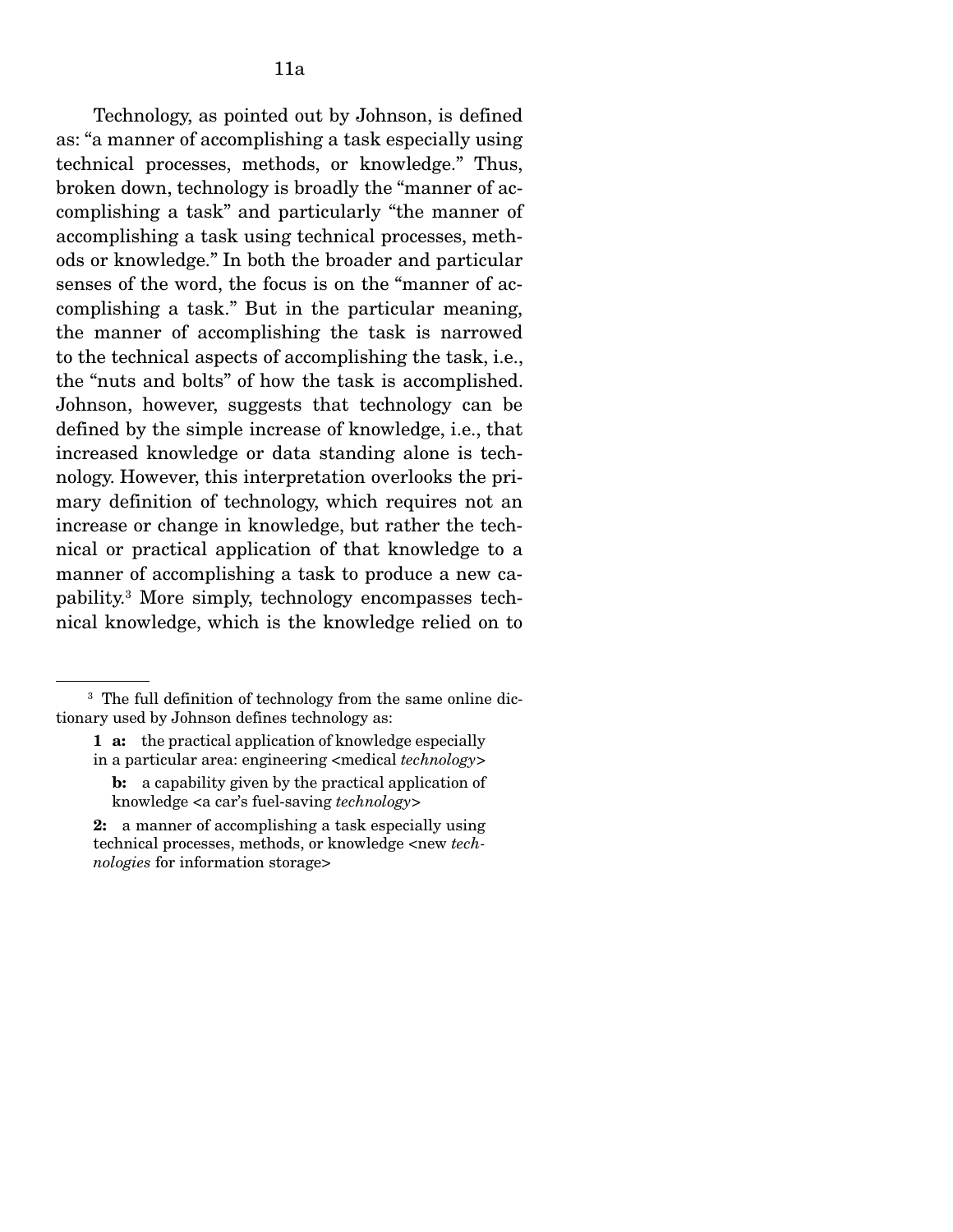Technology, as pointed out by Johnson, is defined as: "a manner of accomplishing a task especially using technical processes, methods, or knowledge." Thus, broken down, technology is broadly the "manner of accomplishing a task" and particularly "the manner of accomplishing a task using technical processes, methods or knowledge." In both the broader and particular senses of the word, the focus is on the "manner of accomplishing a task." But in the particular meaning, the manner of accomplishing the task is narrowed to the technical aspects of accomplishing the task, i.e., the "nuts and bolts" of how the task is accomplished. Johnson, however, suggests that technology can be defined by the simple increase of knowledge, i.e., that increased knowledge or data standing alone is technology. However, this interpretation overlooks the primary definition of technology, which requires not an increase or change in knowledge, but rather the technical or practical application of that knowledge to a manner of accomplishing a task to produce a new capability.[3] More simply, technology encompasses technical knowledge, which is the knowledge relied on to

---

[3] The full definition of technology from the same online dictionary used by Johnson defines technology as:

> **1 a:** the practical application of knowledge especially in a particular area: engineering <medical *technology*>
>
> **b:** a capability given by the practical application of knowledge <a car's fuel-saving *technology*>
>
> **2:** a manner of accomplishing a task especially using technical processes, methods, or knowledge <new *technologies* for information storage>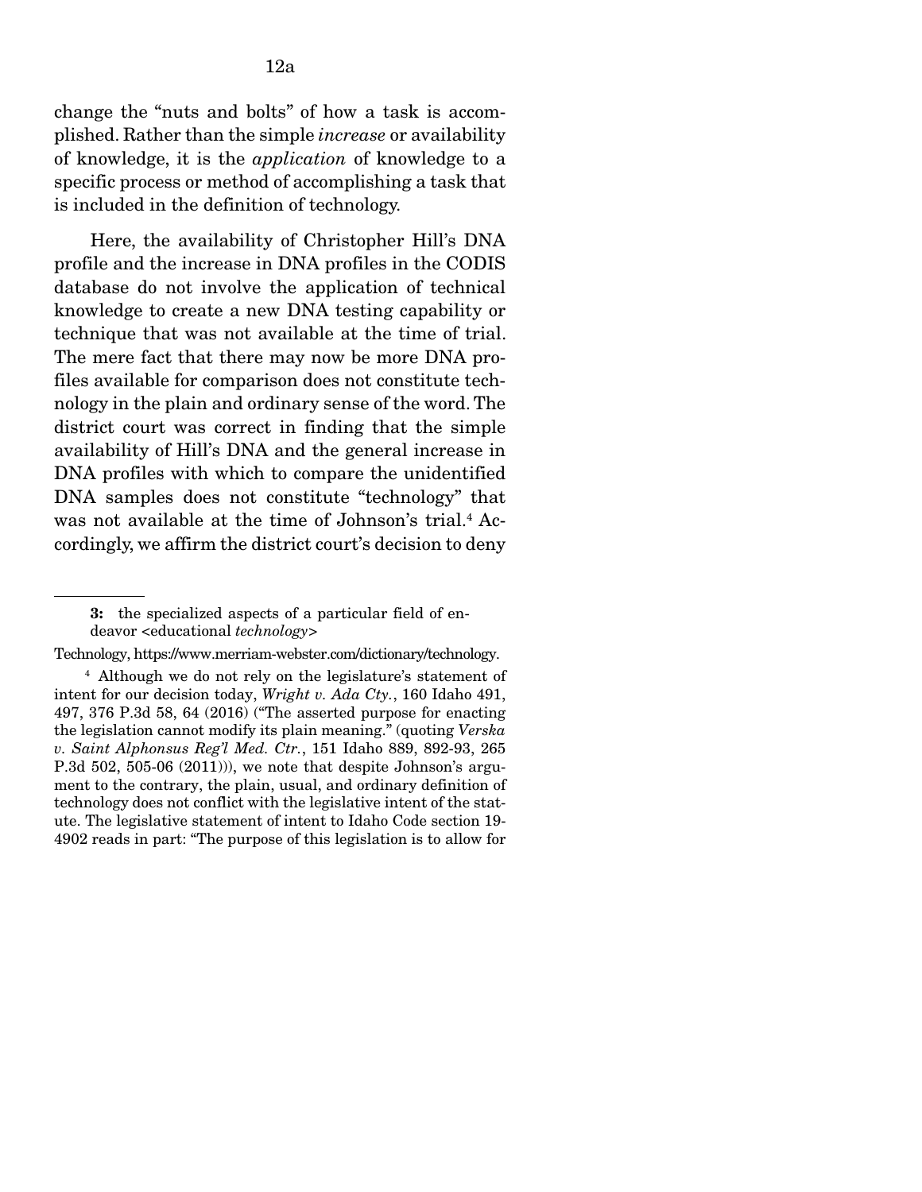change the "nuts and bolts" of how a task is accomplished. Rather than the simple *increase* or availability of knowledge, it is the *application* of knowledge to a specific process or method of accomplishing a task that is included in the definition of technology.

Here, the availability of Christopher Hill's DNA profile and the increase in DNA profiles in the CODIS database do not involve the application of technical knowledge to create a new DNA testing capability or technique that was not available at the time of trial. The mere fact that there may now be more DNA profiles available for comparison does not constitute technology in the plain and ordinary sense of the word. The district court was correct in finding that the simple availability of Hill's DNA and the general increase in DNA profiles with which to compare the unidentified DNA samples does not constitute "technology" that was not available at the time of Johnson's trial.[4] Accordingly, we affirm the district court's decision to deny

---

**3:** the specialized aspects of a particular field of endeavor <educational *technology*>

Technology, https://www.merriam-webster.com/dictionary/technology.

[4] Although we do not rely on the legislature's statement of intent for our decision today, *Wright v. Ada Cty.*, 160 Idaho 491, 497, 376 P.3d 58, 64 (2016) ("The asserted purpose for enacting the legislation cannot modify its plain meaning." (quoting *Verska v. Saint Alphonsus Reg'l Med. Ctr.*, 151 Idaho 889, 892-93, 265 P.3d 502, 505-06 (2011))), we note that despite Johnson's argument to the contrary, the plain, usual, and ordinary definition of technology does not conflict with the legislative intent of the statute. The legislative statement of intent to Idaho Code section 19-4902 reads in part: "The purpose of this legislation is to allow for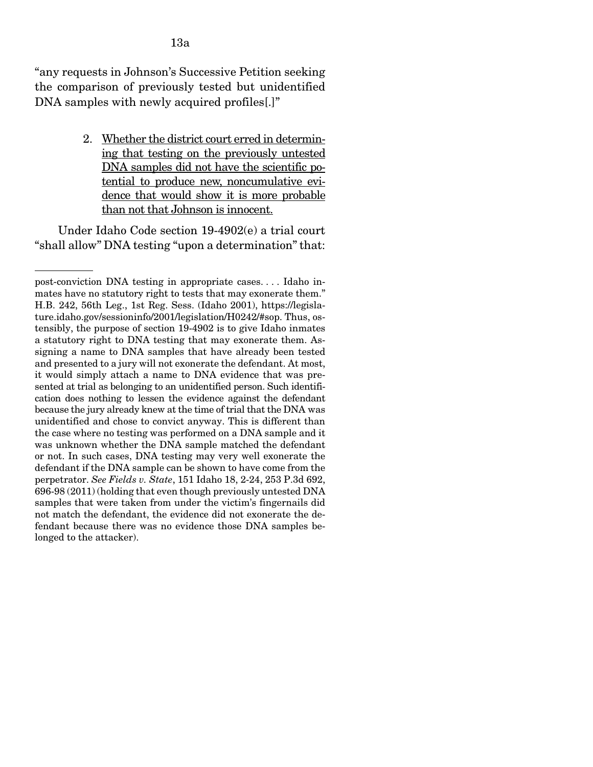"any requests in Johnson's Successive Petition seeking the comparison of previously tested but unidentified DNA samples with newly acquired profiles[.]"

2. <u>Whether the district court erred in determining that testing on the previously untested DNA samples did not have the scientific potential to produce new, noncumulative evidence that would show it is more probable than not that Johnson is innocent.</u>

Under Idaho Code section 19-4902(e) a trial court "shall allow" DNA testing "upon a determination" that:

---

post-conviction DNA testing in appropriate cases. . . . Idaho inmates have no statutory right to tests that may exonerate them." H.B. 242, 56th Leg., 1st Reg. Sess. (Idaho 2001), https://legislature.idaho.gov/sessioninfo/2001/legislation/H0242/#sop. Thus, ostensibly, the purpose of section 19-4902 is to give Idaho inmates a statutory right to DNA testing that may exonerate them. Assigning a name to DNA samples that have already been tested and presented to a jury will not exonerate the defendant. At most, it would simply attach a name to DNA evidence that was presented at trial as belonging to an unidentified person. Such identification does nothing to lessen the evidence against the defendant because the jury already knew at the time of trial that the DNA was unidentified and chose to convict anyway. This is different than the case where no testing was performed on a DNA sample and it was unknown whether the DNA sample matched the defendant or not. In such cases, DNA testing may very well exonerate the defendant if the DNA sample can be shown to have come from the perpetrator. *See Fields v. State*, 151 Idaho 18, 2-24, 253 P.3d 692, 696-98 (2011) (holding that even though previously untested DNA samples that were taken from under the victim's fingernails did not match the defendant, the evidence did not exonerate the defendant because there was no evidence those DNA samples belonged to the attacker).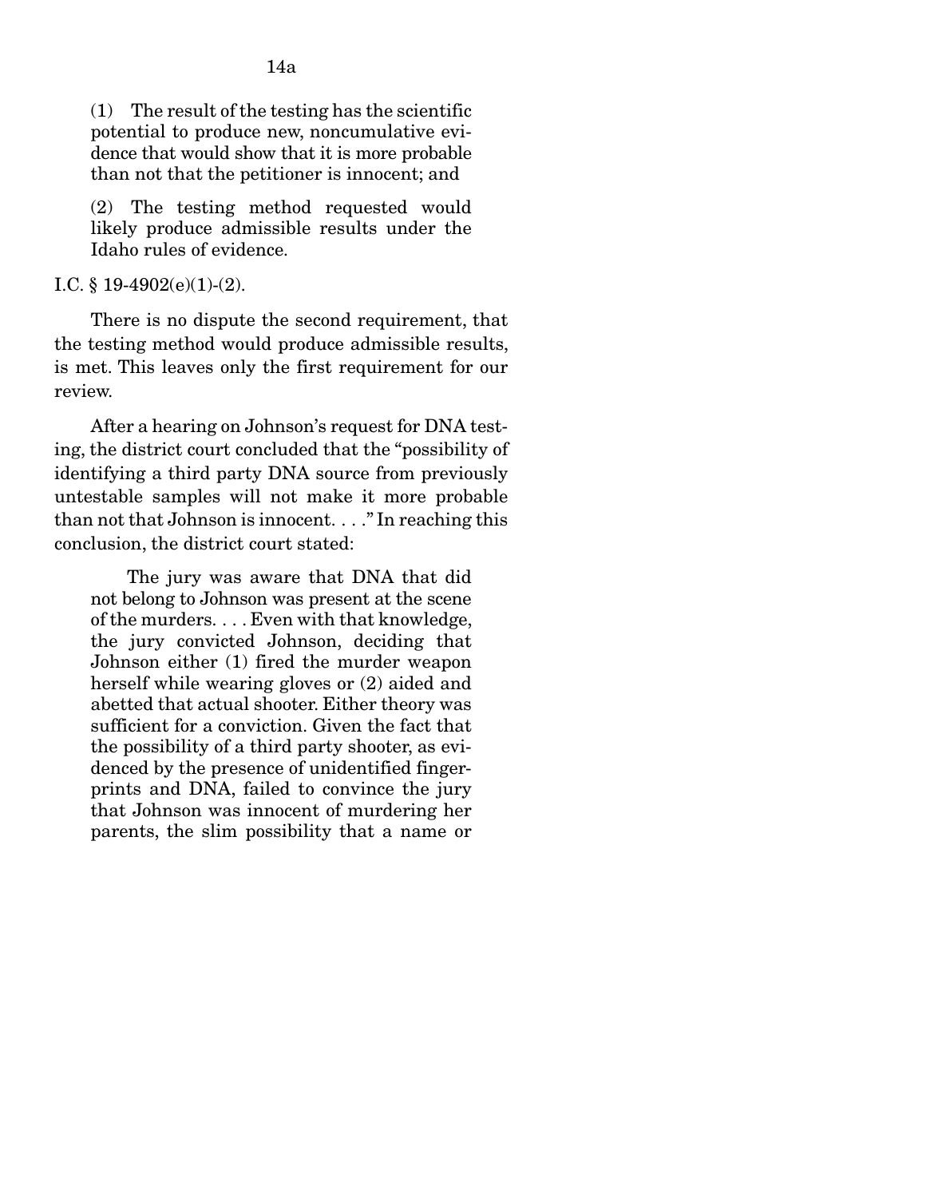> (1) The result of the testing has the scientific potential to produce new, noncumulative evidence that would show that it is more probable than not that the petitioner is innocent; and
>
> (2) The testing method requested would likely produce admissible results under the Idaho rules of evidence.

I.C. § 19-4902(e)(1)-(2).

There is no dispute the second requirement, that the testing method would produce admissible results, is met. This leaves only the first requirement for our review.

After a hearing on Johnson's request for DNA testing, the district court concluded that the "possibility of identifying a third party DNA source from previously untestable samples will not make it more probable than not that Johnson is innocent. . . ." In reaching this conclusion, the district court stated:

> The jury was aware that DNA that did not belong to Johnson was present at the scene of the murders. . . . Even with that knowledge, the jury convicted Johnson, deciding that Johnson either (1) fired the murder weapon herself while wearing gloves or (2) aided and abetted that actual shooter. Either theory was sufficient for a conviction. Given the fact that the possibility of a third party shooter, as evidenced by the presence of unidentified fingerprints and DNA, failed to convince the jury that Johnson was innocent of murdering her parents, the slim possibility that a name or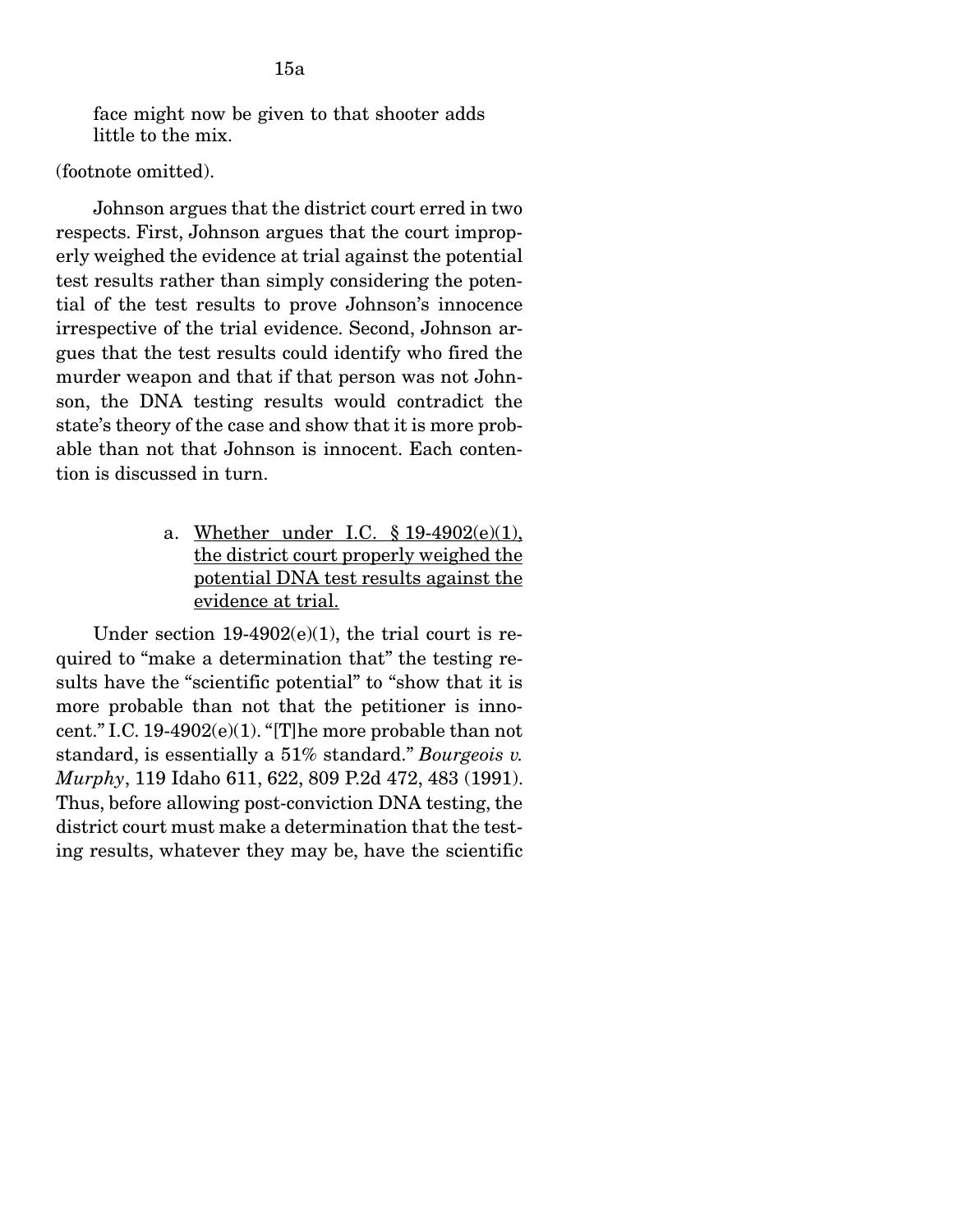face might now be given to that shooter adds little to the mix.

(footnote omitted).

Johnson argues that the district court erred in two respects. First, Johnson argues that the court improperly weighed the evidence at trial against the potential test results rather than simply considering the potential of the test results to prove Johnson's innocence irrespective of the trial evidence. Second, Johnson argues that the test results could identify who fired the murder weapon and that if that person was not Johnson, the DNA testing results would contradict the state's theory of the case and show that it is more probable than not that Johnson is innocent. Each contention is discussed in turn.

a. <u>Whether under I.C. § 19-4902(e)(1), the district court properly weighed the potential DNA test results against the evidence at trial.</u>

Under section 19-4902(e)(1), the trial court is required to "make a determination that" the testing results have the "scientific potential" to "show that it is more probable than not that the petitioner is innocent." I.C. 19-4902(e)(1). "[T]he more probable than not standard, is essentially a 51% standard." *Bourgeois v. Murphy*, 119 Idaho 611, 622, 809 P.2d 472, 483 (1991). Thus, before allowing post-conviction DNA testing, the district court must make a determination that the testing results, whatever they may be, have the scientific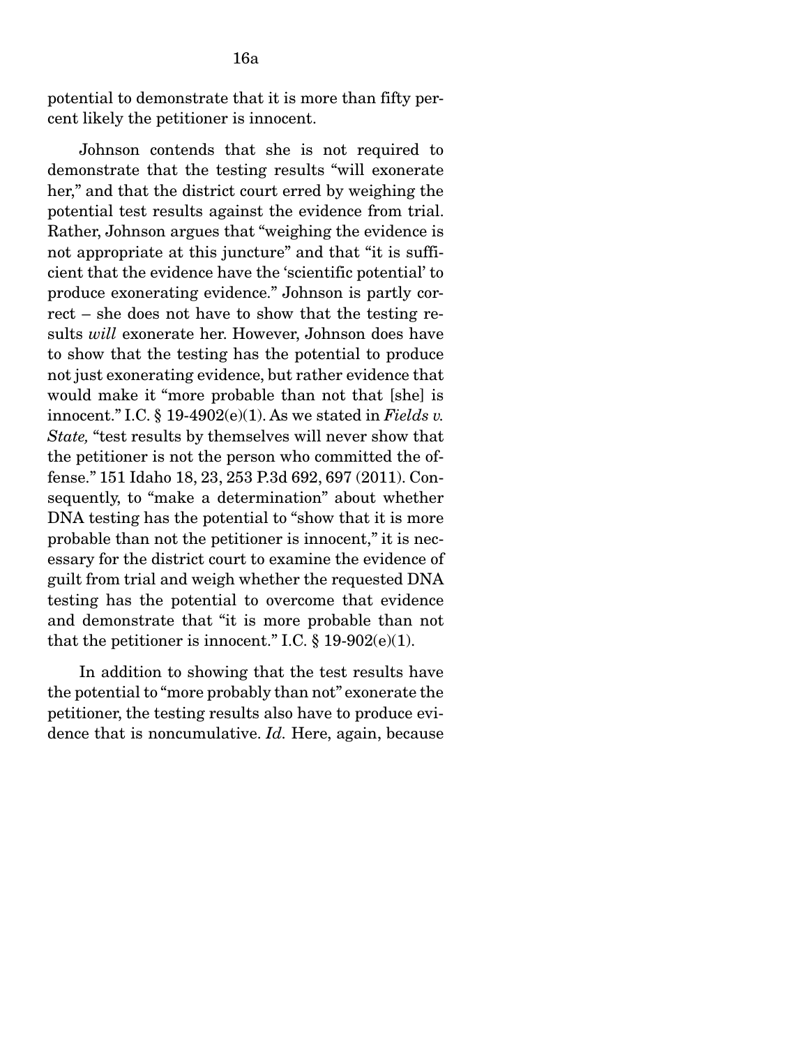potential to demonstrate that it is more than fifty percent likely the petitioner is innocent.

Johnson contends that she is not required to demonstrate that the testing results "will exonerate her," and that the district court erred by weighing the potential test results against the evidence from trial. Rather, Johnson argues that "weighing the evidence is not appropriate at this juncture" and that "it is sufficient that the evidence have the 'scientific potential' to produce exonerating evidence." Johnson is partly correct – she does not have to show that the testing results *will* exonerate her. However, Johnson does have to show that the testing has the potential to produce not just exonerating evidence, but rather evidence that would make it "more probable than not that [she] is innocent." I.C. § 19-4902(e)(1). As we stated in *Fields v. State,* "test results by themselves will never show that the petitioner is not the person who committed the offense." 151 Idaho 18, 23, 253 P.3d 692, 697 (2011). Consequently, to "make a determination" about whether DNA testing has the potential to "show that it is more probable than not the petitioner is innocent," it is necessary for the district court to examine the evidence of guilt from trial and weigh whether the requested DNA testing has the potential to overcome that evidence and demonstrate that "it is more probable than not that the petitioner is innocent." I.C. § 19-902(e)(1).

In addition to showing that the test results have the potential to "more probably than not" exonerate the petitioner, the testing results also have to produce evidence that is noncumulative. *Id.* Here, again, because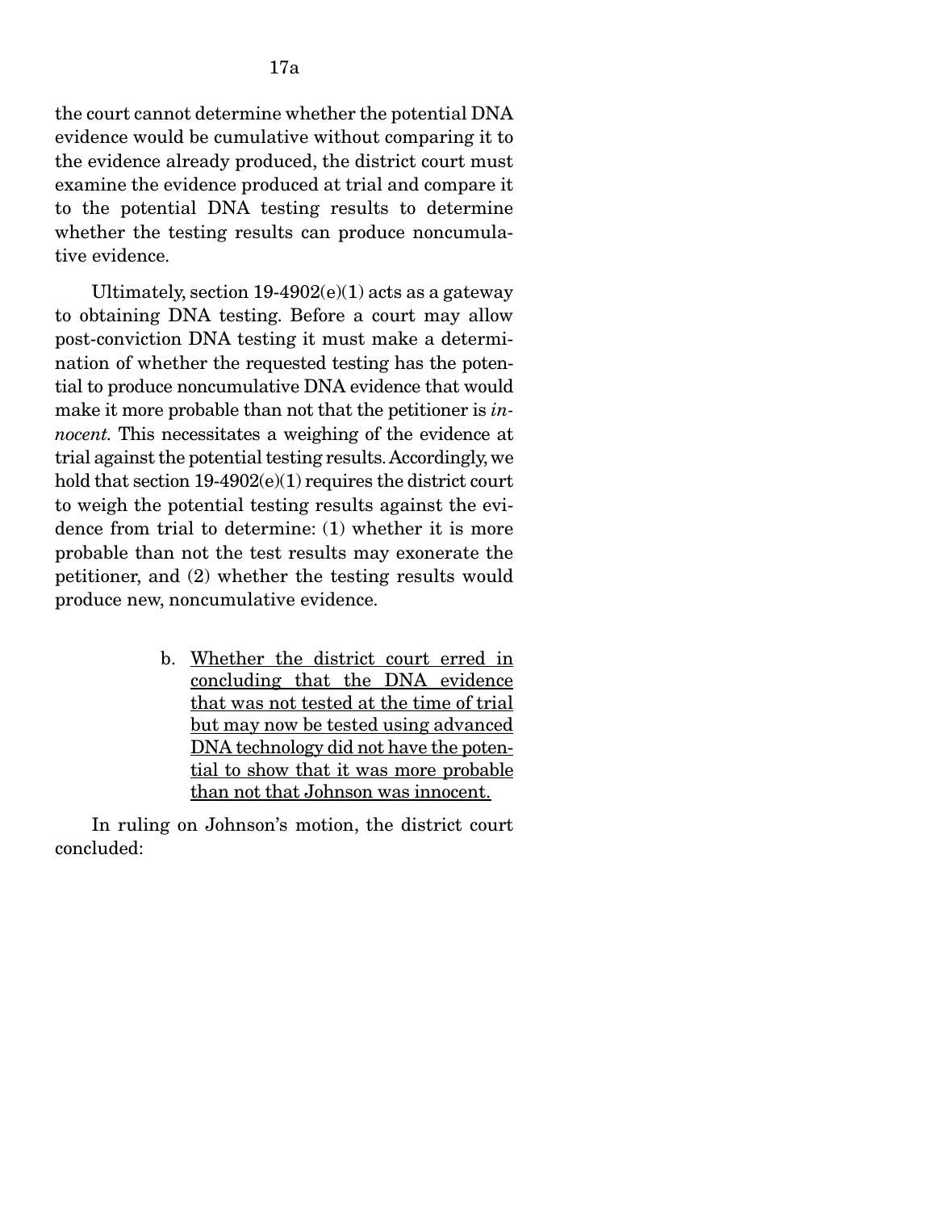the court cannot determine whether the potential DNA evidence would be cumulative without comparing it to the evidence already produced, the district court must examine the evidence produced at trial and compare it to the potential DNA testing results to determine whether the testing results can produce noncumulative evidence.

Ultimately, section 19-4902(e)(1) acts as a gateway to obtaining DNA testing. Before a court may allow post-conviction DNA testing it must make a determination of whether the requested testing has the potential to produce noncumulative DNA evidence that would make it more probable than not that the petitioner is *innocent.* This necessitates a weighing of the evidence at trial against the potential testing results. Accordingly, we hold that section 19-4902(e)(1) requires the district court to weigh the potential testing results against the evidence from trial to determine: (1) whether it is more probable than not the test results may exonerate the petitioner, and (2) whether the testing results would produce new, noncumulative evidence.

b. <u>Whether the district court erred in concluding that the DNA evidence that was not tested at the time of trial but may now be tested using advanced DNA technology did not have the potential to show that it was more probable than not that Johnson was innocent.</u>

In ruling on Johnson's motion, the district court concluded: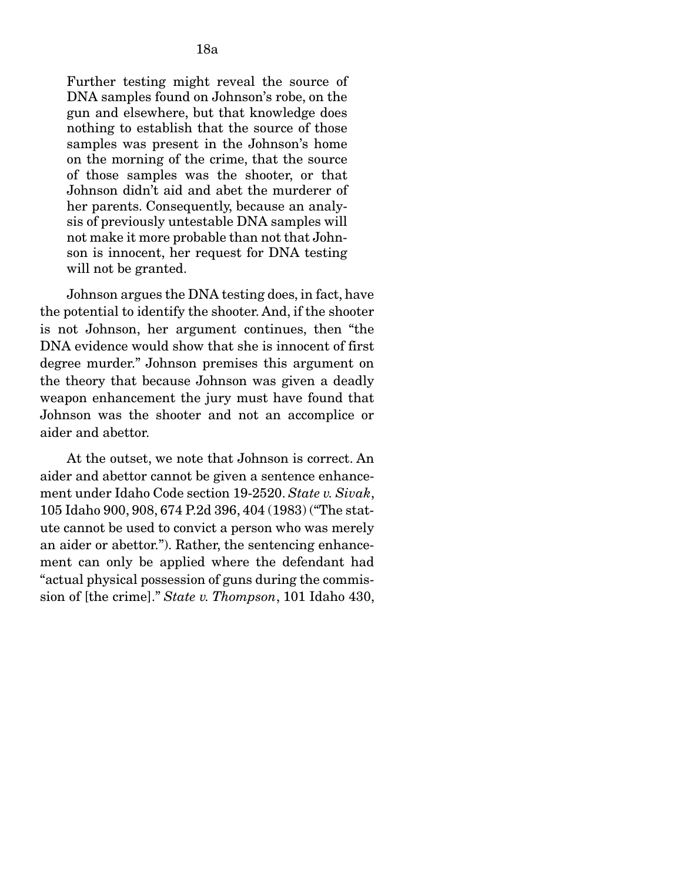> Further testing might reveal the source of DNA samples found on Johnson's robe, on the gun and elsewhere, but that knowledge does nothing to establish that the source of those samples was present in the Johnson's home on the morning of the crime, that the source of those samples was the shooter, or that Johnson didn't aid and abet the murderer of her parents. Consequently, because an analysis of previously untestable DNA samples will not make it more probable than not that Johnson is innocent, her request for DNA testing will not be granted.

Johnson argues the DNA testing does, in fact, have the potential to identify the shooter. And, if the shooter is not Johnson, her argument continues, then "the DNA evidence would show that she is innocent of first degree murder." Johnson premises this argument on the theory that because Johnson was given a deadly weapon enhancement the jury must have found that Johnson was the shooter and not an accomplice or aider and abettor.

At the outset, we note that Johnson is correct. An aider and abettor cannot be given a sentence enhancement under Idaho Code section 19-2520. *State v. Sivak*, 105 Idaho 900, 908, 674 P.2d 396, 404 (1983) ("The statute cannot be used to convict a person who was merely an aider or abettor."). Rather, the sentencing enhancement can only be applied where the defendant had "actual physical possession of guns during the commission of [the crime]." *State v. Thompson*, 101 Idaho 430,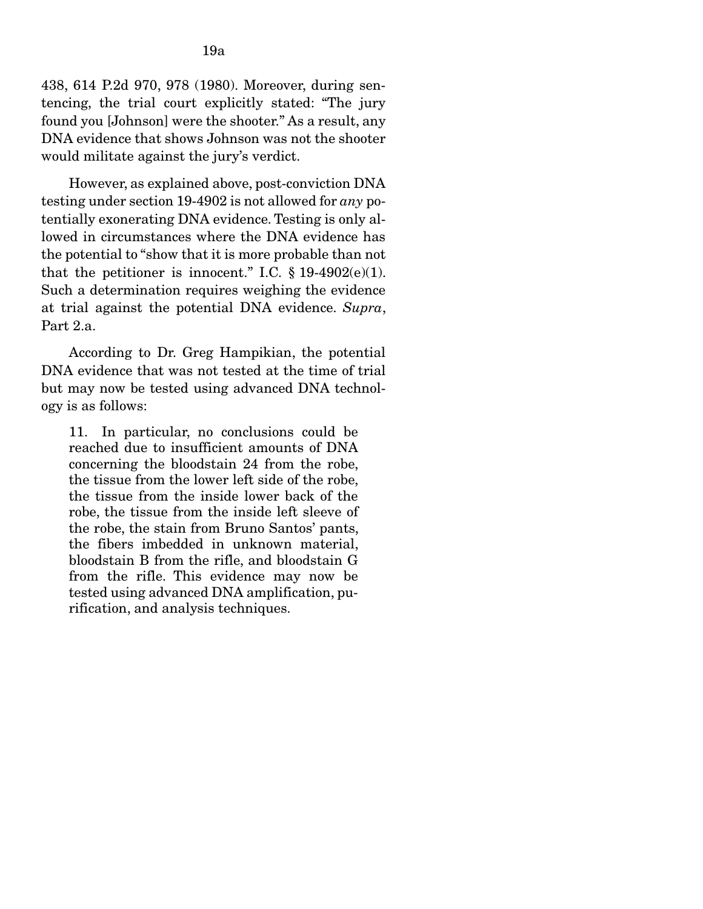438, 614 P.2d 970, 978 (1980). Moreover, during sentencing, the trial court explicitly stated: "The jury found you [Johnson] were the shooter." As a result, any DNA evidence that shows Johnson was not the shooter would militate against the jury's verdict.

However, as explained above, post-conviction DNA testing under section 19-4902 is not allowed for *any* potentially exonerating DNA evidence. Testing is only allowed in circumstances where the DNA evidence has the potential to "show that it is more probable than not that the petitioner is innocent." I.C. § 19-4902(e)(1). Such a determination requires weighing the evidence at trial against the potential DNA evidence. *Supra*, Part 2.a.

According to Dr. Greg Hampikian, the potential DNA evidence that was not tested at the time of trial but may now be tested using advanced DNA technology is as follows:

> 11. In particular, no conclusions could be reached due to insufficient amounts of DNA concerning the bloodstain 24 from the robe, the tissue from the lower left side of the robe, the tissue from the inside lower back of the robe, the tissue from the inside left sleeve of the robe, the stain from Bruno Santos' pants, the fibers imbedded in unknown material, bloodstain B from the rifle, and bloodstain G from the rifle. This evidence may now be tested using advanced DNA amplification, purification, and analysis techniques.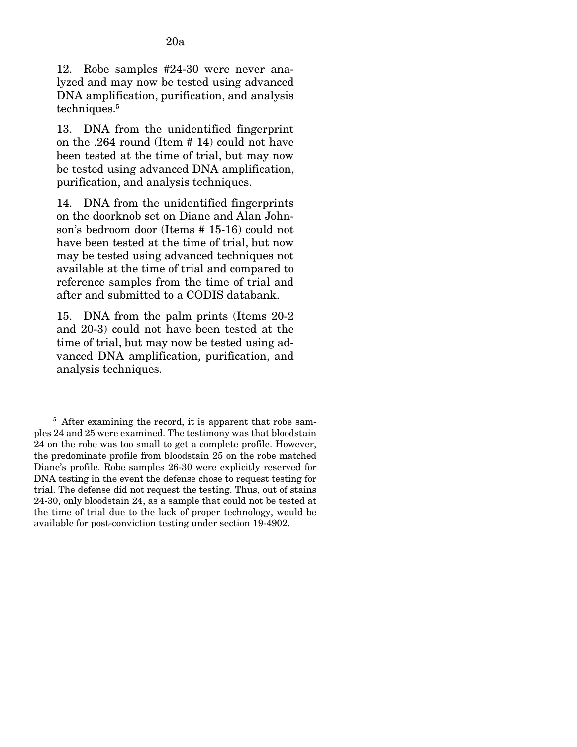12. Robe samples #24-30 were never analyzed and may now be tested using advanced DNA amplification, purification, and analysis techniques.[5]

13. DNA from the unidentified fingerprint on the .264 round (Item # 14) could not have been tested at the time of trial, but may now be tested using advanced DNA amplification, purification, and analysis techniques.

14. DNA from the unidentified fingerprints on the doorknob set on Diane and Alan Johnson's bedroom door (Items # 15-16) could not have been tested at the time of trial, but now may be tested using advanced techniques not available at the time of trial and compared to reference samples from the time of trial and after and submitted to a CODIS databank.

15. DNA from the palm prints (Items 20-2 and 20-3) could not have been tested at the time of trial, but may now be tested using advanced DNA amplification, purification, and analysis techniques.

---

[5] After examining the record, it is apparent that robe samples 24 and 25 were examined. The testimony was that bloodstain 24 on the robe was too small to get a complete profile. However, the predominate profile from bloodstain 25 on the robe matched Diane's profile. Robe samples 26-30 were explicitly reserved for DNA testing in the event the defense chose to request testing for trial. The defense did not request the testing. Thus, out of stains 24-30, only bloodstain 24, as a sample that could not be tested at the time of trial due to the lack of proper technology, would be available for post-conviction testing under section 19-4902.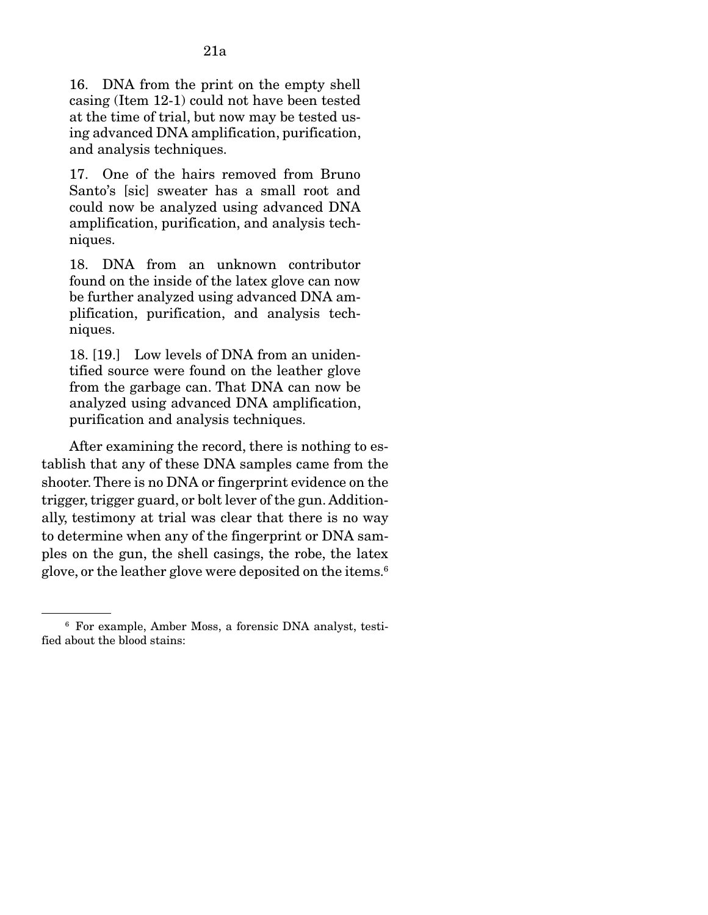16. DNA from the print on the empty shell casing (Item 12-1) could not have been tested at the time of trial, but now may be tested using advanced DNA amplification, purification, and analysis techniques.

17. One of the hairs removed from Bruno Santo's [sic] sweater has a small root and could now be analyzed using advanced DNA amplification, purification, and analysis techniques.

18. DNA from an unknown contributor found on the inside of the latex glove can now be further analyzed using advanced DNA amplification, purification, and analysis techniques.

18. [19.] Low levels of DNA from an unidentified source were found on the leather glove from the garbage can. That DNA can now be analyzed using advanced DNA amplification, purification and analysis techniques.

After examining the record, there is nothing to establish that any of these DNA samples came from the shooter. There is no DNA or fingerprint evidence on the trigger, trigger guard, or bolt lever of the gun. Additionally, testimony at trial was clear that there is no way to determine when any of the fingerprint or DNA samples on the gun, the shell casings, the robe, the latex glove, or the leather glove were deposited on the items.[6]

---

[6] For example, Amber Moss, a forensic DNA analyst, testified about the blood stains: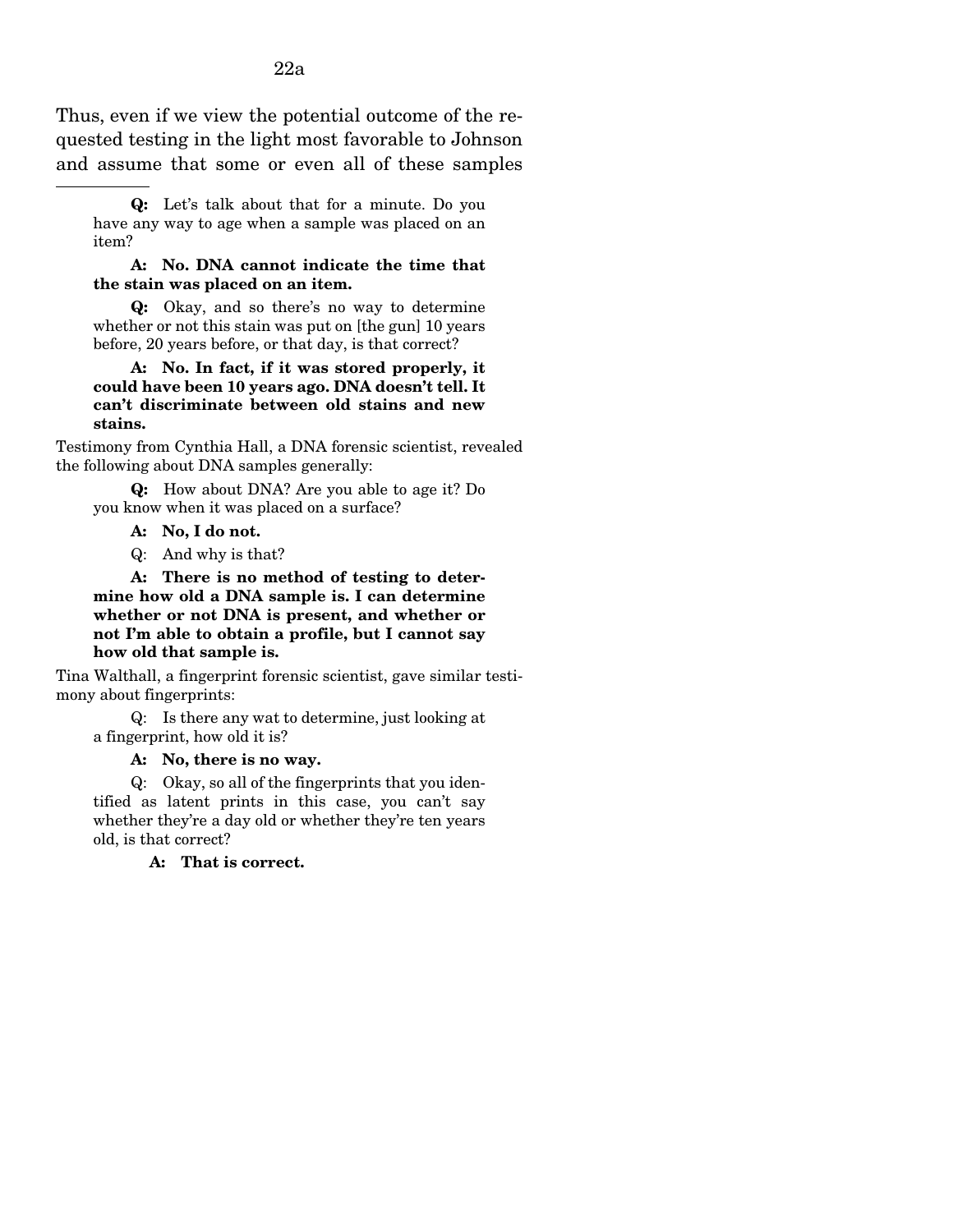Thus, even if we view the potential outcome of the requested testing in the light most favorable to Johnson and assume that some or even all of these samples

---

> **Q:** Let's talk about that for a minute. Do you have any way to age when a sample was placed on an item?
>
> **A: No. DNA cannot indicate the time that the stain was placed on an item.**
>
> **Q:** Okay, and so there's no way to determine whether or not this stain was put on [the gun] 10 years before, 20 years before, or that day, is that correct?
>
> **A: No. In fact, if it was stored properly, it could have been 10 years ago. DNA doesn't tell. It can't discriminate between old stains and new stains.**

Testimony from Cynthia Hall, a DNA forensic scientist, revealed the following about DNA samples generally:

> **Q:** How about DNA? Are you able to age it? Do you know when it was placed on a surface?
>
> **A: No, I do not.**
>
> Q: And why is that?
>
> **A: There is no method of testing to determine how old a DNA sample is. I can determine whether or not DNA is present, and whether or not I'm able to obtain a profile, but I cannot say how old that sample is.**

Tina Walthall, a fingerprint forensic scientist, gave similar testimony about fingerprints:

> Q: Is there any wat to determine, just looking at a fingerprint, how old it is?
>
> **A: No, there is no way.**
>
> Q: Okay, so all of the fingerprints that you identified as latent prints in this case, you can't say whether they're a day old or whether they're ten years old, is that correct?
>
> **A: That is correct.**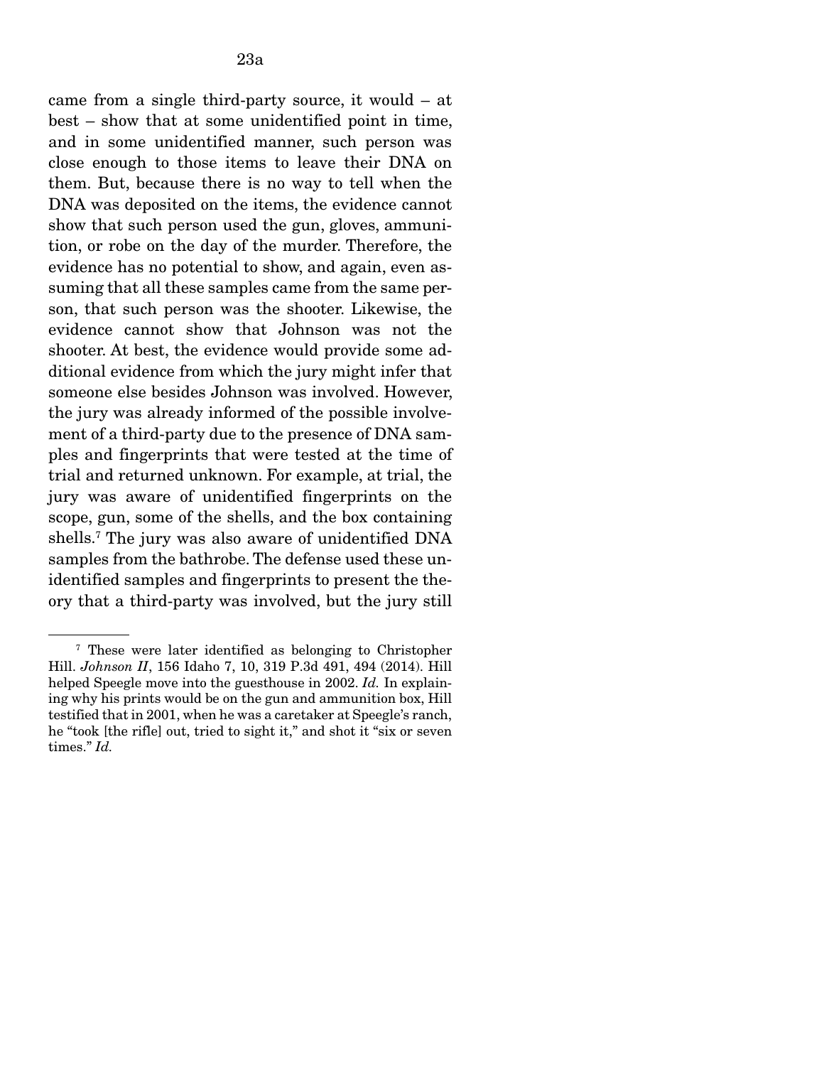came from a single third-party source, it would – at best – show that at some unidentified point in time, and in some unidentified manner, such person was close enough to those items to leave their DNA on them. But, because there is no way to tell when the DNA was deposited on the items, the evidence cannot show that such person used the gun, gloves, ammunition, or robe on the day of the murder. Therefore, the evidence has no potential to show, and again, even assuming that all these samples came from the same person, that such person was the shooter. Likewise, the evidence cannot show that Johnson was not the shooter. At best, the evidence would provide some additional evidence from which the jury might infer that someone else besides Johnson was involved. However, the jury was already informed of the possible involvement of a third-party due to the presence of DNA samples and fingerprints that were tested at the time of trial and returned unknown. For example, at trial, the jury was aware of unidentified fingerprints on the scope, gun, some of the shells, and the box containing shells.[7] The jury was also aware of unidentified DNA samples from the bathrobe. The defense used these unidentified samples and fingerprints to present the theory that a third-party was involved, but the jury still

---

[7] These were later identified as belonging to Christopher Hill. *Johnson II*, 156 Idaho 7, 10, 319 P.3d 491, 494 (2014). Hill helped Speegle move into the guesthouse in 2002. *Id.* In explaining why his prints would be on the gun and ammunition box, Hill testified that in 2001, when he was a caretaker at Speegle's ranch, he "took [the rifle] out, tried to sight it," and shot it "six or seven times." *Id.*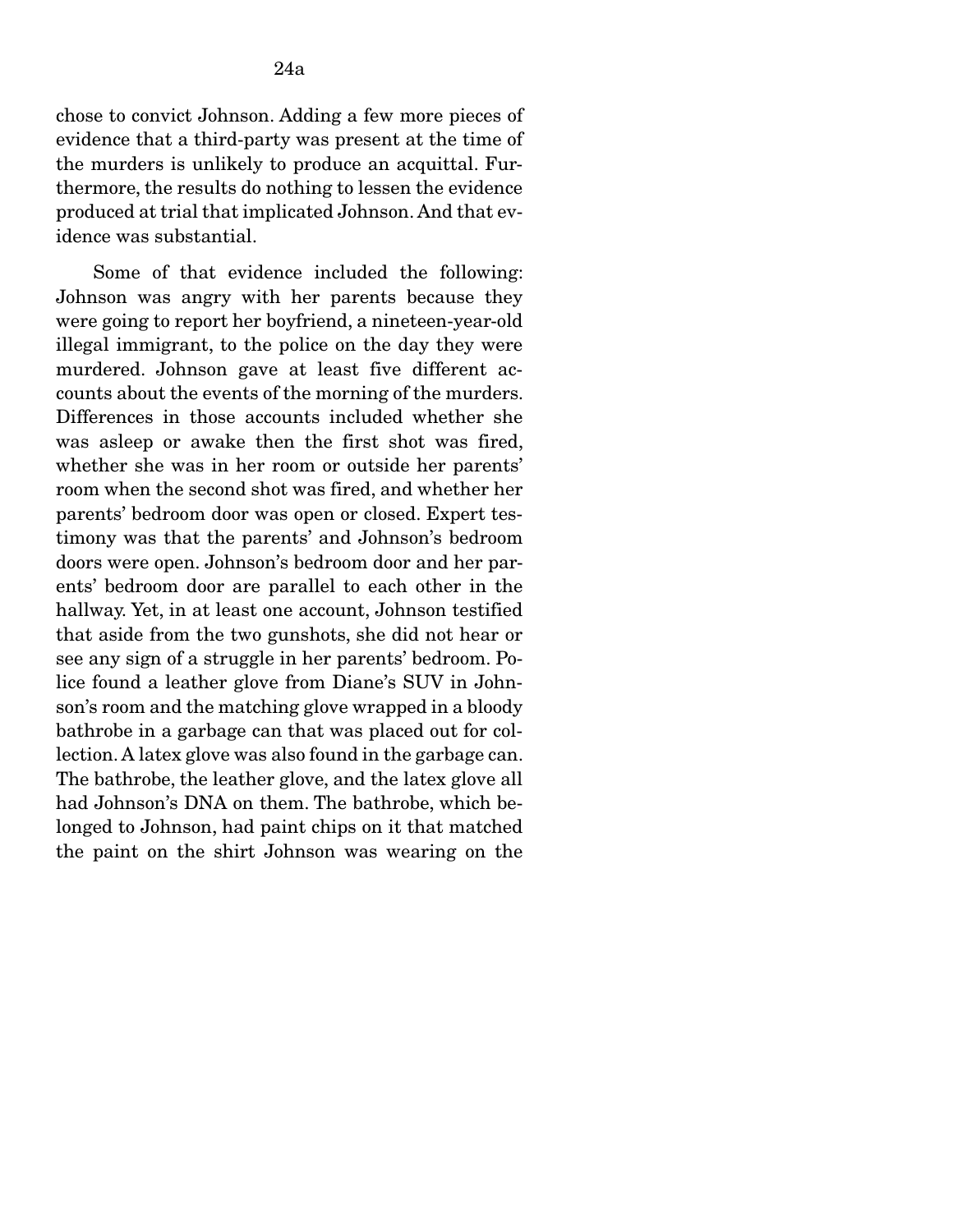chose to convict Johnson. Adding a few more pieces of evidence that a third-party was present at the time of the murders is unlikely to produce an acquittal. Furthermore, the results do nothing to lessen the evidence produced at trial that implicated Johnson. And that evidence was substantial.

Some of that evidence included the following: Johnson was angry with her parents because they were going to report her boyfriend, a nineteen-year-old illegal immigrant, to the police on the day they were murdered. Johnson gave at least five different accounts about the events of the morning of the murders. Differences in those accounts included whether she was asleep or awake then the first shot was fired, whether she was in her room or outside her parents' room when the second shot was fired, and whether her parents' bedroom door was open or closed. Expert testimony was that the parents' and Johnson's bedroom doors were open. Johnson's bedroom door and her parents' bedroom door are parallel to each other in the hallway. Yet, in at least one account, Johnson testified that aside from the two gunshots, she did not hear or see any sign of a struggle in her parents' bedroom. Police found a leather glove from Diane's SUV in Johnson's room and the matching glove wrapped in a bloody bathrobe in a garbage can that was placed out for collection. A latex glove was also found in the garbage can. The bathrobe, the leather glove, and the latex glove all had Johnson's DNA on them. The bathrobe, which belonged to Johnson, had paint chips on it that matched the paint on the shirt Johnson was wearing on the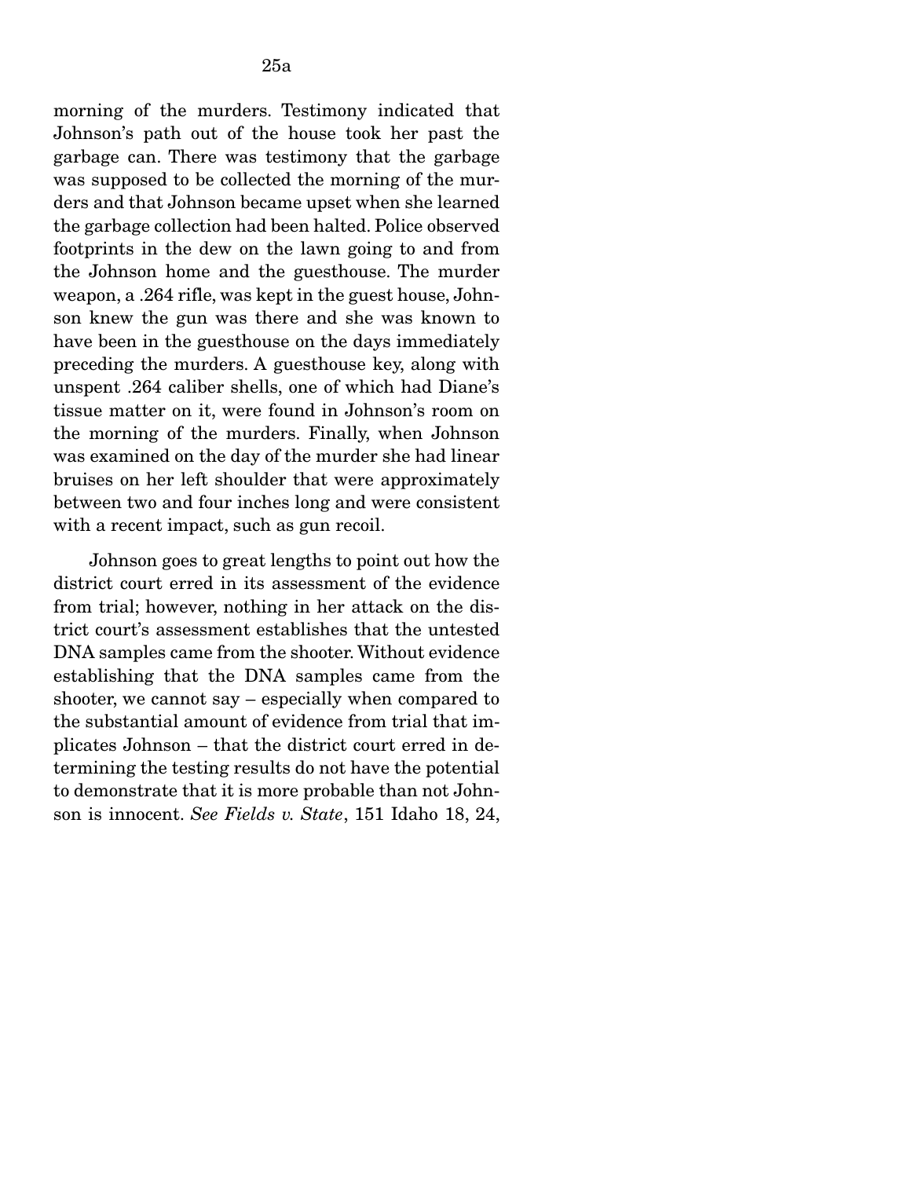morning of the murders. Testimony indicated that Johnson's path out of the house took her past the garbage can. There was testimony that the garbage was supposed to be collected the morning of the murders and that Johnson became upset when she learned the garbage collection had been halted. Police observed footprints in the dew on the lawn going to and from the Johnson home and the guesthouse. The murder weapon, a .264 rifle, was kept in the guest house, Johnson knew the gun was there and she was known to have been in the guesthouse on the days immediately preceding the murders. A guesthouse key, along with unspent .264 caliber shells, one of which had Diane's tissue matter on it, were found in Johnson's room on the morning of the murders. Finally, when Johnson was examined on the day of the murder she had linear bruises on her left shoulder that were approximately between two and four inches long and were consistent with a recent impact, such as gun recoil.

Johnson goes to great lengths to point out how the district court erred in its assessment of the evidence from trial; however, nothing in her attack on the district court's assessment establishes that the untested DNA samples came from the shooter. Without evidence establishing that the DNA samples came from the shooter, we cannot say – especially when compared to the substantial amount of evidence from trial that implicates Johnson – that the district court erred in determining the testing results do not have the potential to demonstrate that it is more probable than not Johnson is innocent. *See Fields v. State*, 151 Idaho 18, 24,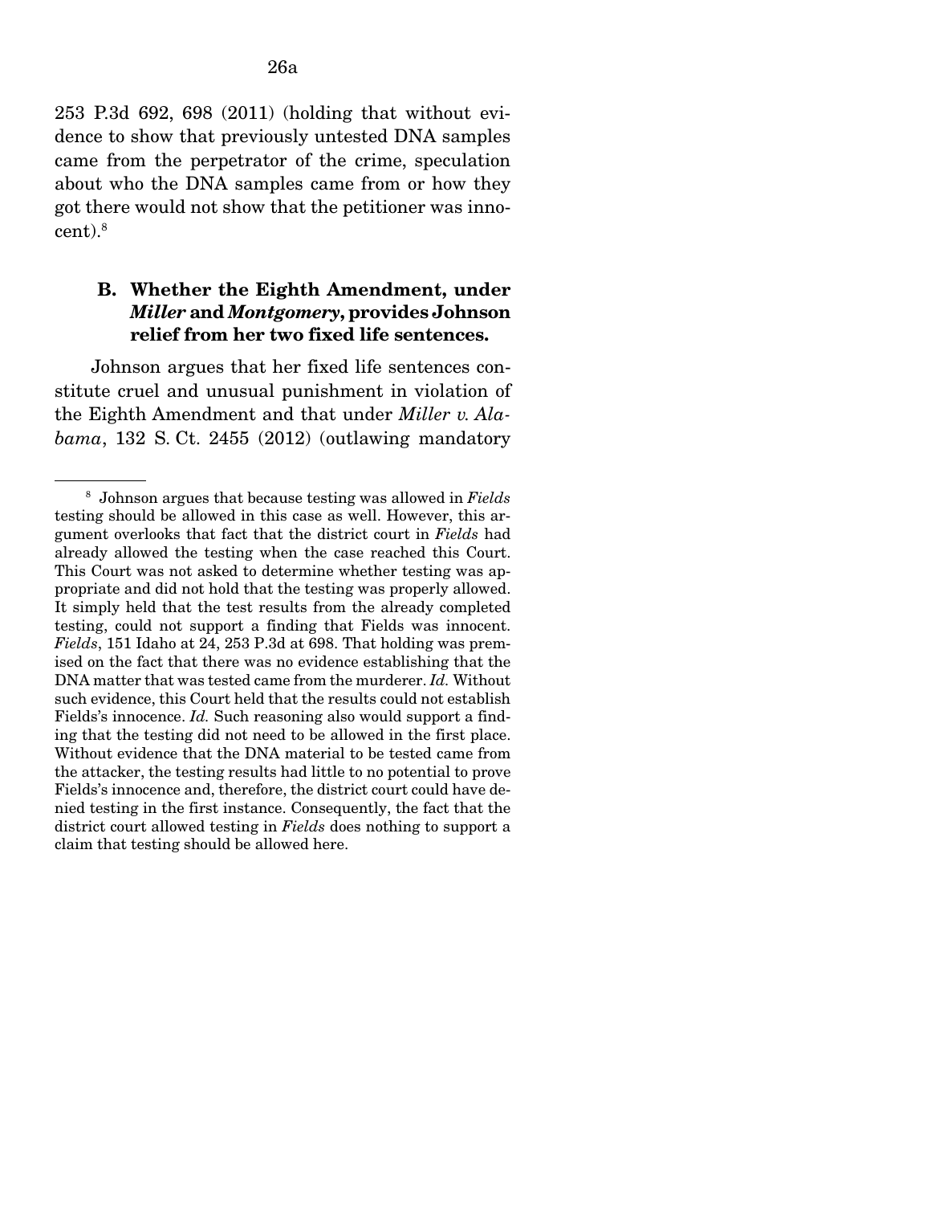253 P.3d 692, 698 (2011) (holding that without evidence to show that previously untested DNA samples came from the perpetrator of the crime, speculation about who the DNA samples came from or how they got there would not show that the petitioner was innocent).[8]

### B. Whether the Eighth Amendment, under *Miller* and *Montgomery*, provides Johnson relief from her two fixed life sentences.

Johnson argues that her fixed life sentences constitute cruel and unusual punishment in violation of the Eighth Amendment and that under *Miller v. Alabama*, 132 S. Ct. 2455 (2012) (outlawing mandatory

---

[8] Johnson argues that because testing was allowed in *Fields* testing should be allowed in this case as well. However, this argument overlooks that fact that the district court in *Fields* had already allowed the testing when the case reached this Court. This Court was not asked to determine whether testing was appropriate and did not hold that the testing was properly allowed. It simply held that the test results from the already completed testing, could not support a finding that Fields was innocent. *Fields*, 151 Idaho at 24, 253 P.3d at 698. That holding was premised on the fact that there was no evidence establishing that the DNA matter that was tested came from the murderer. *Id.* Without such evidence, this Court held that the results could not establish Fields's innocence. *Id.* Such reasoning also would support a finding that the testing did not need to be allowed in the first place. Without evidence that the DNA material to be tested came from the attacker, the testing results had little to no potential to prove Fields's innocence and, therefore, the district court could have denied testing in the first instance. Consequently, the fact that the district court allowed testing in *Fields* does nothing to support a claim that testing should be allowed here.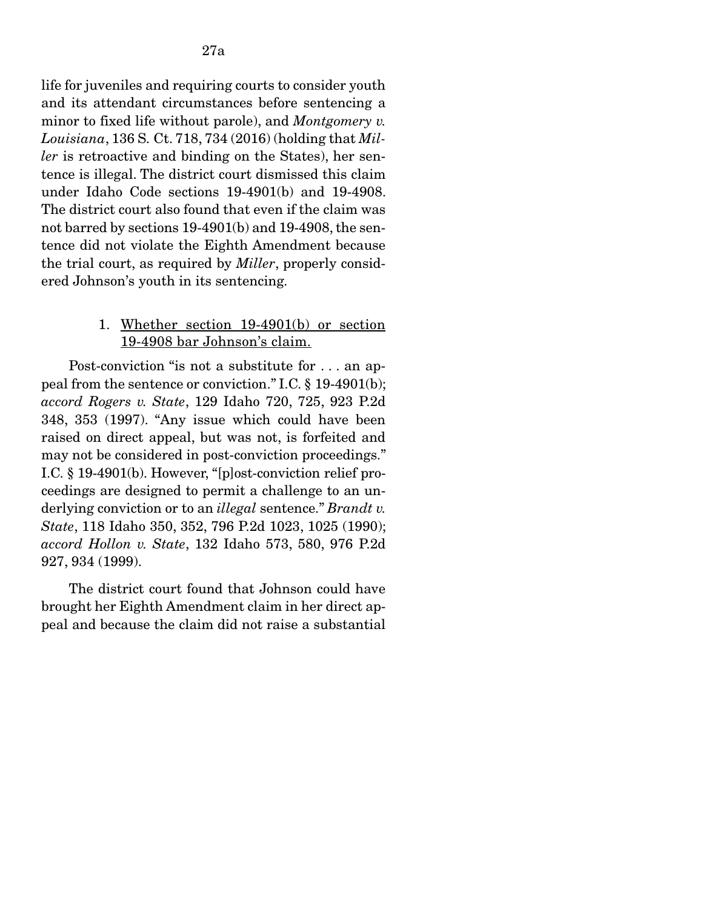life for juveniles and requiring courts to consider youth and its attendant circumstances before sentencing a minor to fixed life without parole), and *Montgomery v. Louisiana*, 136 S. Ct. 718, 734 (2016) (holding that *Miller* is retroactive and binding on the States), her sentence is illegal. The district court dismissed this claim under Idaho Code sections 19-4901(b) and 19-4908. The district court also found that even if the claim was not barred by sections 19-4901(b) and 19-4908, the sentence did not violate the Eighth Amendment because the trial court, as required by *Miller*, properly considered Johnson's youth in its sentencing.

1. <u>Whether section 19-4901(b) or section 19-4908 bar Johnson's claim.</u>

Post-conviction "is not a substitute for . . . an appeal from the sentence or conviction." I.C. § 19-4901(b); *accord Rogers v. State*, 129 Idaho 720, 725, 923 P.2d 348, 353 (1997). "Any issue which could have been raised on direct appeal, but was not, is forfeited and may not be considered in post-conviction proceedings." I.C. § 19-4901(b). However, "[p]ost-conviction relief proceedings are designed to permit a challenge to an underlying conviction or to an *illegal* sentence." *Brandt v. State*, 118 Idaho 350, 352, 796 P.2d 1023, 1025 (1990); *accord Hollon v. State*, 132 Idaho 573, 580, 976 P.2d 927, 934 (1999).

The district court found that Johnson could have brought her Eighth Amendment claim in her direct appeal and because the claim did not raise a substantial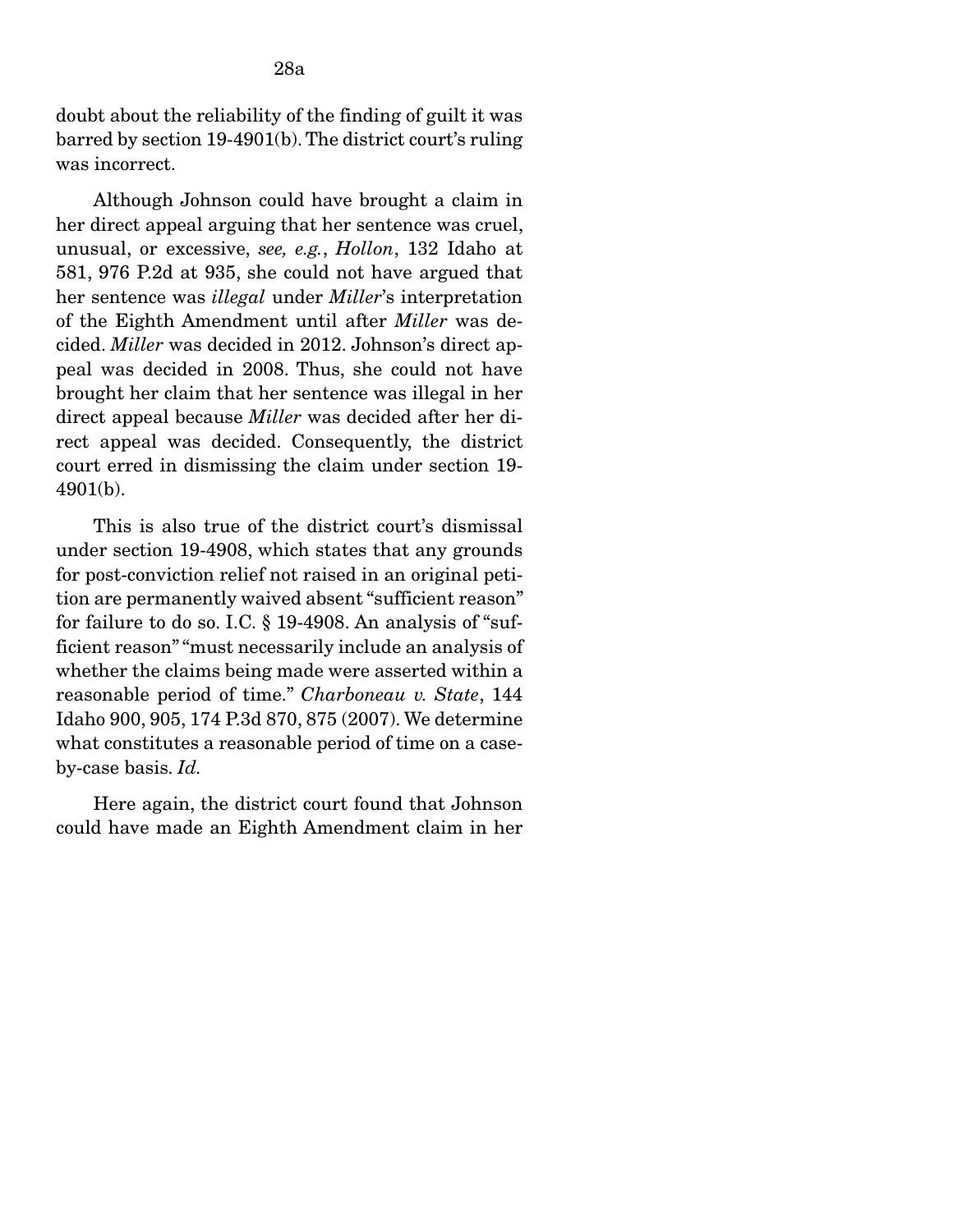doubt about the reliability of the finding of guilt it was barred by section 19-4901(b). The district court's ruling was incorrect.

Although Johnson could have brought a claim in her direct appeal arguing that her sentence was cruel, unusual, or excessive, *see, e.g.*, *Hollon*, 132 Idaho at 581, 976 P.2d at 935, she could not have argued that her sentence was *illegal* under *Miller*'s interpretation of the Eighth Amendment until after *Miller* was decided. *Miller* was decided in 2012. Johnson's direct appeal was decided in 2008. Thus, she could not have brought her claim that her sentence was illegal in her direct appeal because *Miller* was decided after her direct appeal was decided. Consequently, the district court erred in dismissing the claim under section 19-4901(b).

This is also true of the district court's dismissal under section 19-4908, which states that any grounds for post-conviction relief not raised in an original petition are permanently waived absent "sufficient reason" for failure to do so. I.C. § 19-4908. An analysis of "sufficient reason" "must necessarily include an analysis of whether the claims being made were asserted within a reasonable period of time." *Charboneau v. State*, 144 Idaho 900, 905, 174 P.3d 870, 875 (2007). We determine what constitutes a reasonable period of time on a case-by-case basis. *Id.*

Here again, the district court found that Johnson could have made an Eighth Amendment claim in her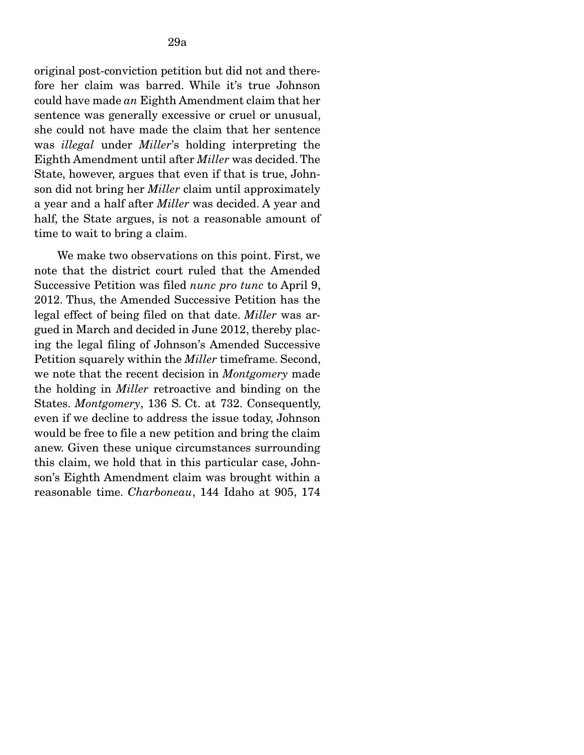original post-conviction petition but did not and therefore her claim was barred. While it's true Johnson could have made *an* Eighth Amendment claim that her sentence was generally excessive or cruel or unusual, she could not have made the claim that her sentence was *illegal* under *Miller*'s holding interpreting the Eighth Amendment until after *Miller* was decided. The State, however, argues that even if that is true, Johnson did not bring her *Miller* claim until approximately a year and a half after *Miller* was decided. A year and half, the State argues, is not a reasonable amount of time to wait to bring a claim.

We make two observations on this point. First, we note that the district court ruled that the Amended Successive Petition was filed *nunc pro tunc* to April 9, 2012. Thus, the Amended Successive Petition has the legal effect of being filed on that date. *Miller* was argued in March and decided in June 2012, thereby placing the legal filing of Johnson's Amended Successive Petition squarely within the *Miller* timeframe. Second, we note that the recent decision in *Montgomery* made the holding in *Miller* retroactive and binding on the States. *Montgomery*, 136 S. Ct. at 732. Consequently, even if we decline to address the issue today, Johnson would be free to file a new petition and bring the claim anew. Given these unique circumstances surrounding this claim, we hold that in this particular case, Johnson's Eighth Amendment claim was brought within a reasonable time. *Charboneau*, 144 Idaho at 905, 174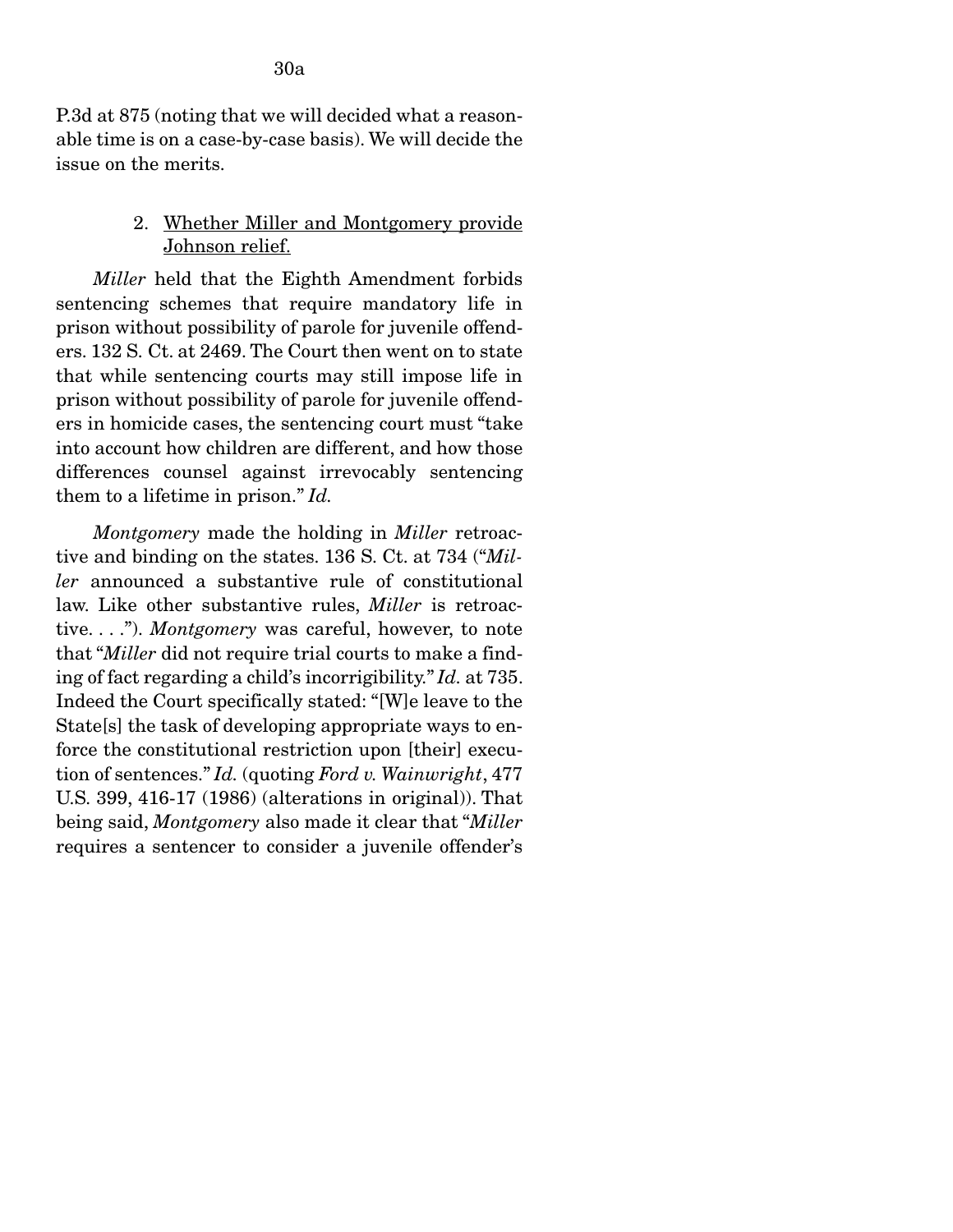P.3d at 875 (noting that we will decided what a reasonable time is on a case-by-case basis). We will decide the issue on the merits.

2. Whether Miller and Montgomery provide Johnson relief.

*Miller* held that the Eighth Amendment forbids sentencing schemes that require mandatory life in prison without possibility of parole for juvenile offenders. 132 S. Ct. at 2469. The Court then went on to state that while sentencing courts may still impose life in prison without possibility of parole for juvenile offenders in homicide cases, the sentencing court must "take into account how children are different, and how those differences counsel against irrevocably sentencing them to a lifetime in prison." *Id.*

*Montgomery* made the holding in *Miller* retroactive and binding on the states. 136 S. Ct. at 734 ("*Miller* announced a substantive rule of constitutional law. Like other substantive rules, *Miller* is retroactive. . . ."). *Montgomery* was careful, however, to note that "*Miller* did not require trial courts to make a finding of fact regarding a child's incorrigibility." *Id.* at 735. Indeed the Court specifically stated: "[W]e leave to the State[s] the task of developing appropriate ways to enforce the constitutional restriction upon [their] execution of sentences." *Id.* (quoting *Ford v. Wainwright*, 477 U.S. 399, 416-17 (1986) (alterations in original)). That being said, *Montgomery* also made it clear that "*Miller* requires a sentencer to consider a juvenile offender's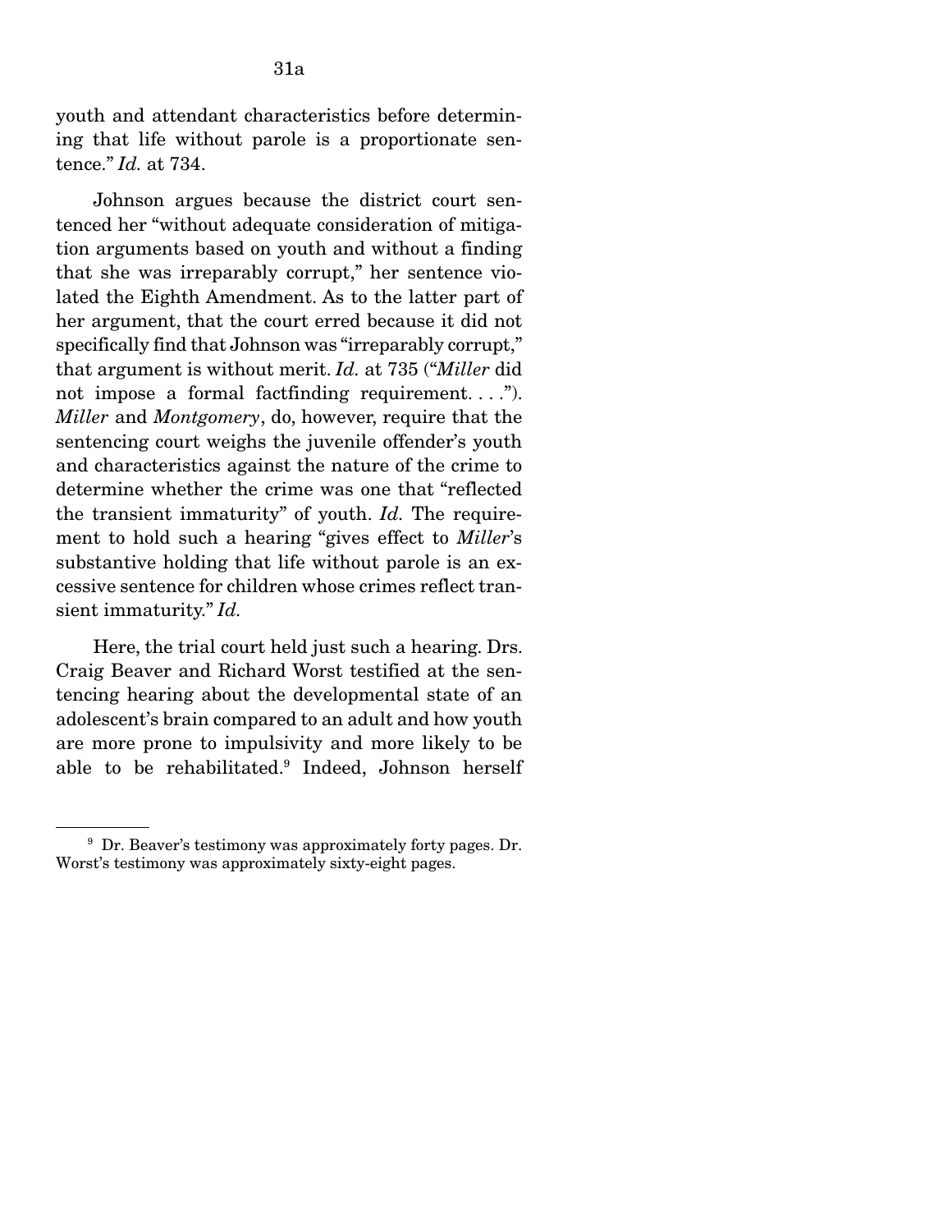youth and attendant characteristics before determining that life without parole is a proportionate sentence." *Id.* at 734.

Johnson argues because the district court sentenced her "without adequate consideration of mitigation arguments based on youth and without a finding that she was irreparably corrupt," her sentence violated the Eighth Amendment. As to the latter part of her argument, that the court erred because it did not specifically find that Johnson was "irreparably corrupt," that argument is without merit. *Id.* at 735 ("*Miller* did not impose a formal factfinding requirement. . . ."). *Miller* and *Montgomery*, do, however, require that the sentencing court weighs the juvenile offender's youth and characteristics against the nature of the crime to determine whether the crime was one that "reflected the transient immaturity" of youth. *Id.* The requirement to hold such a hearing "gives effect to *Miller*'s substantive holding that life without parole is an excessive sentence for children whose crimes reflect transient immaturity." *Id.*

Here, the trial court held just such a hearing. Drs. Craig Beaver and Richard Worst testified at the sentencing hearing about the developmental state of an adolescent's brain compared to an adult and how youth are more prone to impulsivity and more likely to be able to be rehabilitated.[9] Indeed, Johnson herself

[9] Dr. Beaver's testimony was approximately forty pages. Dr. Worst's testimony was approximately sixty-eight pages.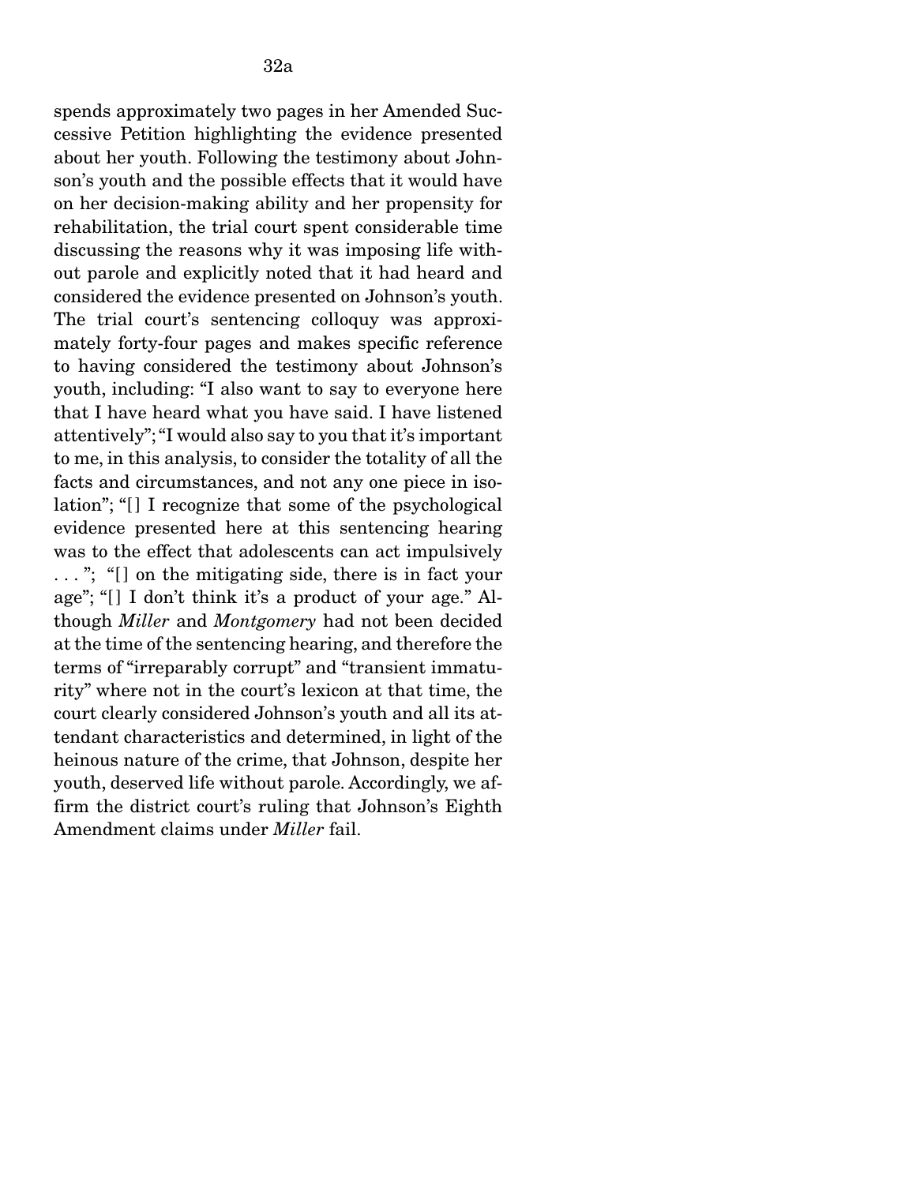spends approximately two pages in her Amended Successive Petition highlighting the evidence presented about her youth. Following the testimony about Johnson's youth and the possible effects that it would have on her decision-making ability and her propensity for rehabilitation, the trial court spent considerable time discussing the reasons why it was imposing life without parole and explicitly noted that it had heard and considered the evidence presented on Johnson's youth. The trial court's sentencing colloquy was approximately forty-four pages and makes specific reference to having considered the testimony about Johnson's youth, including: "I also want to say to everyone here that I have heard what you have said. I have listened attentively"; "I would also say to you that it's important to me, in this analysis, to consider the totality of all the facts and circumstances, and not any one piece in isolation"; "[] I recognize that some of the psychological evidence presented here at this sentencing hearing was to the effect that adolescents can act impulsively . . . "; "[] on the mitigating side, there is in fact your age"; "[] I don't think it's a product of your age." Although *Miller* and *Montgomery* had not been decided at the time of the sentencing hearing, and therefore the terms of "irreparably corrupt" and "transient immaturity" where not in the court's lexicon at that time, the court clearly considered Johnson's youth and all its attendant characteristics and determined, in light of the heinous nature of the crime, that Johnson, despite her youth, deserved life without parole. Accordingly, we affirm the district court's ruling that Johnson's Eighth Amendment claims under *Miller* fail.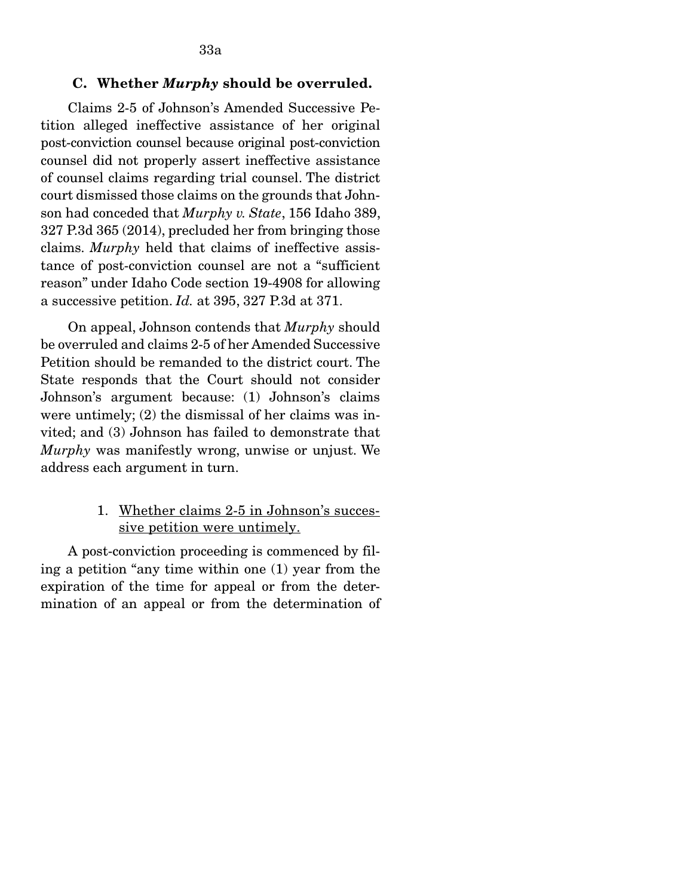### C. Whether *Murphy* should be overruled.

Claims 2-5 of Johnson's Amended Successive Petition alleged ineffective assistance of her original post-conviction counsel because original post-conviction counsel did not properly assert ineffective assistance of counsel claims regarding trial counsel. The district court dismissed those claims on the grounds that Johnson had conceded that *Murphy v. State*, 156 Idaho 389, 327 P.3d 365 (2014), precluded her from bringing those claims. *Murphy* held that claims of ineffective assistance of post-conviction counsel are not a "sufficient reason" under Idaho Code section 19-4908 for allowing a successive petition. *Id.* at 395, 327 P.3d at 371.

On appeal, Johnson contends that *Murphy* should be overruled and claims 2-5 of her Amended Successive Petition should be remanded to the district court. The State responds that the Court should not consider Johnson's argument because: (1) Johnson's claims were untimely; (2) the dismissal of her claims was invited; and (3) Johnson has failed to demonstrate that *Murphy* was manifestly wrong, unwise or unjust. We address each argument in turn.

1. <u>Whether claims 2-5 in Johnson's successive petition were untimely.</u>

A post-conviction proceeding is commenced by filing a petition "any time within one (1) year from the expiration of the time for appeal or from the determination of an appeal or from the determination of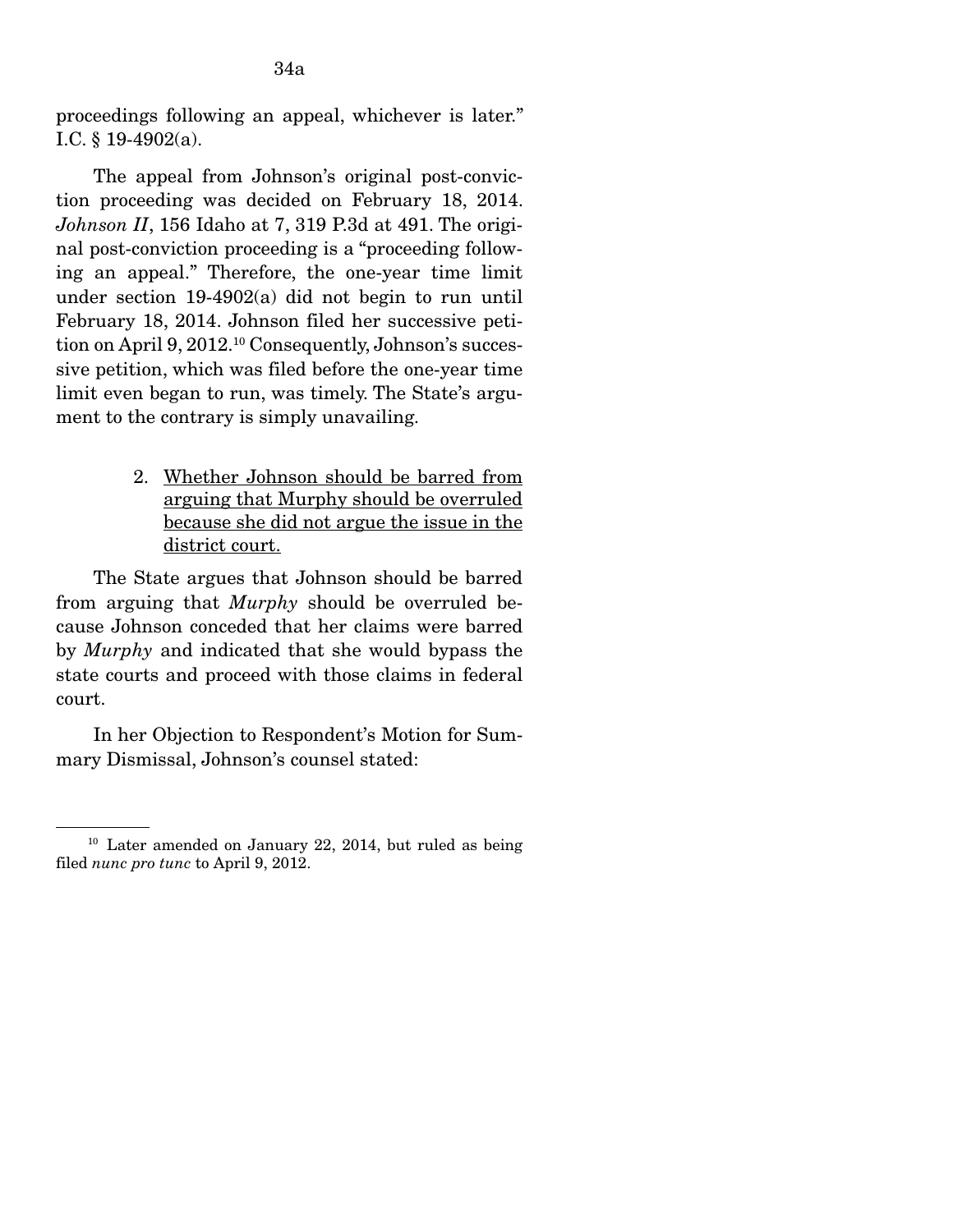proceedings following an appeal, whichever is later." I.C. § 19-4902(a).

The appeal from Johnson's original post-conviction proceeding was decided on February 18, 2014. *Johnson II*, 156 Idaho at 7, 319 P.3d at 491. The original post-conviction proceeding is a "proceeding following an appeal." Therefore, the one-year time limit under section 19-4902(a) did not begin to run until February 18, 2014. Johnson filed her successive petition on April 9, 2012.[10] Consequently, Johnson's successive petition, which was filed before the one-year time limit even began to run, was timely. The State's argument to the contrary is simply unavailing.

2. Whether Johnson should be barred from arguing that Murphy should be overruled because she did not argue the issue in the district court.

The State argues that Johnson should be barred from arguing that *Murphy* should be overruled because Johnson conceded that her claims were barred by *Murphy* and indicated that she would bypass the state courts and proceed with those claims in federal court.

In her Objection to Respondent's Motion for Summary Dismissal, Johnson's counsel stated:

[10] Later amended on January 22, 2014, but ruled as being filed *nunc pro tunc* to April 9, 2012.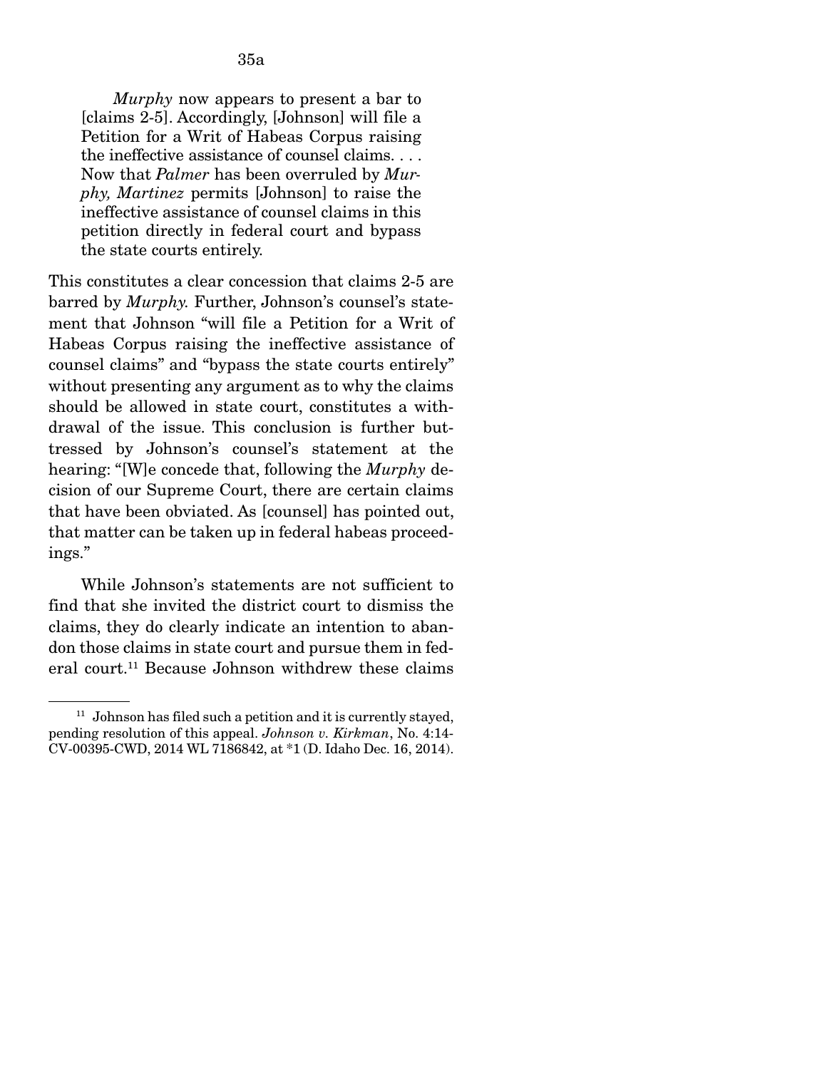> *Murphy* now appears to present a bar to [claims 2-5]. Accordingly, [Johnson] will file a Petition for a Writ of Habeas Corpus raising the ineffective assistance of counsel claims. . . . Now that *Palmer* has been overruled by *Murphy, Martinez* permits [Johnson] to raise the ineffective assistance of counsel claims in this petition directly in federal court and bypass the state courts entirely.

This constitutes a clear concession that claims 2-5 are barred by *Murphy.* Further, Johnson's counsel's statement that Johnson "will file a Petition for a Writ of Habeas Corpus raising the ineffective assistance of counsel claims" and "bypass the state courts entirely" without presenting any argument as to why the claims should be allowed in state court, constitutes a withdrawal of the issue. This conclusion is further buttressed by Johnson's counsel's statement at the hearing: "[W]e concede that, following the *Murphy* decision of our Supreme Court, there are certain claims that have been obviated. As [counsel] has pointed out, that matter can be taken up in federal habeas proceedings."

While Johnson's statements are not sufficient to find that she invited the district court to dismiss the claims, they do clearly indicate an intention to abandon those claims in state court and pursue them in federal court.[11] Because Johnson withdrew these claims

---

[11] Johnson has filed such a petition and it is currently stayed, pending resolution of this appeal. *Johnson v. Kirkman*, No. 4:14-CV-00395-CWD, 2014 WL 7186842, at *1 (D. Idaho Dec. 16, 2014).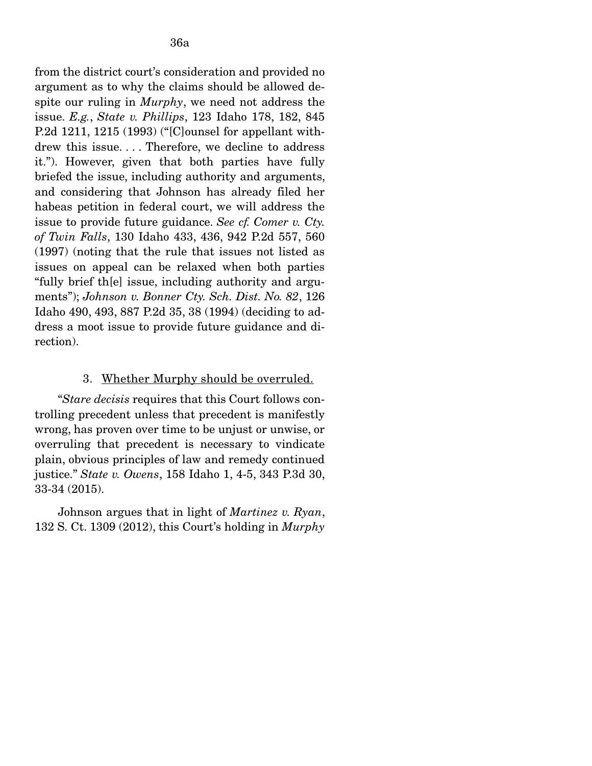from the district court's consideration and provided no argument as to why the claims should be allowed despite our ruling in *Murphy*, we need not address the issue. *E.g.*, *State v. Phillips*, 123 Idaho 178, 182, 845 P.2d 1211, 1215 (1993) ("[C]ounsel for appellant withdrew this issue. . . . Therefore, we decline to address it."). However, given that both parties have fully briefed the issue, including authority and arguments, and considering that Johnson has already filed her habeas petition in federal court, we will address the issue to provide future guidance. *See cf. Comer v. Cty. of Twin Falls*, 130 Idaho 433, 436, 942 P.2d 557, 560 (1997) (noting that the rule that issues not listed as issues on appeal can be relaxed when both parties "fully brief th[e] issue, including authority and arguments"); *Johnson v. Bonner Cty. Sch. Dist. No. 82*, 126 Idaho 490, 493, 887 P.2d 35, 38 (1994) (deciding to address a moot issue to provide future guidance and direction).

3. Whether Murphy should be overruled.

"*Stare decisis* requires that this Court follows controlling precedent unless that precedent is manifestly wrong, has proven over time to be unjust or unwise, or overruling that precedent is necessary to vindicate plain, obvious principles of law and remedy continued justice." *State v. Owens*, 158 Idaho 1, 4-5, 343 P.3d 30, 33-34 (2015).

Johnson argues that in light of *Martinez v. Ryan*, 132 S. Ct. 1309 (2012), this Court's holding in *Murphy*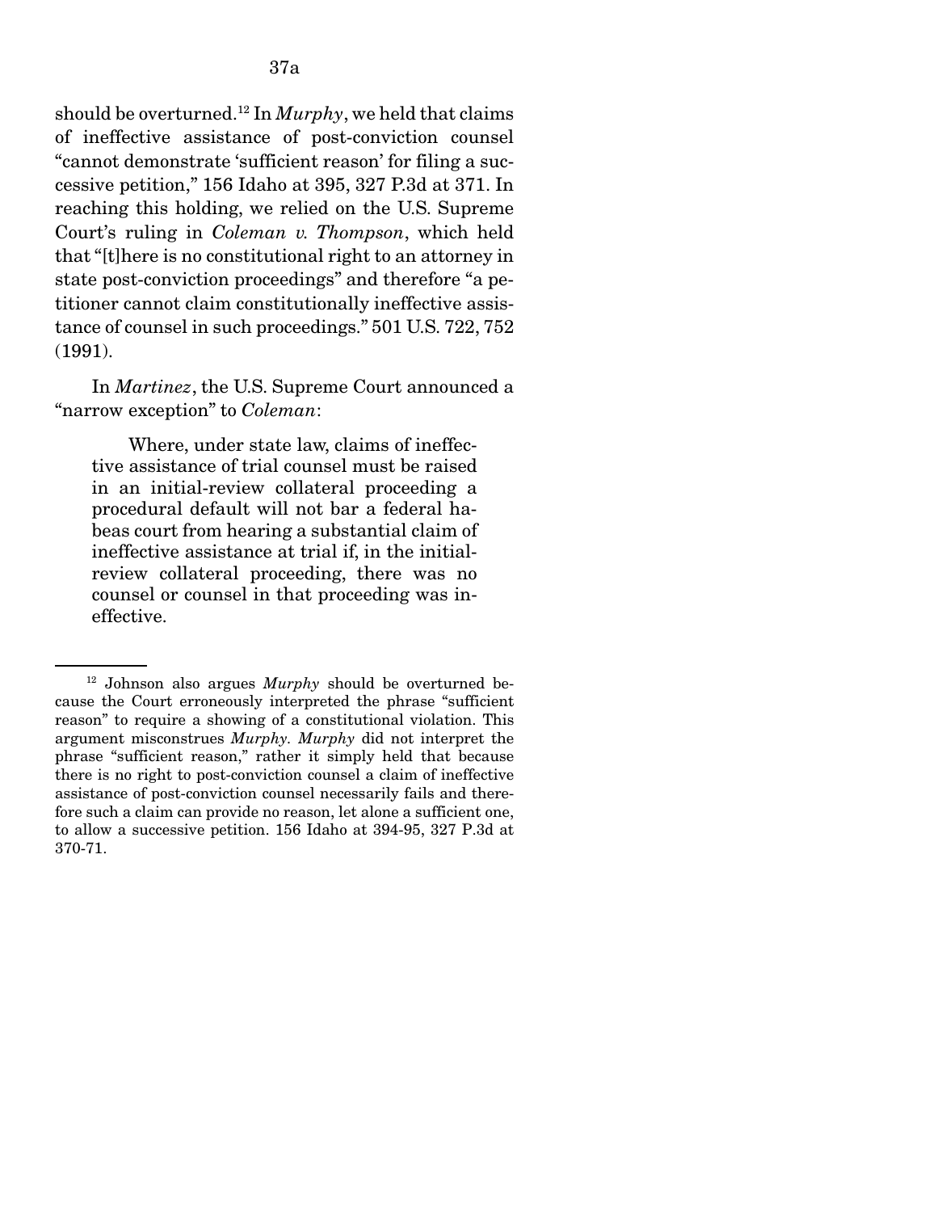should be overturned.[12] In *Murphy*, we held that claims of ineffective assistance of post-conviction counsel "cannot demonstrate 'sufficient reason' for filing a successive petition," 156 Idaho at 395, 327 P.3d at 371. In reaching this holding, we relied on the U.S. Supreme Court's ruling in *Coleman v. Thompson*, which held that "[t]here is no constitutional right to an attorney in state post-conviction proceedings" and therefore "a petitioner cannot claim constitutionally ineffective assistance of counsel in such proceedings." 501 U.S. 722, 752 (1991).

In *Martinez*, the U.S. Supreme Court announced a "narrow exception" to *Coleman*:

> Where, under state law, claims of ineffective assistance of trial counsel must be raised in an initial-review collateral proceeding a procedural default will not bar a federal habeas court from hearing a substantial claim of ineffective assistance at trial if, in the initial-review collateral proceeding, there was no counsel or counsel in that proceeding was ineffective.

---

[12] Johnson also argues *Murphy* should be overturned because the Court erroneously interpreted the phrase "sufficient reason" to require a showing of a constitutional violation. This argument misconstrues *Murphy*. *Murphy* did not interpret the phrase "sufficient reason," rather it simply held that because there is no right to post-conviction counsel a claim of ineffective assistance of post-conviction counsel necessarily fails and therefore such a claim can provide no reason, let alone a sufficient one, to allow a successive petition. 156 Idaho at 394-95, 327 P.3d at 370-71.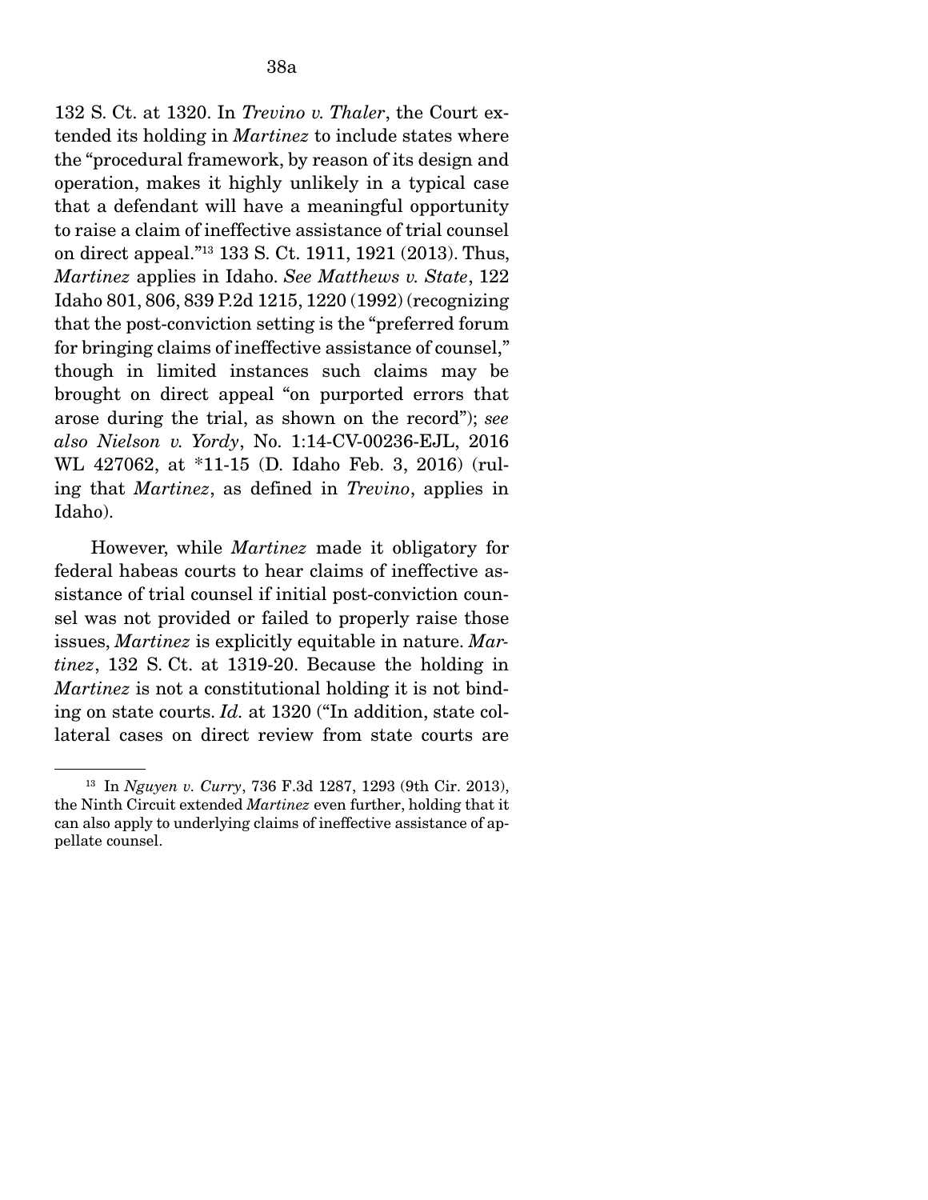132 S. Ct. at 1320. In *Trevino v. Thaler*, the Court extended its holding in *Martinez* to include states where the "procedural framework, by reason of its design and operation, makes it highly unlikely in a typical case that a defendant will have a meaningful opportunity to raise a claim of ineffective assistance of trial counsel on direct appeal."[13] 133 S. Ct. 1911, 1921 (2013). Thus, *Martinez* applies in Idaho. *See Matthews v. State*, 122 Idaho 801, 806, 839 P.2d 1215, 1220 (1992) (recognizing that the post-conviction setting is the "preferred forum for bringing claims of ineffective assistance of counsel," though in limited instances such claims may be brought on direct appeal "on purported errors that arose during the trial, as shown on the record"); *see also Nielson v. Yordy*, No. 1:14-CV-00236-EJL, 2016 WL 427062, at *11-15 (D. Idaho Feb. 3, 2016) (ruling that *Martinez*, as defined in *Trevino*, applies in Idaho).

However, while *Martinez* made it obligatory for federal habeas courts to hear claims of ineffective assistance of trial counsel if initial post-conviction counsel was not provided or failed to properly raise those issues, *Martinez* is explicitly equitable in nature. *Martinez*, 132 S. Ct. at 1319-20. Because the holding in *Martinez* is not a constitutional holding it is not binding on state courts. *Id.* at 1320 ("In addition, state collateral cases on direct review from state courts are

---

[13] In *Nguyen v. Curry*, 736 F.3d 1287, 1293 (9th Cir. 2013), the Ninth Circuit extended *Martinez* even further, holding that it can also apply to underlying claims of ineffective assistance of appellate counsel.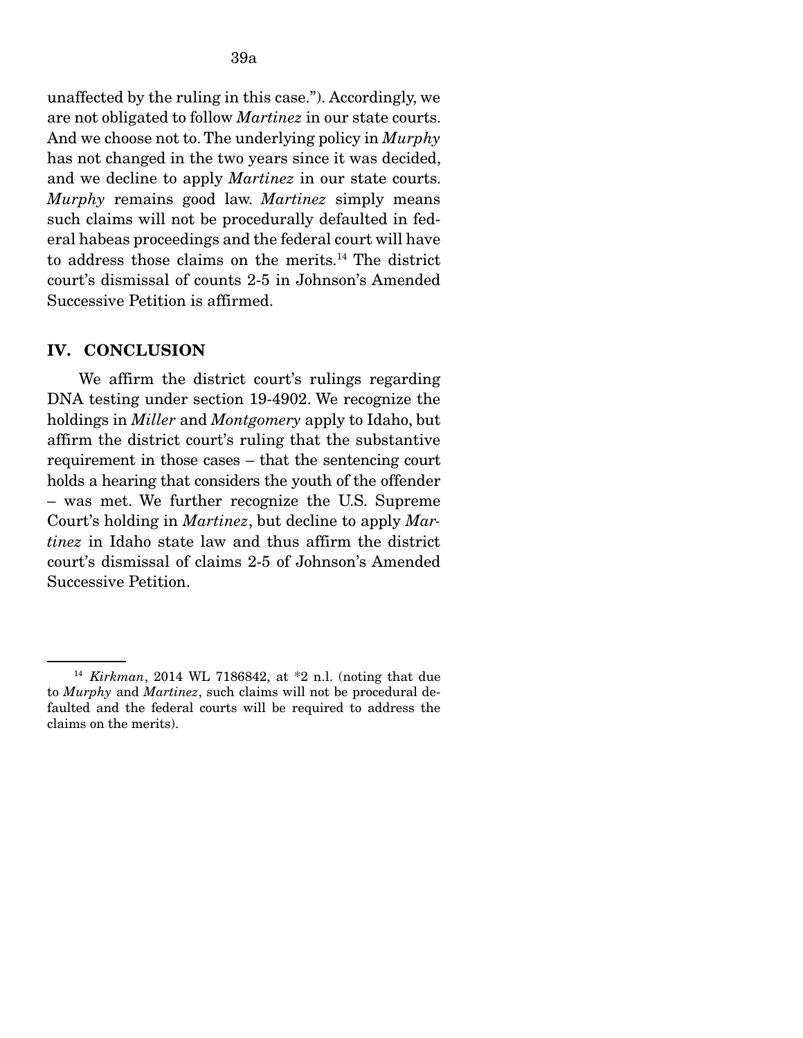unaffected by the ruling in this case."). Accordingly, we are not obligated to follow *Martinez* in our state courts. And we choose not to. The underlying policy in *Murphy* has not changed in the two years since it was decided, and we decline to apply *Martinez* in our state courts. *Murphy* remains good law. *Martinez* simply means such claims will not be procedurally defaulted in federal habeas proceedings and the federal court will have to address those claims on the merits.[14] The district court's dismissal of counts 2-5 in Johnson's Amended Successive Petition is affirmed.

## IV. CONCLUSION

We affirm the district court's rulings regarding DNA testing under section 19-4902. We recognize the holdings in *Miller* and *Montgomery* apply to Idaho, but affirm the district court's ruling that the substantive requirement in those cases – that the sentencing court holds a hearing that considers the youth of the offender – was met. We further recognize the U.S. Supreme Court's holding in *Martinez*, but decline to apply *Martinez* in Idaho state law and thus affirm the district court's dismissal of claims 2-5 of Johnson's Amended Successive Petition.

---

[14] *Kirkman*, 2014 WL 7186842, at *2 n.l. (noting that due to *Murphy* and *Martinez*, such claims will not be procedural defaulted and the federal courts will be required to address the claims on the merits).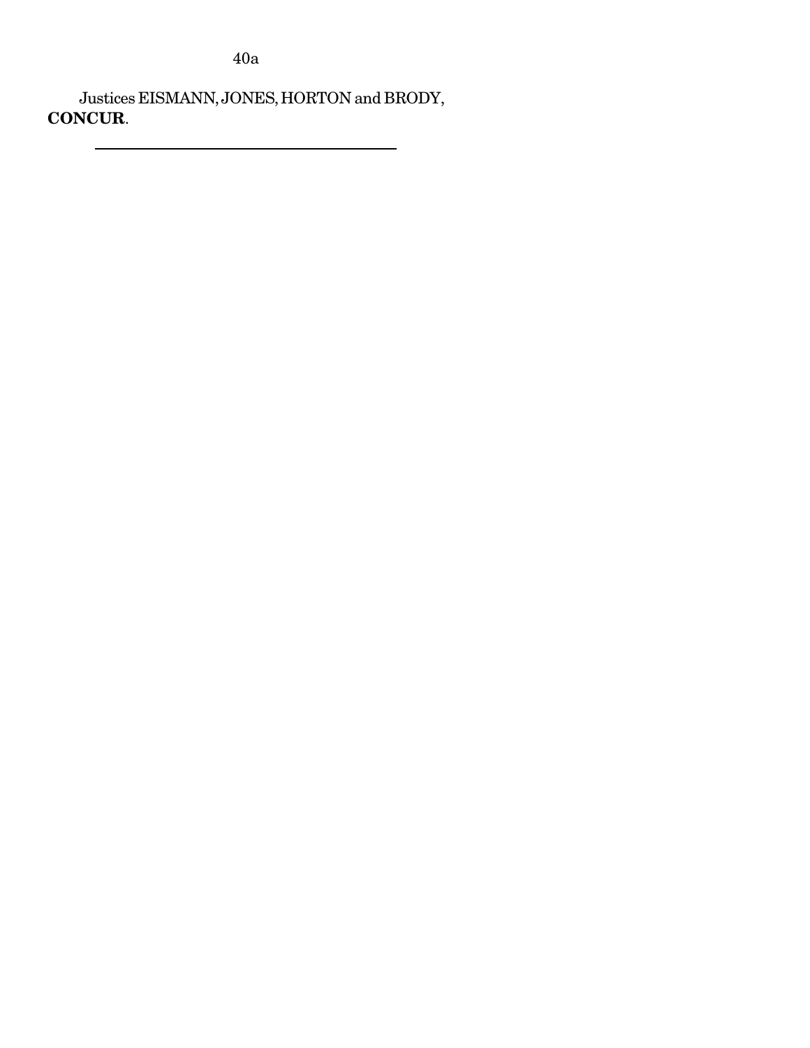Justices EISMANN, JONES, HORTON and BRODY, **CONCUR**.

---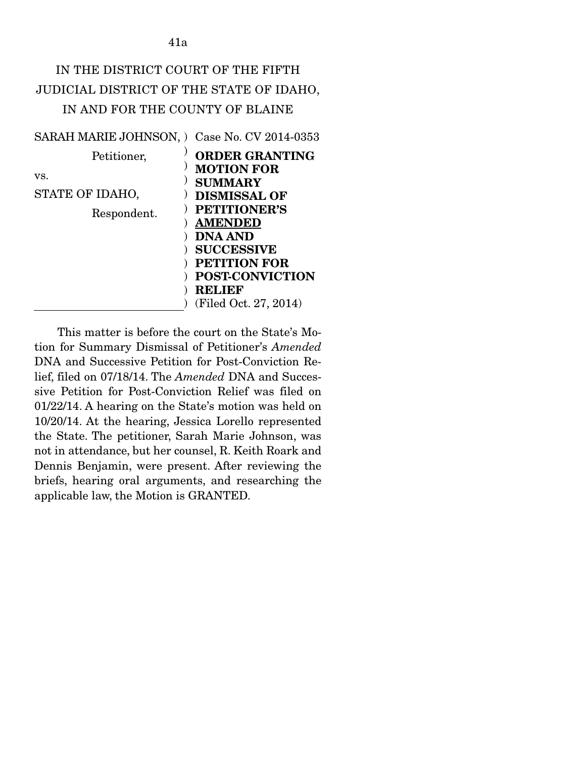IN THE DISTRICT COURT OF THE FIFTH JUDICIAL DISTRICT OF THE STATE OF IDAHO, IN AND FOR THE COUNTY OF BLAINE

| | |
|---|---|
| SARAH MARIE JOHNSON, Petitioner, vs. STATE OF IDAHO, Respondent. | Case No. CV 2014-0353 **ORDER GRANTING MOTION FOR SUMMARY DISMISSAL OF PETITIONER'S AMENDED DNA AND SUCCESSIVE PETITION FOR POST-CONVICTION RELIEF** (Filed Oct. 27, 2014) |

This matter is before the court on the State's Motion for Summary Dismissal of Petitioner's *Amended* DNA and Successive Petition for Post-Conviction Relief, filed on 07/18/14. The *Amended* DNA and Successive Petition for Post-Conviction Relief was filed on 01/22/14. A hearing on the State's motion was held on 10/20/14. At the hearing, Jessica Lorello represented the State. The petitioner, Sarah Marie Johnson, was not in attendance, but her counsel, R. Keith Roark and Dennis Benjamin, were present. After reviewing the briefs, hearing oral arguments, and researching the applicable law, the Motion is GRANTED.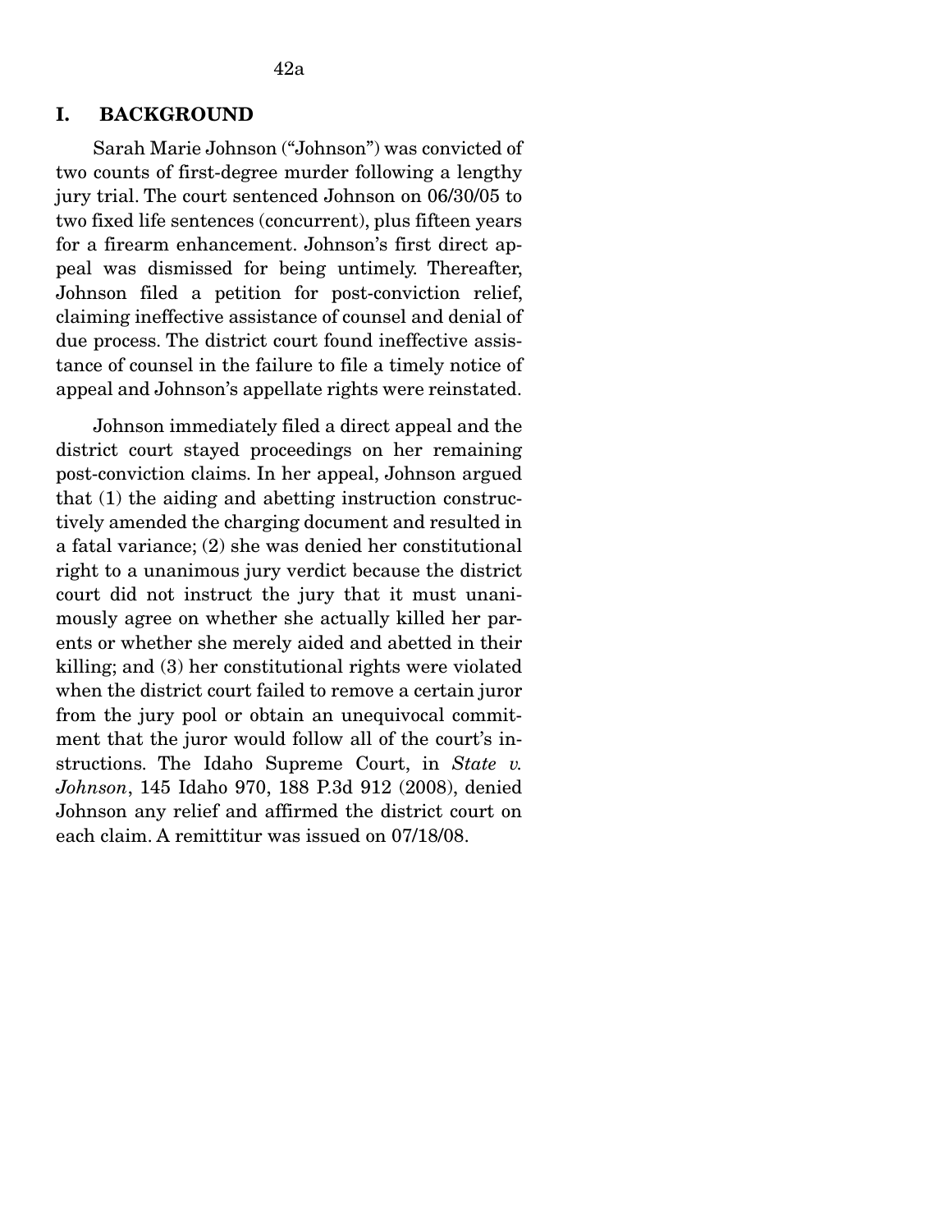## I. BACKGROUND

Sarah Marie Johnson ("Johnson") was convicted of two counts of first-degree murder following a lengthy jury trial. The court sentenced Johnson on 06/30/05 to two fixed life sentences (concurrent), plus fifteen years for a firearm enhancement. Johnson's first direct appeal was dismissed for being untimely. Thereafter, Johnson filed a petition for post-conviction relief, claiming ineffective assistance of counsel and denial of due process. The district court found ineffective assistance of counsel in the failure to file a timely notice of appeal and Johnson's appellate rights were reinstated.

Johnson immediately filed a direct appeal and the district court stayed proceedings on her remaining post-conviction claims. In her appeal, Johnson argued that (1) the aiding and abetting instruction constructively amended the charging document and resulted in a fatal variance; (2) she was denied her constitutional right to a unanimous jury verdict because the district court did not instruct the jury that it must unanimously agree on whether she actually killed her parents or whether she merely aided and abetted in their killing; and (3) her constitutional rights were violated when the district court failed to remove a certain juror from the jury pool or obtain an unequivocal commitment that the juror would follow all of the court's instructions. The Idaho Supreme Court, in *State v. Johnson*, 145 Idaho 970, 188 P.3d 912 (2008), denied Johnson any relief and affirmed the district court on each claim. A remittitur was issued on 07/18/08.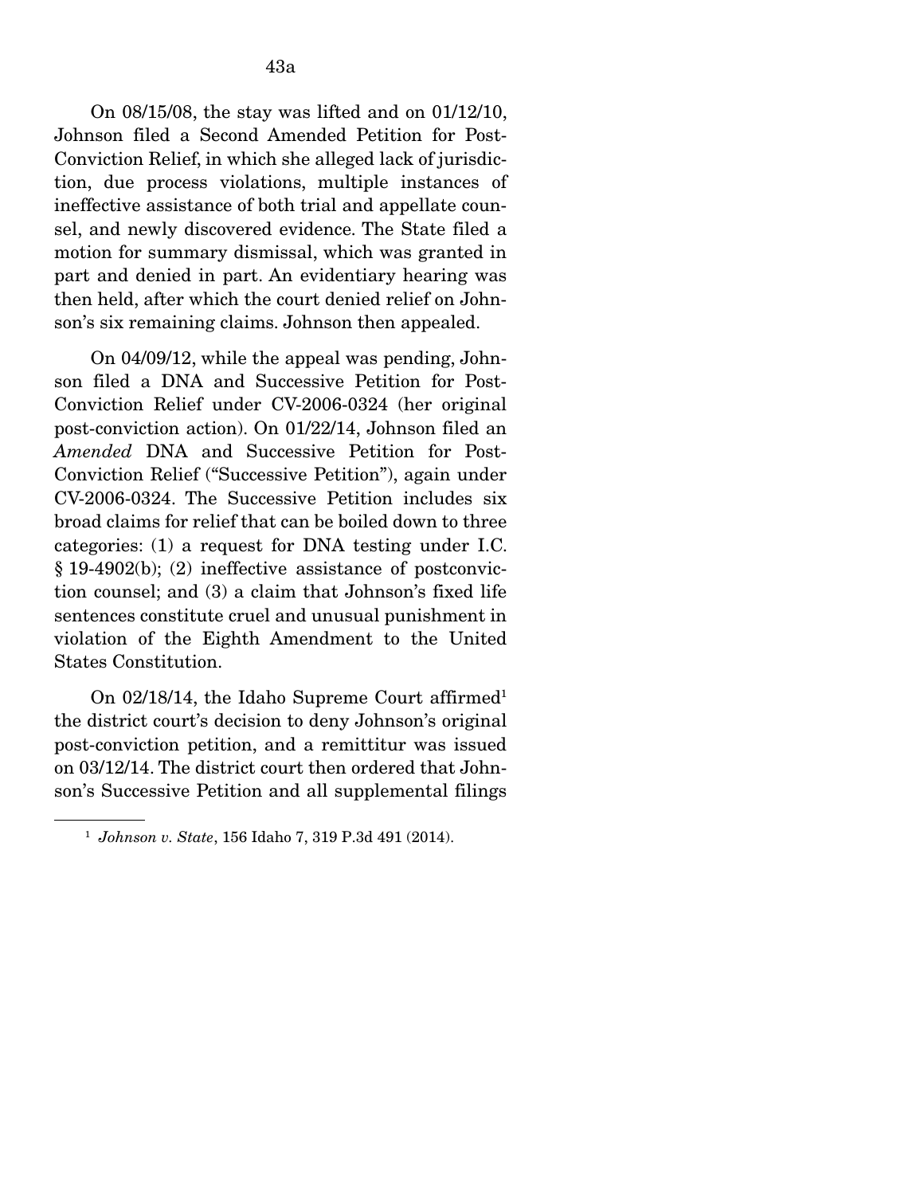On 08/15/08, the stay was lifted and on 01/12/10, Johnson filed a Second Amended Petition for Post-Conviction Relief, in which she alleged lack of jurisdiction, due process violations, multiple instances of ineffective assistance of both trial and appellate counsel, and newly discovered evidence. The State filed a motion for summary dismissal, which was granted in part and denied in part. An evidentiary hearing was then held, after which the court denied relief on Johnson's six remaining claims. Johnson then appealed.

On 04/09/12, while the appeal was pending, Johnson filed a DNA and Successive Petition for Post-Conviction Relief under CV-2006-0324 (her original post-conviction action). On 01/22/14, Johnson filed an *Amended* DNA and Successive Petition for Post-Conviction Relief ("Successive Petition"), again under CV-2006-0324. The Successive Petition includes six broad claims for relief that can be boiled down to three categories: (1) a request for DNA testing under I.C. § 19-4902(b); (2) ineffective assistance of postconviction counsel; and (3) a claim that Johnson's fixed life sentences constitute cruel and unusual punishment in violation of the Eighth Amendment to the United States Constitution.

On 02/18/14, the Idaho Supreme Court affirmed[1] the district court's decision to deny Johnson's original post-conviction petition, and a remittitur was issued on 03/12/14. The district court then ordered that Johnson's Successive Petition and all supplemental filings

---

[1] *Johnson v. State*, 156 Idaho 7, 319 P.3d 491 (2014).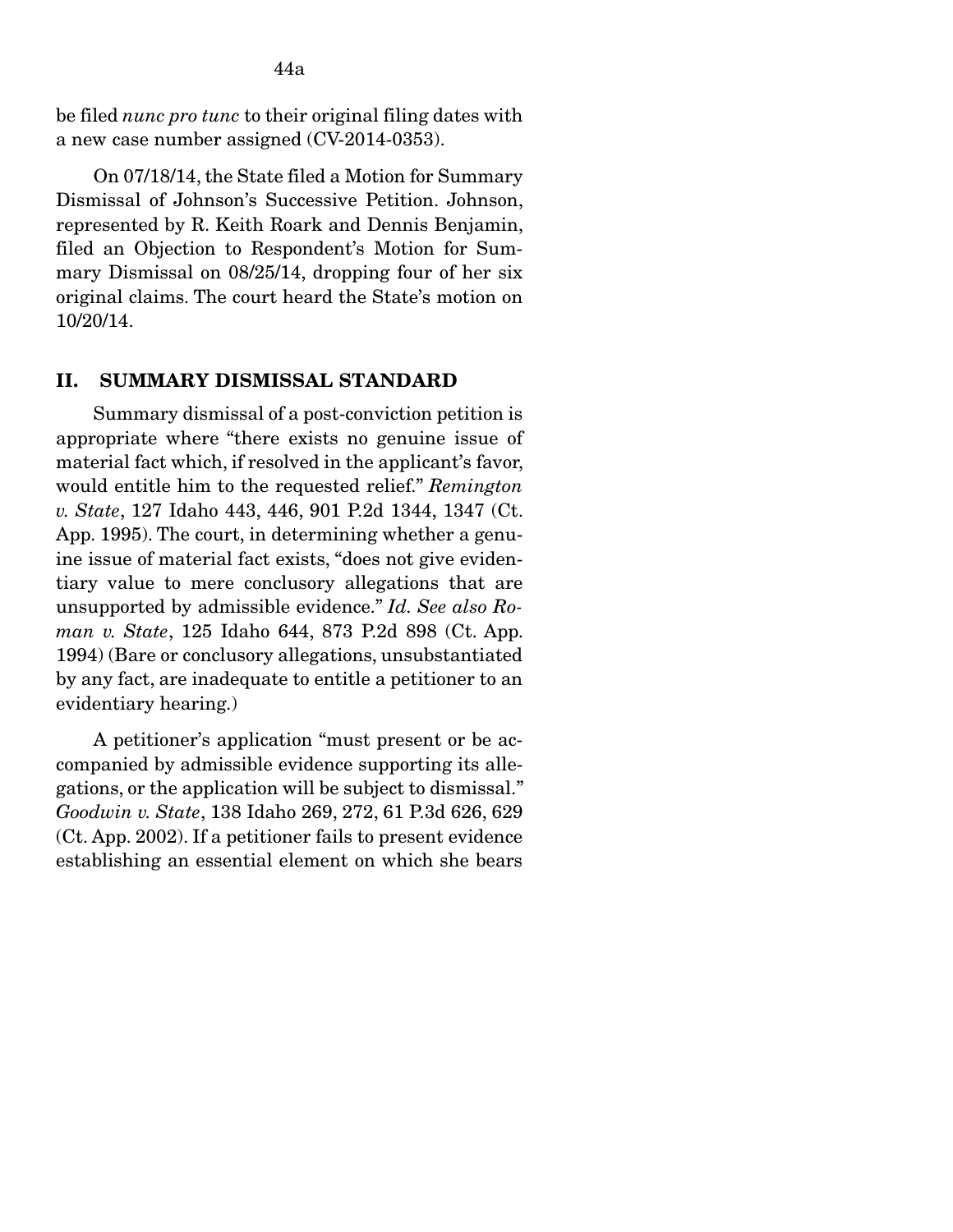be filed *nunc pro tunc* to their original filing dates with a new case number assigned (CV-2014-0353).

On 07/18/14, the State filed a Motion for Summary Dismissal of Johnson's Successive Petition. Johnson, represented by R. Keith Roark and Dennis Benjamin, filed an Objection to Respondent's Motion for Summary Dismissal on 08/25/14, dropping four of her six original claims. The court heard the State's motion on 10/20/14.

## II. SUMMARY DISMISSAL STANDARD

Summary dismissal of a post-conviction petition is appropriate where "there exists no genuine issue of material fact which, if resolved in the applicant's favor, would entitle him to the requested relief." *Remington v. State*, 127 Idaho 443, 446, 901 P.2d 1344, 1347 (Ct. App. 1995). The court, in determining whether a genuine issue of material fact exists, "does not give evidentiary value to mere conclusory allegations that are unsupported by admissible evidence." *Id. See also Roman v. State*, 125 Idaho 644, 873 P.2d 898 (Ct. App. 1994) (Bare or conclusory allegations, unsubstantiated by any fact, are inadequate to entitle a petitioner to an evidentiary hearing.)

A petitioner's application "must present or be accompanied by admissible evidence supporting its allegations, or the application will be subject to dismissal." *Goodwin v. State*, 138 Idaho 269, 272, 61 P.3d 626, 629 (Ct. App. 2002). If a petitioner fails to present evidence establishing an essential element on which she bears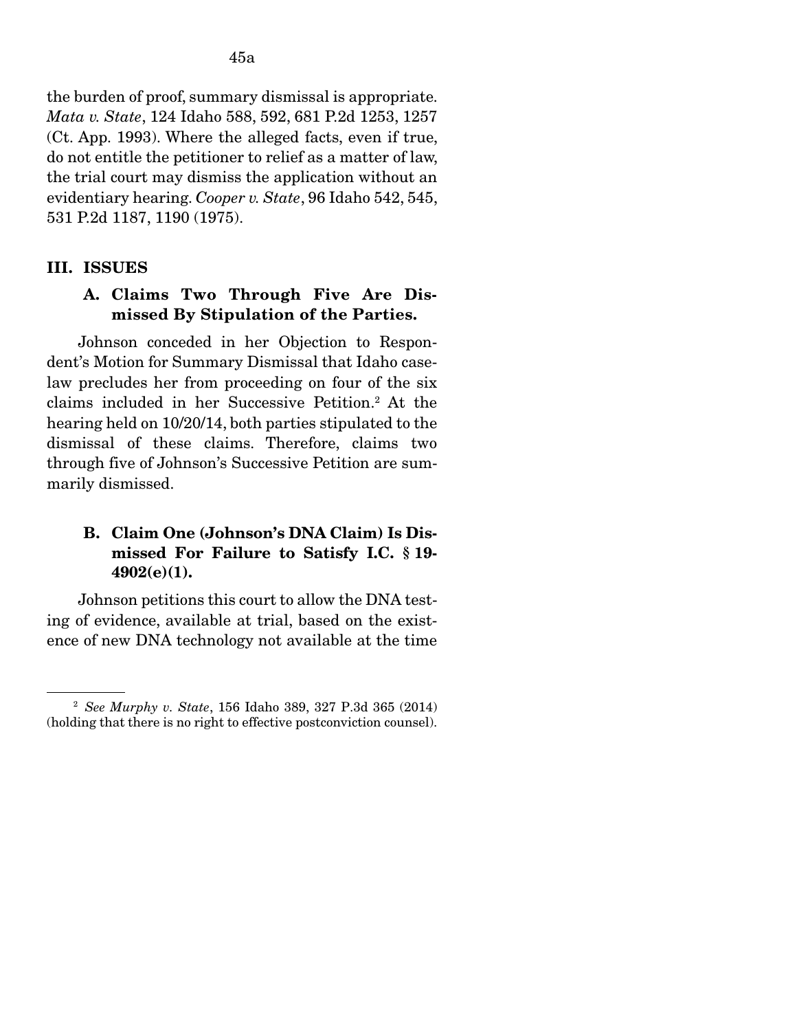the burden of proof, summary dismissal is appropriate. *Mata v. State*, 124 Idaho 588, 592, 681 P.2d 1253, 1257 (Ct. App. 1993). Where the alleged facts, even if true, do not entitle the petitioner to relief as a matter of law, the trial court may dismiss the application without an evidentiary hearing. *Cooper v. State*, 96 Idaho 542, 545, 531 P.2d 1187, 1190 (1975).

## III. ISSUES

### A. Claims Two Through Five Are Dismissed By Stipulation of the Parties.

Johnson conceded in her Objection to Respondent's Motion for Summary Dismissal that Idaho caselaw precludes her from proceeding on four of the six claims included in her Successive Petition.[2] At the hearing held on 10/20/14, both parties stipulated to the dismissal of these claims. Therefore, claims two through five of Johnson's Successive Petition are summarily dismissed.

### B. Claim One (Johnson's DNA Claim) Is Dismissed For Failure to Satisfy I.C. § 19-4902(e)(1).

Johnson petitions this court to allow the DNA testing of evidence, available at trial, based on the existence of new DNA technology not available at the time

---

[2] *See Murphy v. State*, 156 Idaho 389, 327 P.3d 365 (2014) (holding that there is no right to effective postconviction counsel).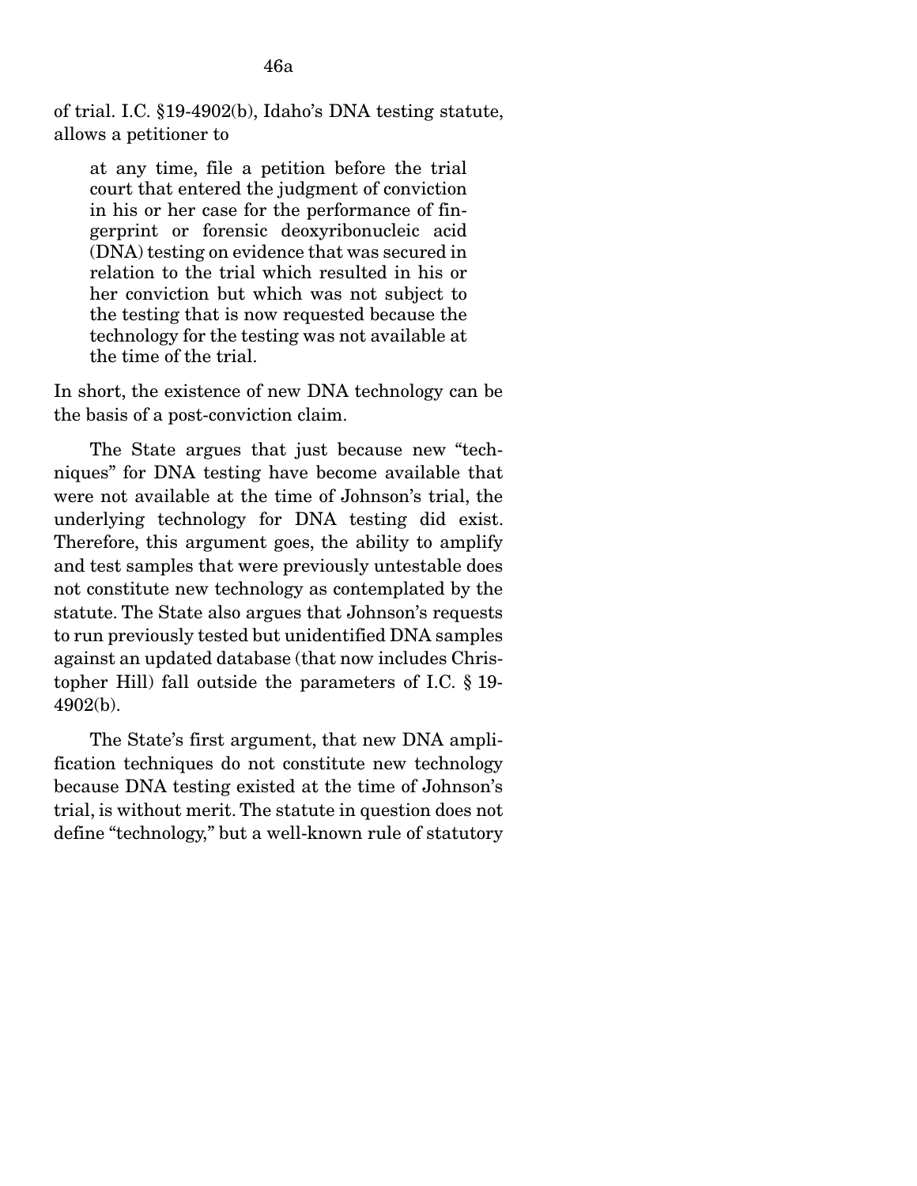of trial. I.C. §19-4902(b), Idaho's DNA testing statute, allows a petitioner to

> at any time, file a petition before the trial court that entered the judgment of conviction in his or her case for the performance of fingerprint or forensic deoxyribonucleic acid (DNA) testing on evidence that was secured in relation to the trial which resulted in his or her conviction but which was not subject to the testing that is now requested because the technology for the testing was not available at the time of the trial.

In short, the existence of new DNA technology can be the basis of a post-conviction claim.

The State argues that just because new "techniques" for DNA testing have become available that were not available at the time of Johnson's trial, the underlying technology for DNA testing did exist. Therefore, this argument goes, the ability to amplify and test samples that were previously untestable does not constitute new technology as contemplated by the statute. The State also argues that Johnson's requests to run previously tested but unidentified DNA samples against an updated database (that now includes Christopher Hill) fall outside the parameters of I.C. § 19-4902(b).

The State's first argument, that new DNA amplification techniques do not constitute new technology because DNA testing existed at the time of Johnson's trial, is without merit. The statute in question does not define "technology," but a well-known rule of statutory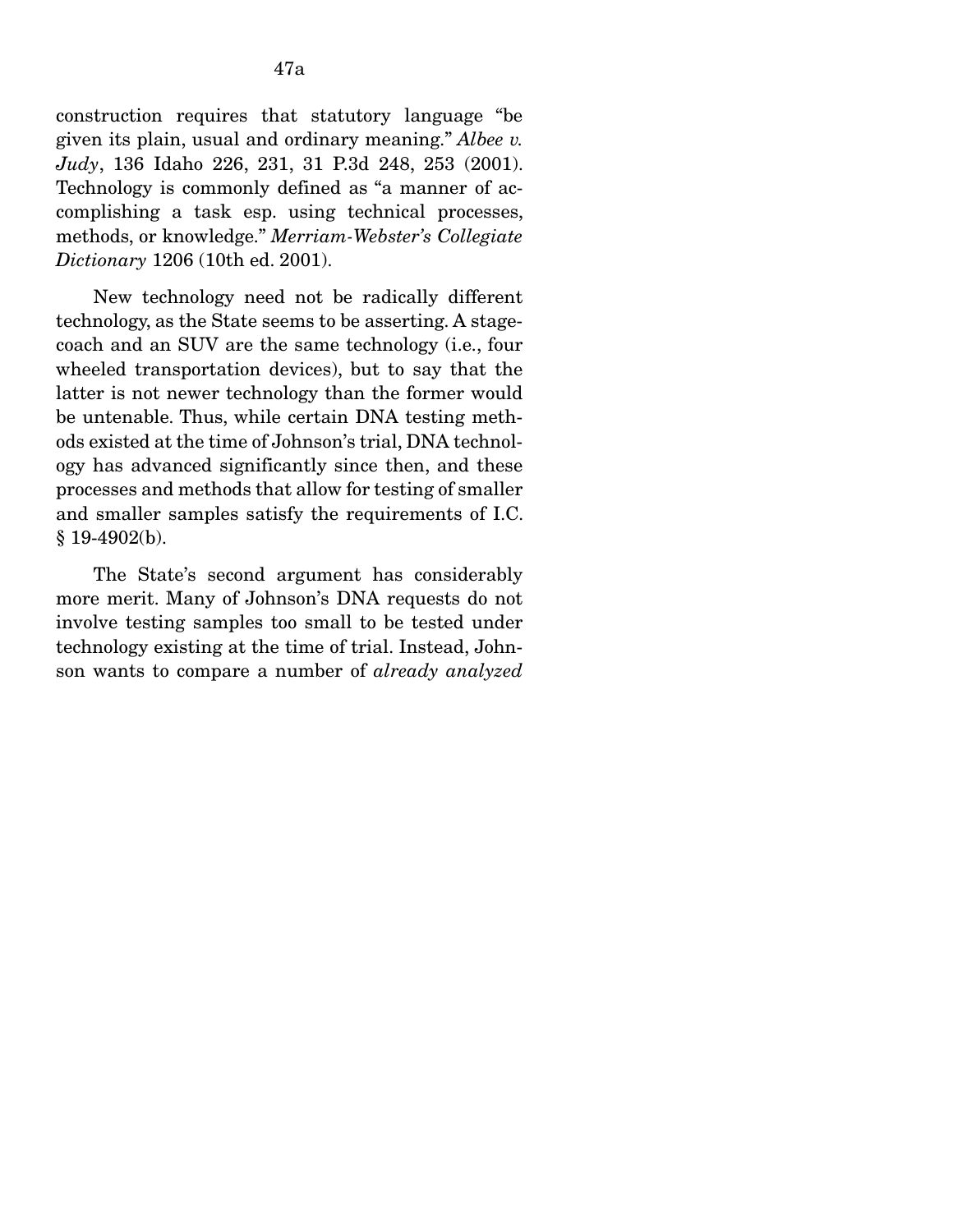construction requires that statutory language "be given its plain, usual and ordinary meaning." *Albee v. Judy*, 136 Idaho 226, 231, 31 P.3d 248, 253 (2001). Technology is commonly defined as "a manner of accomplishing a task esp. using technical processes, methods, or knowledge." *Merriam-Webster's Collegiate Dictionary* 1206 (10th ed. 2001).

New technology need not be radically different technology, as the State seems to be asserting. A stagecoach and an SUV are the same technology (i.e., four wheeled transportation devices), but to say that the latter is not newer technology than the former would be untenable. Thus, while certain DNA testing methods existed at the time of Johnson's trial, DNA technology has advanced significantly since then, and these processes and methods that allow for testing of smaller and smaller samples satisfy the requirements of I.C. § 19-4902(b).

The State's second argument has considerably more merit. Many of Johnson's DNA requests do not involve testing samples too small to be tested under technology existing at the time of trial. Instead, Johnson wants to compare a number of *already analyzed*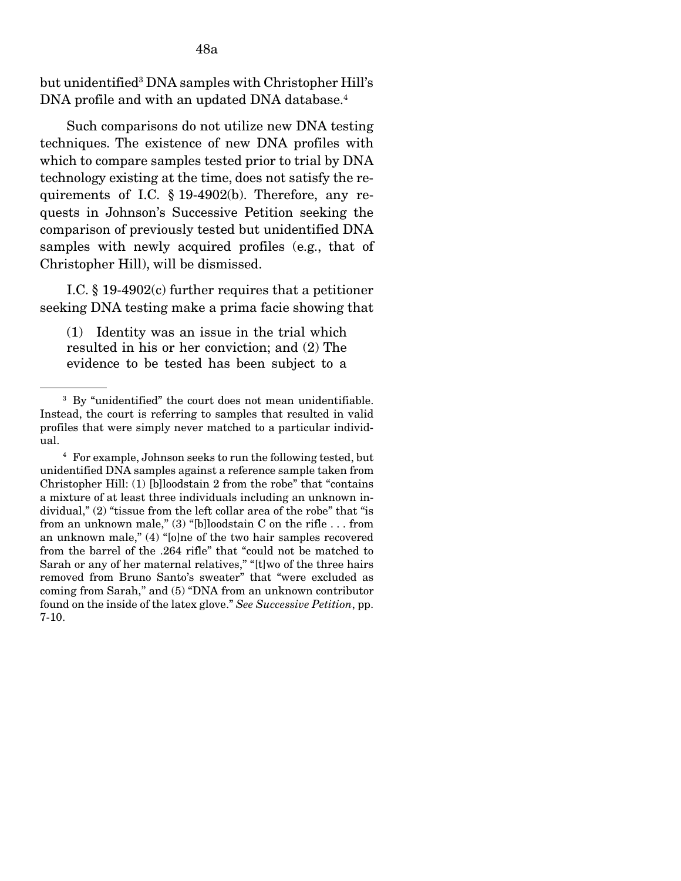but unidentified[3] DNA samples with Christopher Hill's DNA profile and with an updated DNA database.[4]

Such comparisons do not utilize new DNA testing techniques. The existence of new DNA profiles with which to compare samples tested prior to trial by DNA technology existing at the time, does not satisfy the requirements of I.C. § 19-4902(b). Therefore, any requests in Johnson's Successive Petition seeking the comparison of previously tested but unidentified DNA samples with newly acquired profiles (e.g., that of Christopher Hill), will be dismissed.

I.C. § 19-4902(c) further requires that a petitioner seeking DNA testing make a prima facie showing that

> (1) Identity was an issue in the trial which resulted in his or her conviction; and (2) The evidence to be tested has been subject to a

---

[3] By "unidentified" the court does not mean unidentifiable. Instead, the court is referring to samples that resulted in valid profiles that were simply never matched to a particular individual.

[4] For example, Johnson seeks to run the following tested, but unidentified DNA samples against a reference sample taken from Christopher Hill: (1) [b]loodstain 2 from the robe" that "contains a mixture of at least three individuals including an unknown individual," (2) "tissue from the left collar area of the robe" that "is from an unknown male," (3) "[b]loodstain C on the rifle . . . from an unknown male," (4) "[o]ne of the two hair samples recovered from the barrel of the .264 rifle" that "could not be matched to Sarah or any of her maternal relatives," "[t]wo of the three hairs removed from Bruno Santo's sweater" that "were excluded as coming from Sarah," and (5) "DNA from an unknown contributor found on the inside of the latex glove." *See Successive Petition*, pp. 7-10.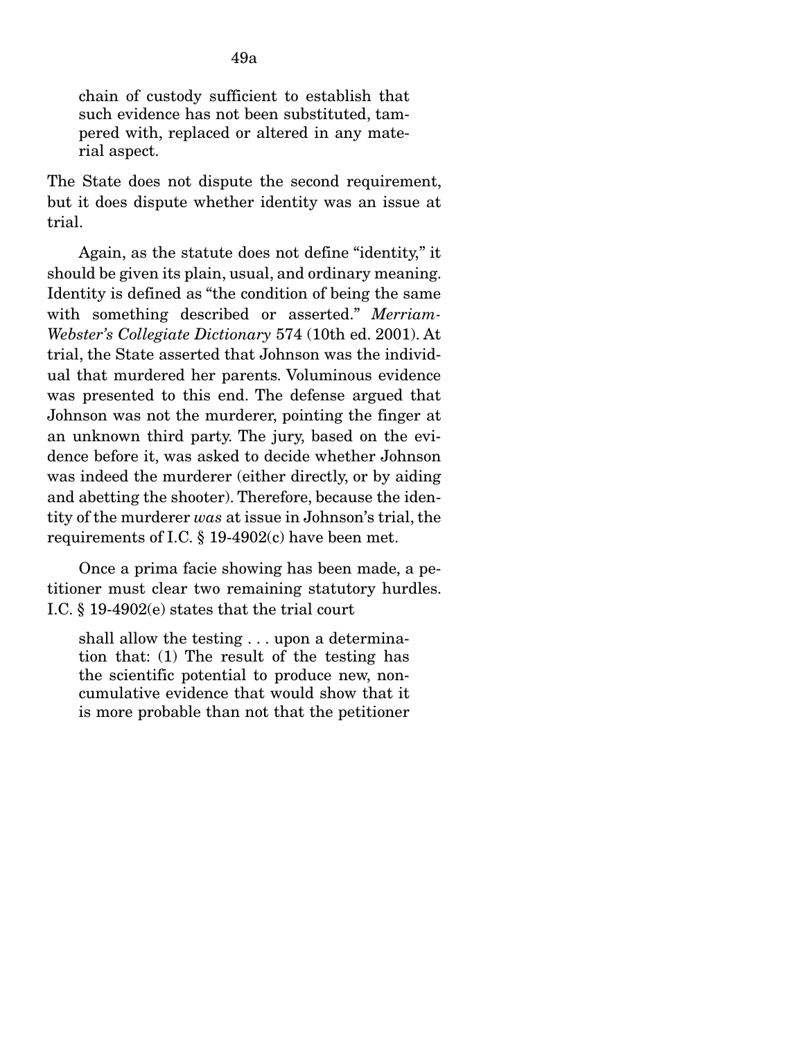> chain of custody sufficient to establish that such evidence has not been substituted, tampered with, replaced or altered in any material aspect.

The State does not dispute the second requirement, but it does dispute whether identity was an issue at trial.

Again, as the statute does not define "identity," it should be given its plain, usual, and ordinary meaning. Identity is defined as "the condition of being the same with something described or asserted." *Merriam-Webster's Collegiate Dictionary* 574 (10th ed. 2001). At trial, the State asserted that Johnson was the individual that murdered her parents. Voluminous evidence was presented to this end. The defense argued that Johnson was not the murderer, pointing the finger at an unknown third party. The jury, based on the evidence before it, was asked to decide whether Johnson was indeed the murderer (either directly, or by aiding and abetting the shooter). Therefore, because the identity of the murderer *was* at issue in Johnson's trial, the requirements of I.C. § 19-4902(c) have been met.

Once a prima facie showing has been made, a petitioner must clear two remaining statutory hurdles. I.C. § 19-4902(e) states that the trial court

> shall allow the testing . . . upon a determination that: (1) The result of the testing has the scientific potential to produce new, noncumulative evidence that would show that it is more probable than not that the petitioner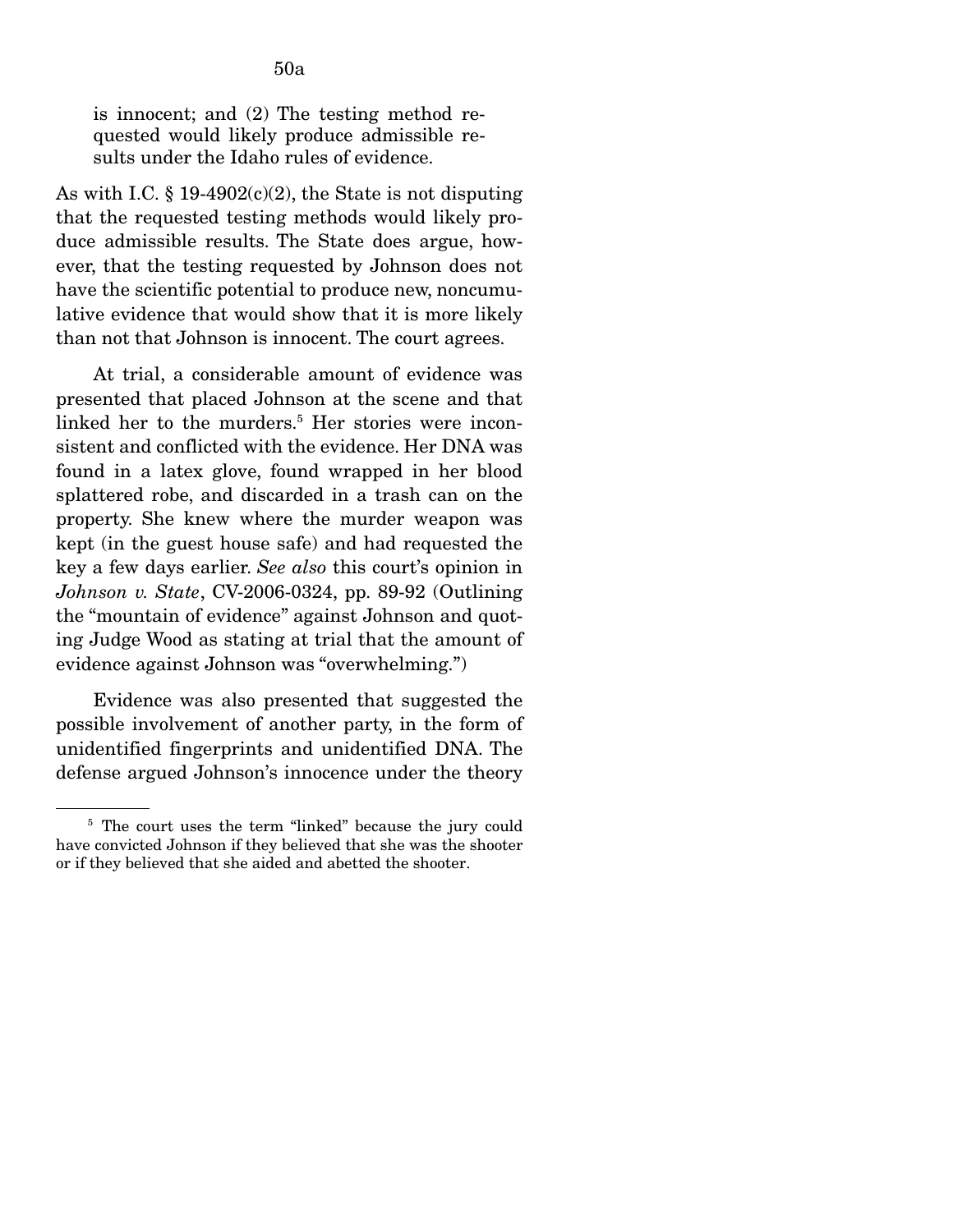is innocent; and (2) The testing method requested would likely produce admissible results under the Idaho rules of evidence.

As with I.C. § 19-4902(c)(2), the State is not disputing that the requested testing methods would likely produce admissible results. The State does argue, however, that the testing requested by Johnson does not have the scientific potential to produce new, noncumulative evidence that would show that it is more likely than not that Johnson is innocent. The court agrees.

At trial, a considerable amount of evidence was presented that placed Johnson at the scene and that linked her to the murders.[5] Her stories were inconsistent and conflicted with the evidence. Her DNA was found in a latex glove, found wrapped in her blood splattered robe, and discarded in a trash can on the property. She knew where the murder weapon was kept (in the guest house safe) and had requested the key a few days earlier. *See also* this court's opinion in *Johnson v. State*, CV-2006-0324, pp. 89-92 (Outlining the "mountain of evidence" against Johnson and quoting Judge Wood as stating at trial that the amount of evidence against Johnson was "overwhelming.")

Evidence was also presented that suggested the possible involvement of another party, in the form of unidentified fingerprints and unidentified DNA. The defense argued Johnson's innocence under the theory

---

[5] The court uses the term "linked" because the jury could have convicted Johnson if they believed that she was the shooter or if they believed that she aided and abetted the shooter.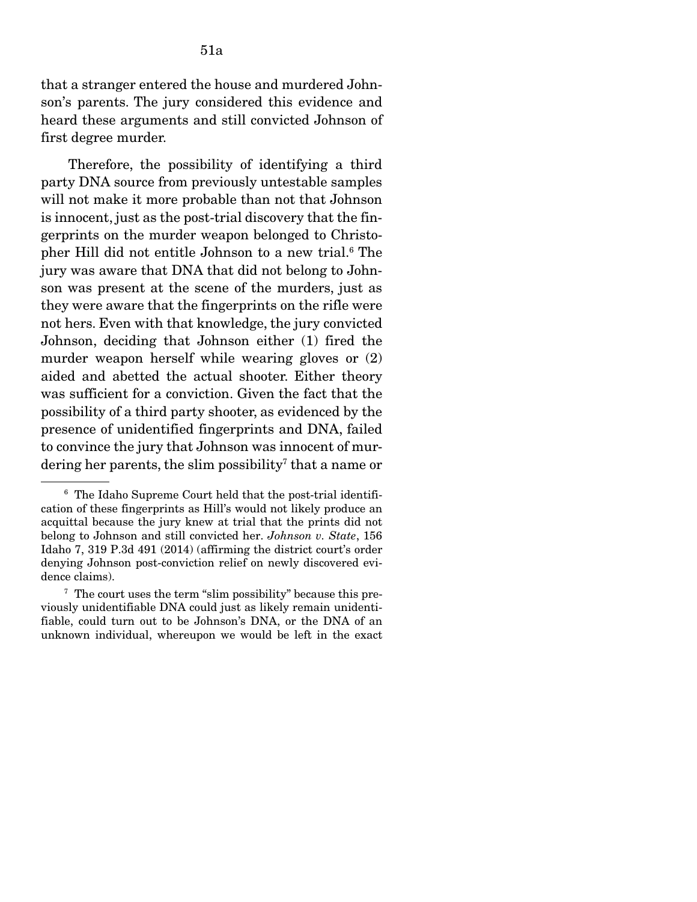that a stranger entered the house and murdered Johnson's parents. The jury considered this evidence and heard these arguments and still convicted Johnson of first degree murder.

Therefore, the possibility of identifying a third party DNA source from previously untestable samples will not make it more probable than not that Johnson is innocent, just as the post-trial discovery that the fingerprints on the murder weapon belonged to Christopher Hill did not entitle Johnson to a new trial.[6] The jury was aware that DNA that did not belong to Johnson was present at the scene of the murders, just as they were aware that the fingerprints on the rifle were not hers. Even with that knowledge, the jury convicted Johnson, deciding that Johnson either (1) fired the murder weapon herself while wearing gloves or (2) aided and abetted the actual shooter. Either theory was sufficient for a conviction. Given the fact that the possibility of a third party shooter, as evidenced by the presence of unidentified fingerprints and DNA, failed to convince the jury that Johnson was innocent of murdering her parents, the slim possibility[7] that a name or

---

[6] The Idaho Supreme Court held that the post-trial identification of these fingerprints as Hill's would not likely produce an acquittal because the jury knew at trial that the prints did not belong to Johnson and still convicted her. *Johnson v. State*, 156 Idaho 7, 319 P.3d 491 (2014) (affirming the district court's order denying Johnson post-conviction relief on newly discovered evidence claims).

[7] The court uses the term "slim possibility" because this previously unidentifiable DNA could just as likely remain unidentifiable, could turn out to be Johnson's DNA, or the DNA of an unknown individual, whereupon we would be left in the exact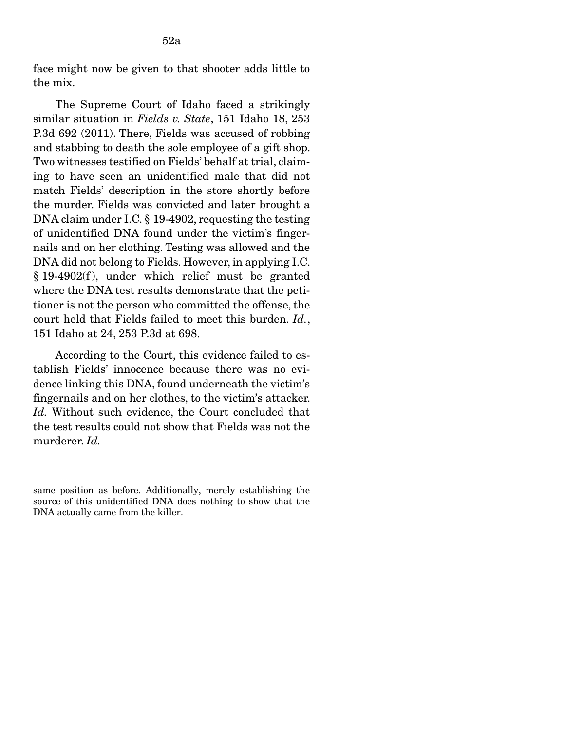face might now be given to that shooter adds little to the mix.

The Supreme Court of Idaho faced a strikingly similar situation in *Fields v. State*, 151 Idaho 18, 253 P.3d 692 (2011). There, Fields was accused of robbing and stabbing to death the sole employee of a gift shop. Two witnesses testified on Fields' behalf at trial, claiming to have seen an unidentified male that did not match Fields' description in the store shortly before the murder. Fields was convicted and later brought a DNA claim under I.C. § 19-4902, requesting the testing of unidentified DNA found under the victim's fingernails and on her clothing. Testing was allowed and the DNA did not belong to Fields. However, in applying I.C. § 19-4902(f), under which relief must be granted where the DNA test results demonstrate that the petitioner is not the person who committed the offense, the court held that Fields failed to meet this burden. *Id.*, 151 Idaho at 24, 253 P.3d at 698.

According to the Court, this evidence failed to establish Fields' innocence because there was no evidence linking this DNA, found underneath the victim's fingernails and on her clothes, to the victim's attacker. *Id.* Without such evidence, the Court concluded that the test results could not show that Fields was not the murderer. *Id.*

---

same position as before. Additionally, merely establishing the source of this unidentified DNA does nothing to show that the DNA actually came from the killer.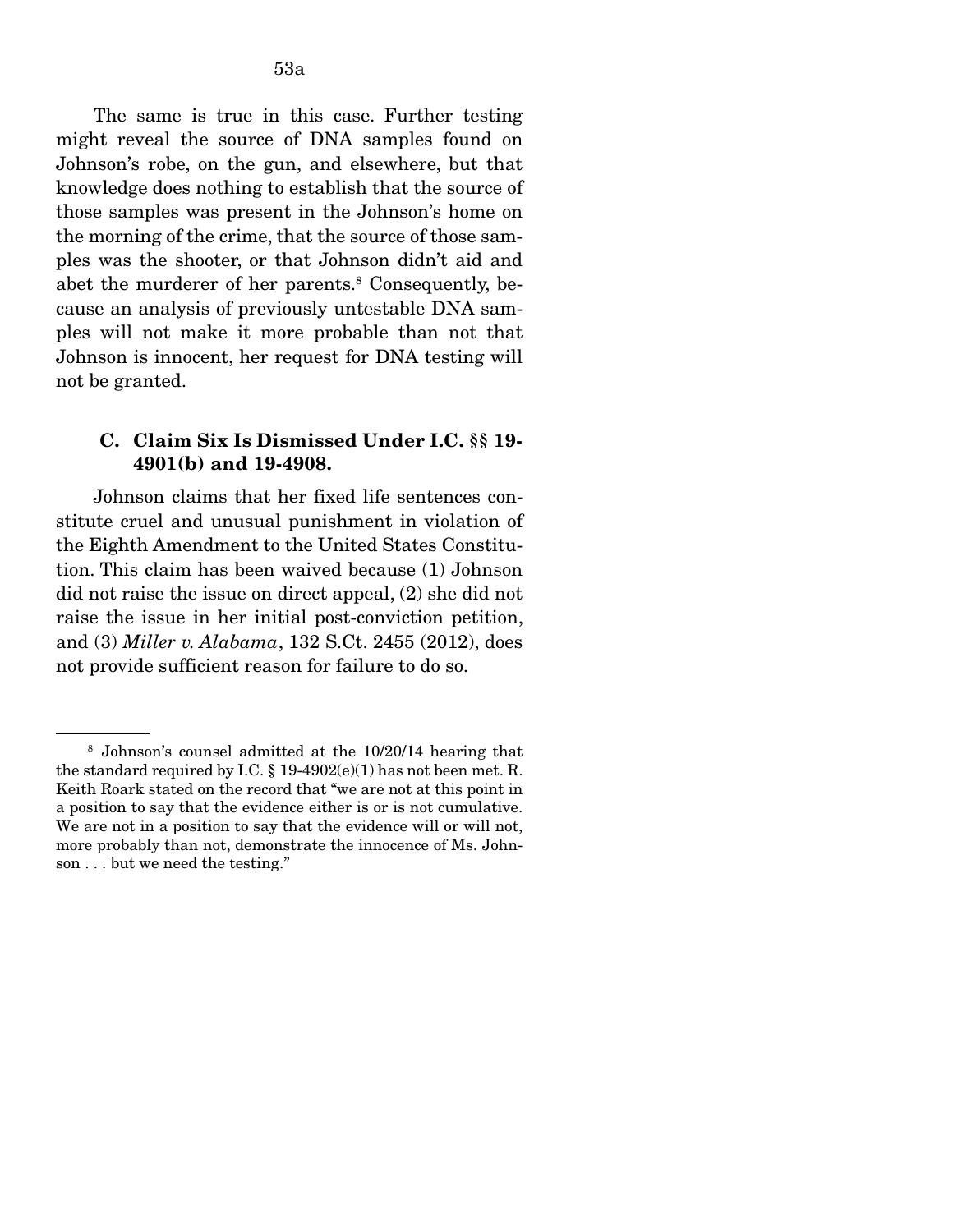The same is true in this case. Further testing might reveal the source of DNA samples found on Johnson's robe, on the gun, and elsewhere, but that knowledge does nothing to establish that the source of those samples was present in the Johnson's home on the morning of the crime, that the source of those samples was the shooter, or that Johnson didn't aid and abet the murderer of her parents.[8] Consequently, because an analysis of previously untestable DNA samples will not make it more probable than not that Johnson is innocent, her request for DNA testing will not be granted.

### C. Claim Six Is Dismissed Under I.C. §§ 19-4901(b) and 19-4908.

Johnson claims that her fixed life sentences constitute cruel and unusual punishment in violation of the Eighth Amendment to the United States Constitution. This claim has been waived because (1) Johnson did not raise the issue on direct appeal, (2) she did not raise the issue in her initial post-conviction petition, and (3) *Miller v. Alabama*, 132 S.Ct. 2455 (2012), does not provide sufficient reason for failure to do so.

---

[8] Johnson's counsel admitted at the 10/20/14 hearing that the standard required by I.C. § 19-4902(e)(1) has not been met. R. Keith Roark stated on the record that "we are not at this point in a position to say that the evidence either is or is not cumulative. We are not in a position to say that the evidence will or will not, more probably than not, demonstrate the innocence of Ms. Johnson . . . but we need the testing."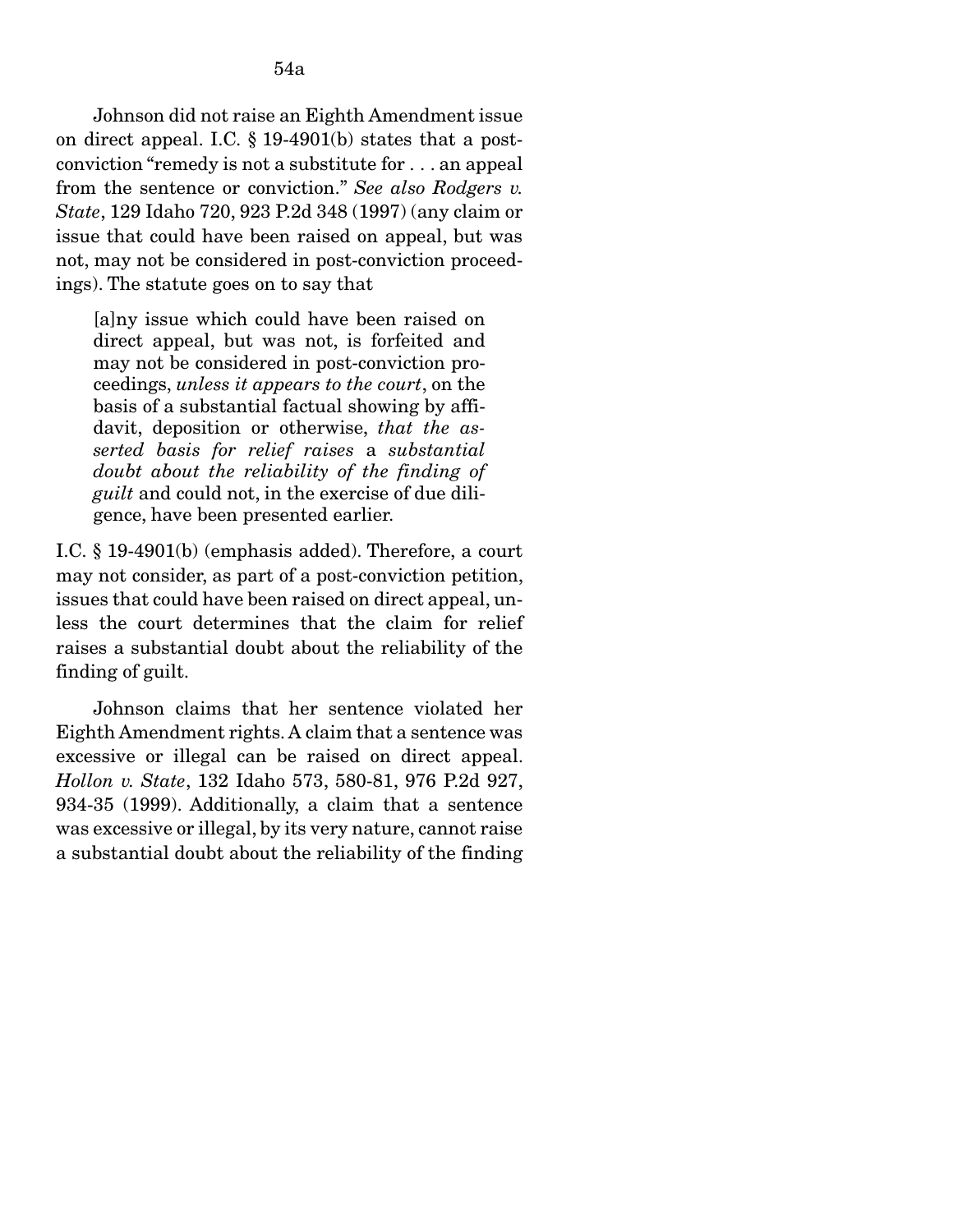Johnson did not raise an Eighth Amendment issue on direct appeal. I.C. § 19-4901(b) states that a post-conviction "remedy is not a substitute for . . . an appeal from the sentence or conviction." *See also Rodgers v. State*, 129 Idaho 720, 923 P.2d 348 (1997) (any claim or issue that could have been raised on appeal, but was not, may not be considered in post-conviction proceedings). The statute goes on to say that

> [a]ny issue which could have been raised on direct appeal, but was not, is forfeited and may not be considered in post-conviction proceedings, *unless it appears to the court*, on the basis of a substantial factual showing by affidavit, deposition or otherwise, *that the asserted basis for relief raises* a *substantial doubt about the reliability of the finding of guilt* and could not, in the exercise of due diligence, have been presented earlier.

I.C. § 19-4901(b) (emphasis added). Therefore, a court may not consider, as part of a post-conviction petition, issues that could have been raised on direct appeal, unless the court determines that the claim for relief raises a substantial doubt about the reliability of the finding of guilt.

Johnson claims that her sentence violated her Eighth Amendment rights. A claim that a sentence was excessive or illegal can be raised on direct appeal. *Hollon v. State*, 132 Idaho 573, 580-81, 976 P.2d 927, 934-35 (1999). Additionally, a claim that a sentence was excessive or illegal, by its very nature, cannot raise a substantial doubt about the reliability of the finding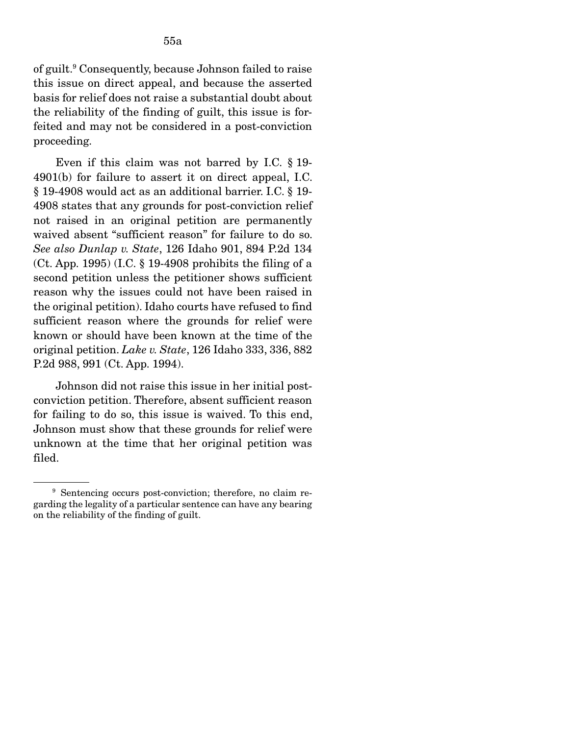of guilt.[9] Consequently, because Johnson failed to raise this issue on direct appeal, and because the asserted basis for relief does not raise a substantial doubt about the reliability of the finding of guilt, this issue is forfeited and may not be considered in a post-conviction proceeding.

Even if this claim was not barred by I.C. § 19-4901(b) for failure to assert it on direct appeal, I.C. § 19-4908 would act as an additional barrier. I.C. § 19-4908 states that any grounds for post-conviction relief not raised in an original petition are permanently waived absent "sufficient reason" for failure to do so. *See also Dunlap v. State*, 126 Idaho 901, 894 P.2d 134 (Ct. App. 1995) (I.C. § 19-4908 prohibits the filing of a second petition unless the petitioner shows sufficient reason why the issues could not have been raised in the original petition). Idaho courts have refused to find sufficient reason where the grounds for relief were known or should have been known at the time of the original petition. *Lake v. State*, 126 Idaho 333, 336, 882 P.2d 988, 991 (Ct. App. 1994).

Johnson did not raise this issue in her initial post-conviction petition. Therefore, absent sufficient reason for failing to do so, this issue is waived. To this end, Johnson must show that these grounds for relief were unknown at the time that her original petition was filed.

---

[9] Sentencing occurs post-conviction; therefore, no claim regarding the legality of a particular sentence can have any bearing on the reliability of the finding of guilt.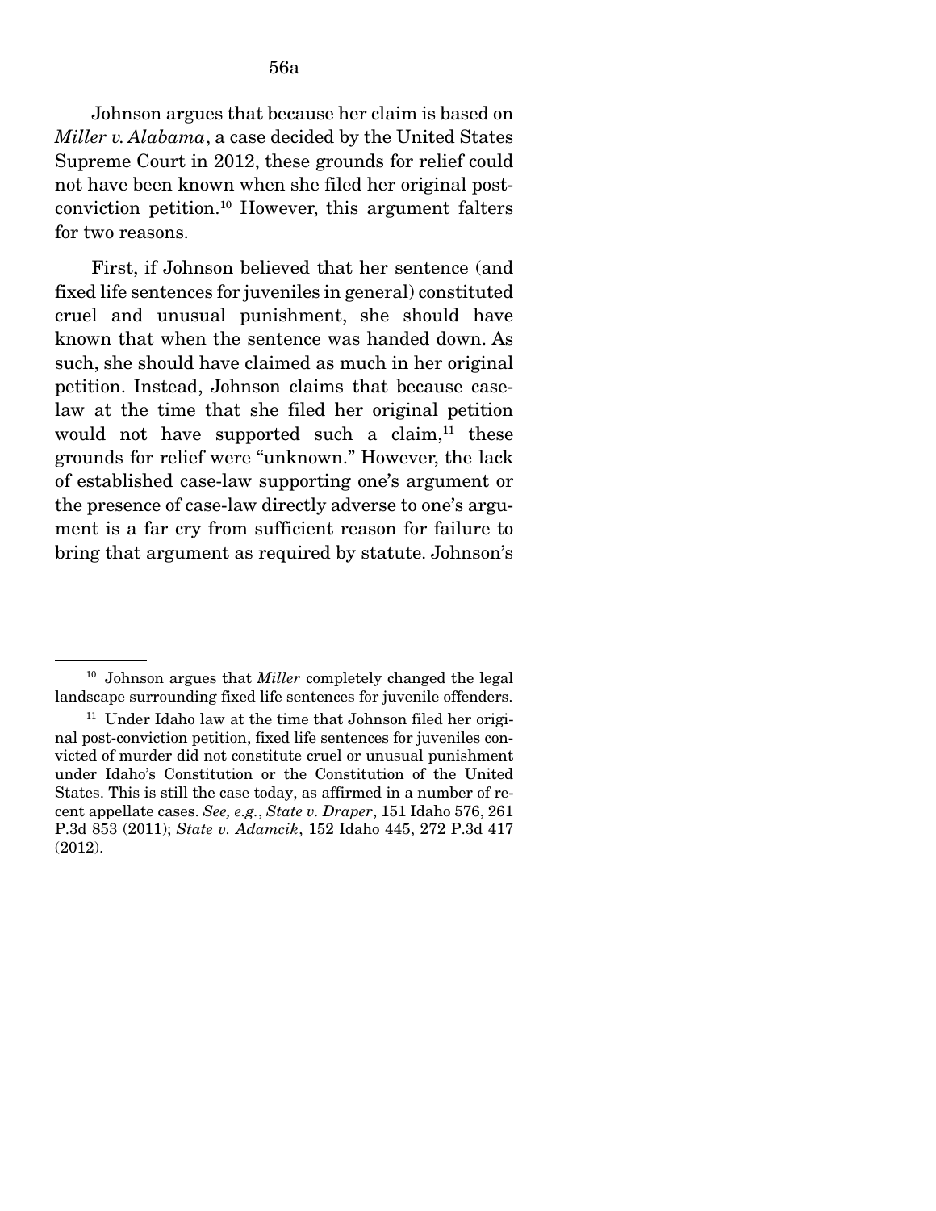Johnson argues that because her claim is based on *Miller v. Alabama*, a case decided by the United States Supreme Court in 2012, these grounds for relief could not have been known when she filed her original post-conviction petition.[10] However, this argument falters for two reasons.

First, if Johnson believed that her sentence (and fixed life sentences for juveniles in general) constituted cruel and unusual punishment, she should have known that when the sentence was handed down. As such, she should have claimed as much in her original petition. Instead, Johnson claims that because case-law at the time that she filed her original petition would not have supported such a claim,[11] these grounds for relief were "unknown." However, the lack of established case-law supporting one's argument or the presence of case-law directly adverse to one's argument is a far cry from sufficient reason for failure to bring that argument as required by statute. Johnson's

---

[10] Johnson argues that *Miller* completely changed the legal landscape surrounding fixed life sentences for juvenile offenders.

[11] Under Idaho law at the time that Johnson filed her original post-conviction petition, fixed life sentences for juveniles convicted of murder did not constitute cruel or unusual punishment under Idaho's Constitution or the Constitution of the United States. This is still the case today, as affirmed in a number of recent appellate cases. *See, e.g.*, *State v. Draper*, 151 Idaho 576, 261 P.3d 853 (2011); *State v. Adamcik*, 152 Idaho 445, 272 P.3d 417 (2012).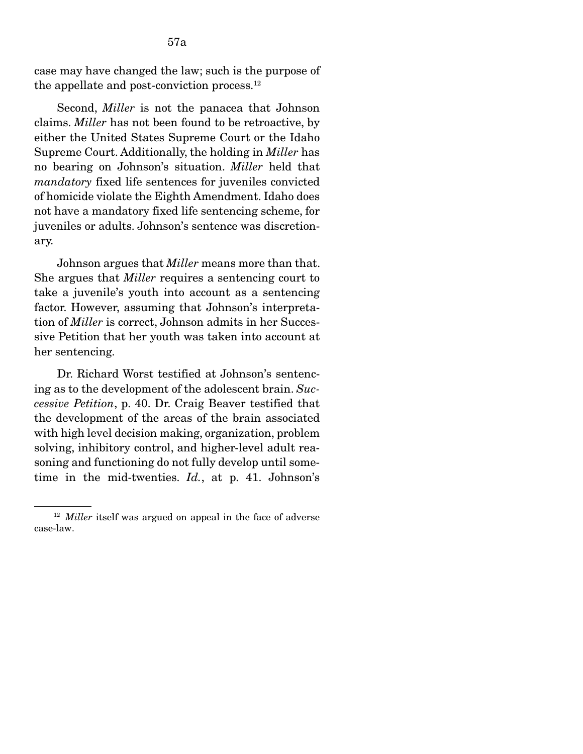case may have changed the law; such is the purpose of the appellate and post-conviction process.[12]

Second, *Miller* is not the panacea that Johnson claims. *Miller* has not been found to be retroactive, by either the United States Supreme Court or the Idaho Supreme Court. Additionally, the holding in *Miller* has no bearing on Johnson's situation. *Miller* held that *mandatory* fixed life sentences for juveniles convicted of homicide violate the Eighth Amendment. Idaho does not have a mandatory fixed life sentencing scheme, for juveniles or adults. Johnson's sentence was discretionary.

Johnson argues that *Miller* means more than that. She argues that *Miller* requires a sentencing court to take a juvenile's youth into account as a sentencing factor. However, assuming that Johnson's interpretation of *Miller* is correct, Johnson admits in her Successive Petition that her youth was taken into account at her sentencing.

Dr. Richard Worst testified at Johnson's sentencing as to the development of the adolescent brain. *Successive Petition*, p. 40. Dr. Craig Beaver testified that the development of the areas of the brain associated with high level decision making, organization, problem solving, inhibitory control, and higher-level adult reasoning and functioning do not fully develop until sometime in the mid-twenties. *Id.*, at p. 41. Johnson's

[12] *Miller* itself was argued on appeal in the face of adverse case-law.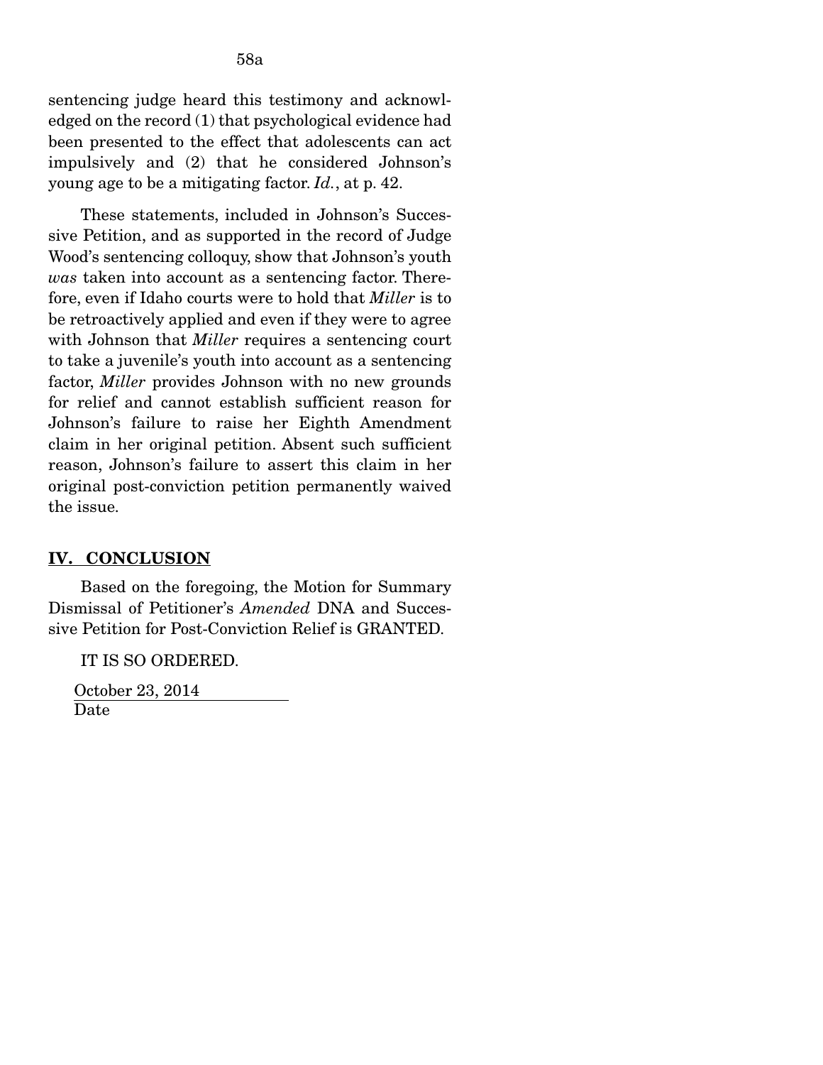sentencing judge heard this testimony and acknowledged on the record (1) that psychological evidence had been presented to the effect that adolescents can act impulsively and (2) that he considered Johnson's young age to be a mitigating factor. *Id.*, at p. 42.

These statements, included in Johnson's Successive Petition, and as supported in the record of Judge Wood's sentencing colloquy, show that Johnson's youth *was* taken into account as a sentencing factor. Therefore, even if Idaho courts were to hold that *Miller* is to be retroactively applied and even if they were to agree with Johnson that *Miller* requires a sentencing court to take a juvenile's youth into account as a sentencing factor, *Miller* provides Johnson with no new grounds for relief and cannot establish sufficient reason for Johnson's failure to raise her Eighth Amendment claim in her original petition. Absent such sufficient reason, Johnson's failure to assert this claim in her original post-conviction petition permanently waived the issue.

## IV. CONCLUSION

Based on the foregoing, the Motion for Summary Dismissal of Petitioner's *Amended* DNA and Successive Petition for Post-Conviction Relief is GRANTED.

IT IS SO ORDERED.

October 23, 2014
Date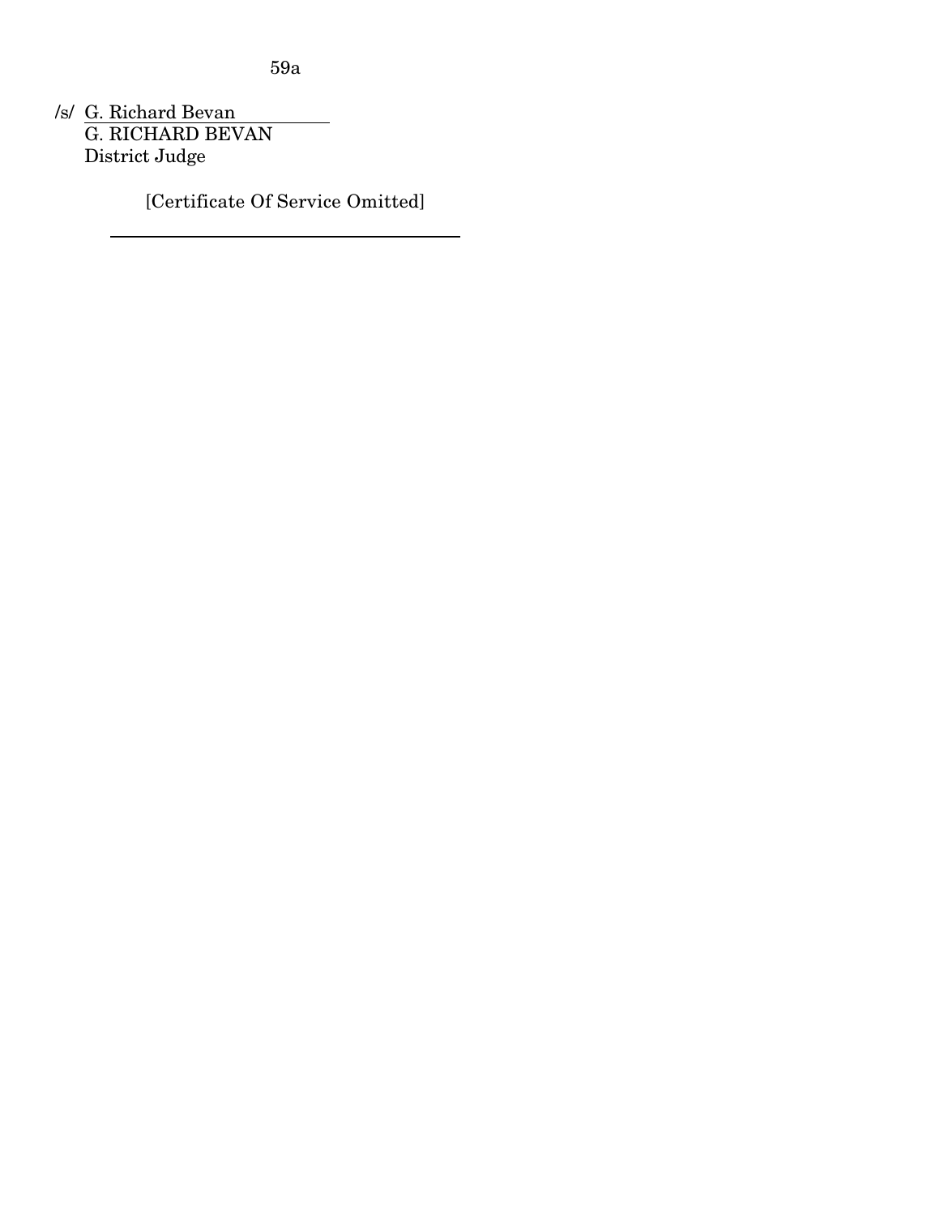/s/ G. Richard Bevan
G. RICHARD BEVAN
District Judge

[Certificate Of Service Omitted]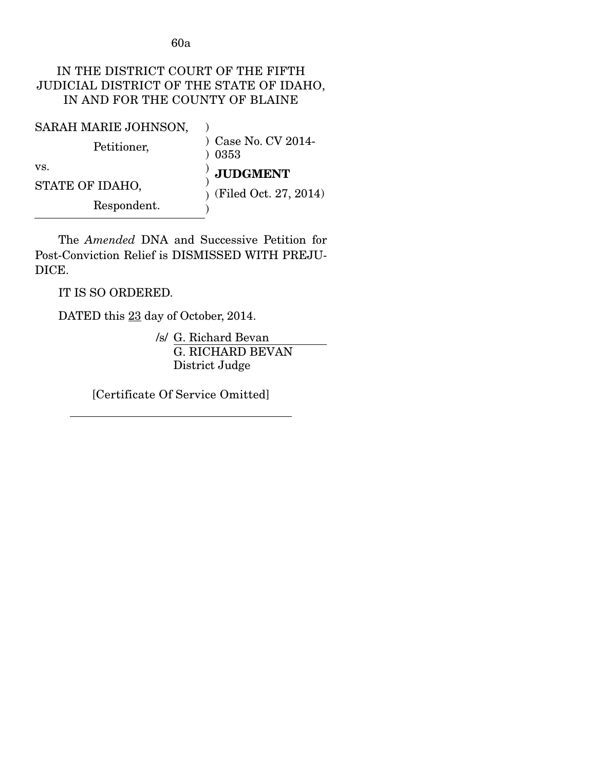IN THE DISTRICT COURT OF THE FIFTH JUDICIAL DISTRICT OF THE STATE OF IDAHO, IN AND FOR THE COUNTY OF BLAINE

| | |
|---|---|
| SARAH MARIE JOHNSON, Petitioner, | Case No. CV 2014-0353 |
| vs. | **JUDGMENT** |
| STATE OF IDAHO, Respondent. | (Filed Oct. 27, 2014) |

The *Amended* DNA and Successive Petition for Post-Conviction Relief is DISMISSED WITH PREJUDICE.

IT IS SO ORDERED.

DATED this 23 day of October, 2014.

/s/ G. Richard Bevan
G. RICHARD BEVAN
District Judge

[Certificate Of Service Omitted]